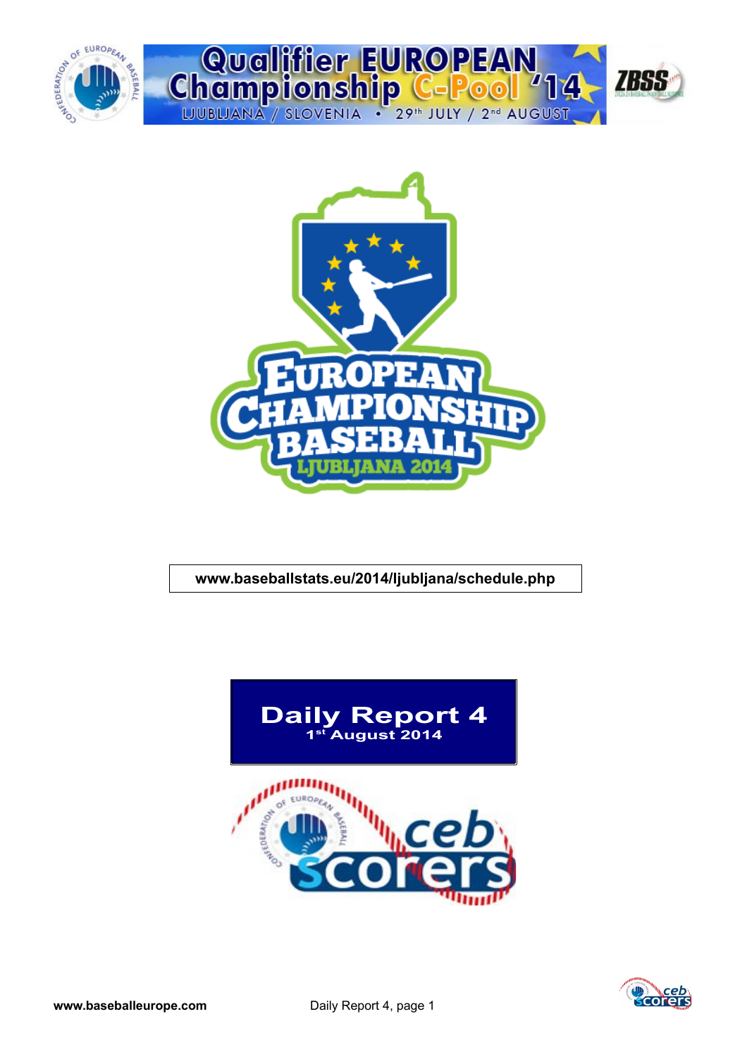# Qualifier EUROPEAN Championship C-Pool '14

LJUBLJANA / SLOVENIA • 29th JULY / 2nd AUGUST

EUROPEAN CHAMPIONSHIP BASEBALL LJUBLJANA 2014

**www.baseballstats.eu/2014/ljubljana/schedule.php**

# Daily Report 4

**1st August 2014**

**www.baseballeurope.com**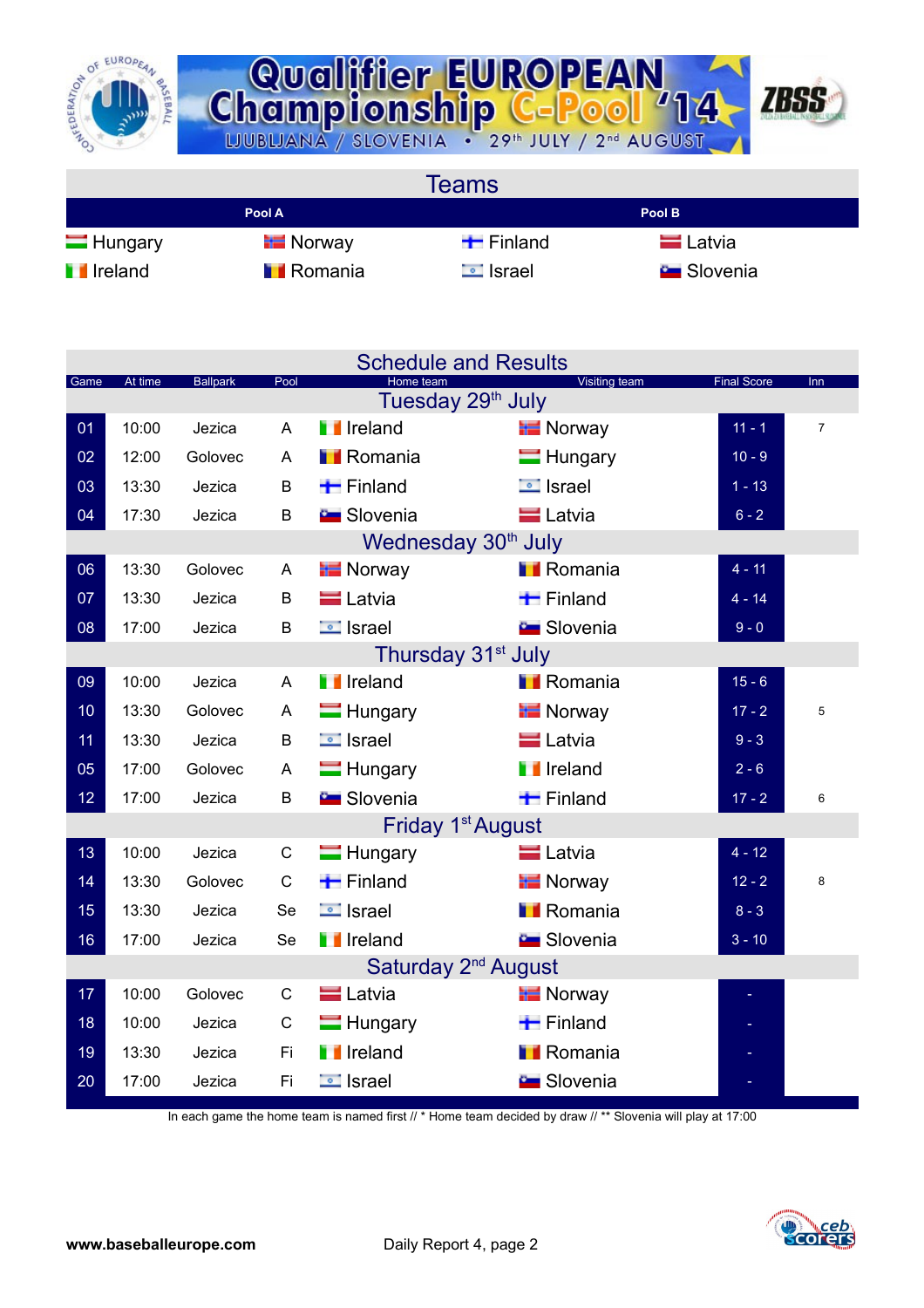# Qualifier EUROPEAN Championship C-Pool '14

LJUBLJANA / SLOVENIA • 29th JULY / 2nd AUGUST

## Teams

| Pool A | | Pool B | |
|---|---|---|---|
| Hungary | Norway | Finland | Latvia |
| Ireland | Romania | Israel | Slovenia |

## Schedule and Results

| Game | At time | Ballpark | Pool | Home team | Visiting team | Final Score | Inn |
|---|---|---|---|---|---|---|---|
| **Tuesday 29th July** | | | | | | | |
| 01 | 10:00 | Jezica | A | Ireland | Norway | 11 - 1 | 7 |
| 02 | 12:00 | Golovec | A | Romania | Hungary | 10 - 9 | |
| 03 | 13:30 | Jezica | B | Finland | Israel | 1 - 13 | |
| 04 | 17:30 | Jezica | B | Slovenia | Latvia | 6 - 2 | |
| **Wednesday 30th July** | | | | | | | |
| 06 | 13:30 | Golovec | A | Norway | Romania | 4 - 11 | |
| 07 | 13:30 | Jezica | B | Latvia | Finland | 4 - 14 | |
| 08 | 17:00 | Jezica | B | Israel | Slovenia | 9 - 0 | |
| **Thursday 31st July** | | | | | | | |
| 09 | 10:00 | Jezica | A | Ireland | Romania | 15 - 6 | |
| 10 | 13:30 | Golovec | A | Hungary | Norway | 17 - 2 | 5 |
| 11 | 13:30 | Jezica | B | Israel | Latvia | 9 - 3 | |
| 05 | 17:00 | Golovec | A | Hungary | Ireland | 2 - 6 | |
| 12 | 17:00 | Jezica | B | Slovenia | Finland | 17 - 2 | 6 |
| **Friday 1st August** | | | | | | | |
| 13 | 10:00 | Jezica | C | Hungary | Latvia | 4 - 12 | |
| 14 | 13:30 | Golovec | C | Finland | Norway | 12 - 2 | 8 |
| 15 | 13:30 | Jezica | Se | Israel | Romania | 8 - 3 | |
| 16 | 17:00 | Jezica | Se | Ireland | Slovenia | 3 - 10 | |
| **Saturday 2nd August** | | | | | | | |
| 17 | 10:00 | Golovec | C | Latvia | Norway | - | |
| 18 | 10:00 | Jezica | C | Hungary | Finland | - | |
| 19 | 13:30 | Jezica | Fi | Ireland | Romania | - | |
| 20 | 17:00 | Jezica | Fi | Israel | Slovenia | - | |

In each game the home team is named first // * Home team decided by draw // ** Slovenia will play at 17:00

www.baseballeurope.com

Daily Report 4, page 2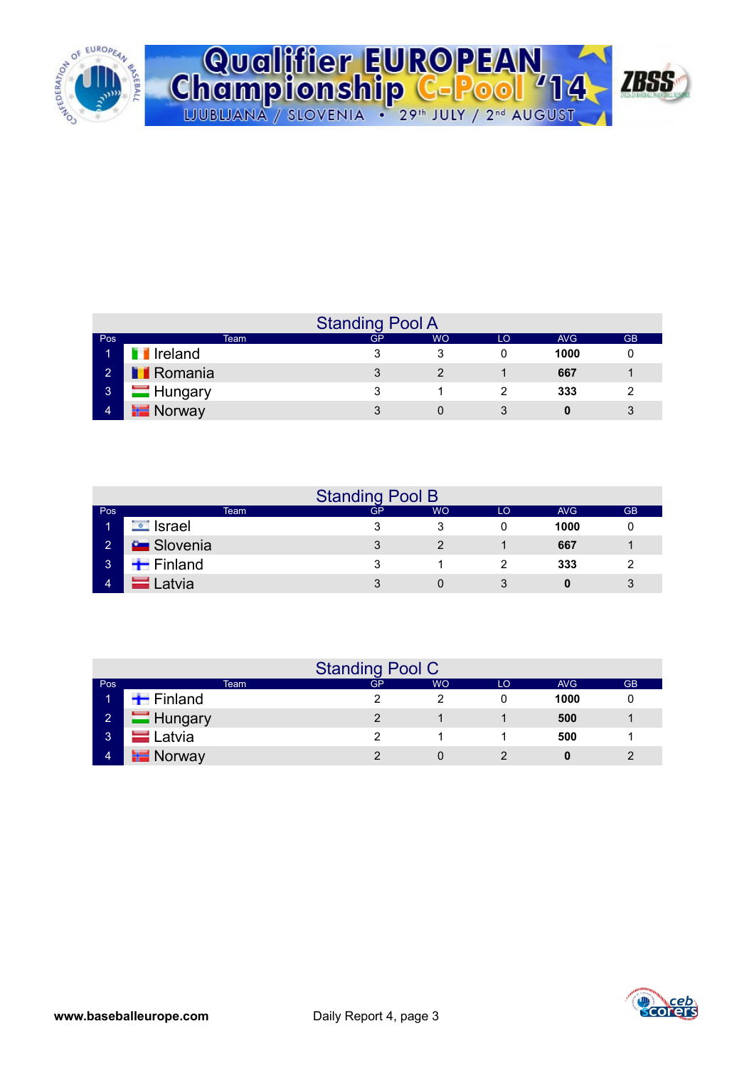## Standing Pool A

| Pos | Team | GP | WO | LO | AVG | GB |
|---|---|---|---|---|---|---|
| 1 | Ireland | 3 | 3 | 0 | **1000** | 0 |
| 2 | Romania | 3 | 2 | 1 | **667** | 1 |
| 3 | Hungary | 3 | 1 | 2 | **333** | 2 |
| 4 | Norway | 3 | 0 | 3 | **0** | 3 |

## Standing Pool B

| Pos | Team | GP | WO | LO | AVG | GB |
|---|---|---|---|---|---|---|
| 1 | Israel | 3 | 3 | 0 | **1000** | 0 |
| 2 | Slovenia | 3 | 2 | 1 | **667** | 1 |
| 3 | Finland | 3 | 1 | 2 | **333** | 2 |
| 4 | Latvia | 3 | 0 | 3 | **0** | 3 |

## Standing Pool C

| Pos | Team | GP | WO | LO | AVG | GB |
|---|---|---|---|---|---|---|
| 1 | Finland | 2 | 2 | 0 | **1000** | 0 |
| 2 | Hungary | 2 | 1 | 1 | **500** | 1 |
| 3 | Latvia | 2 | 1 | 1 | **500** | 1 |
| 4 | Norway | 2 | 0 | 2 | **0** | 2 |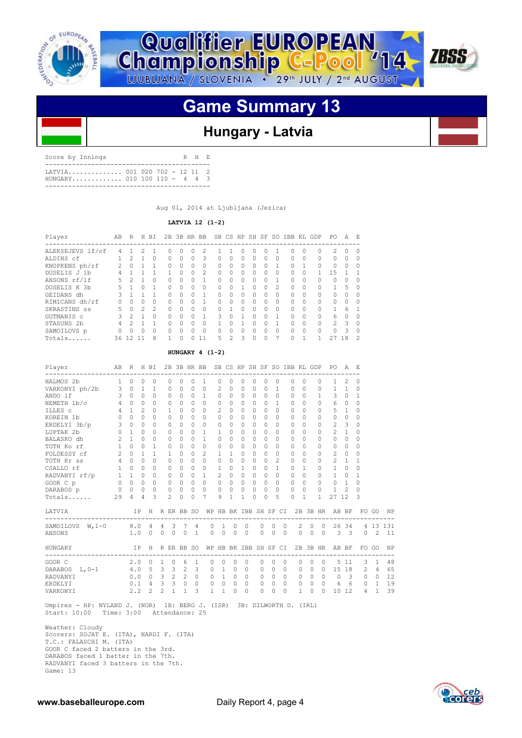# Qualifier EUROPEAN Championship C-Pool '14

LJUBLJANA / SLOVENIA • 29th JULY / 2nd AUGUST

## Game Summary 13

### Hungary - Latvia

| Score by Innings | | R | H | E |
|---|---|---|---|---|
| LATVIA | 001 020 702 | 12 | 11 | 2 |
| HUNGARY | 010 100 110 | 4 | 4 | 3 |

Aug 01, 2014 at Ljubljana (Jezica)

**LATVIA 12 (1-2)**

| Player | AB | R | H | BI | 2B | 3B | HR | BB | SB | CS | HP | SH | SF | SO | IBB | KL | GDP | PO | A | E |
|---|---|---|---|---|---|---|---|---|---|---|---|---|---|---|---|---|---|---|---|---|
| ALEKSEJEVS lf/cf | 4 | 1 | 2 | 1 | 0 | 0 | 0 | 2 | 1 | 1 | 0 | 0 | 0 | 1 | 0 | 0 | 0 | 2 | 0 | 0 |
| ALDINS cf | 1 | 2 | 1 | 0 | 0 | 0 | 0 | 3 | 0 | 0 | 0 | 0 | 0 | 0 | 0 | 0 | 0 | 0 | 0 | 0 |
| KNOPKENS ph/rf | 2 | 0 | 1 | 1 | 0 | 0 | 0 | 0 | 0 | 0 | 0 | 0 | 0 | 1 | 0 | 1 | 0 | 0 | 0 | 0 |
| DUSELIS J 1b | 4 | 1 | 1 | 1 | 1 | 0 | 0 | 2 | 0 | 0 | 0 | 0 | 0 | 0 | 0 | 0 | 1 | 15 | 1 | 1 |
| ANSONS rf/lf | 5 | 2 | 1 | 0 | 0 | 0 | 0 | 1 | 0 | 0 | 0 | 0 | 0 | 1 | 0 | 0 | 0 | 0 | 0 | 0 |
| DUSELIS K 3b | 5 | 1 | 0 | 1 | 0 | 0 | 0 | 0 | 0 | 0 | 1 | 0 | 0 | 2 | 0 | 0 | 0 | 1 | 5 | 0 |
| GEIDANS dh | 3 | 1 | 1 | 1 | 0 | 0 | 0 | 1 | 0 | 0 | 0 | 0 | 0 | 1 | 0 | 0 | 0 | 0 | 0 | 0 |
| RIMICANS dh/rf | 0 | 0 | 0 | 0 | 0 | 0 | 0 | 1 | 0 | 0 | 0 | 0 | 0 | 0 | 0 | 0 | 0 | 0 | 0 | 0 |
| SKRASTINS ss | 5 | 0 | 2 | 2 | 0 | 0 | 0 | 0 | 0 | 1 | 0 | 0 | 0 | 0 | 0 | 0 | 0 | 1 | 6 | 1 |
| GUTMANIS c | 3 | 2 | 1 | 0 | 0 | 0 | 0 | 1 | 3 | 0 | 1 | 0 | 0 | 1 | 0 | 0 | 0 | 6 | 0 | 0 |
| STASUNS 2b | 4 | 2 | 1 | 1 | 0 | 0 | 0 | 0 | 1 | 0 | 1 | 0 | 0 | 1 | 0 | 0 | 0 | 2 | 3 | 0 |
| SAMOILOVS p | 0 | 0 | 0 | 0 | 0 | 0 | 0 | 0 | 0 | 0 | 0 | 0 | 0 | 0 | 0 | 0 | 0 | 0 | 3 | 0 |
| Totals...... | 36 | 12 | 11 | 8 | 1 | 0 | 0 | 11 | 5 | 2 | 3 | 0 | 0 | 7 | 0 | 1 | 1 | 27 | 18 | 2 |

**HUNGARY 4 (1-2)**

| Player | AB | R | H | BI | 2B | 3B | HR | BB | SB | CS | HP | SH | SF | SO | IBB | KL | GDP | PO | A | E |
|---|---|---|---|---|---|---|---|---|---|---|---|---|---|---|---|---|---|---|---|---|
| HALMOS 2b | 1 | 0 | 0 | 0 | 0 | 0 | 0 | 1 | 0 | 0 | 0 | 0 | 0 | 0 | 0 | 0 | 0 | 1 | 2 | 0 |
| VARKONYI ph/2b | 3 | 0 | 1 | 1 | 0 | 0 | 0 | 0 | 2 | 0 | 0 | 0 | 0 | 1 | 0 | 0 | 0 | 1 | 1 | 0 |
| ANDO lf | 3 | 0 | 0 | 0 | 0 | 0 | 0 | 1 | 0 | 0 | 0 | 0 | 0 | 0 | 0 | 0 | 1 | 3 | 0 | 1 |
| NEMETH 1b/c | 4 | 0 | 0 | 0 | 0 | 0 | 0 | 0 | 0 | 0 | 0 | 0 | 0 | 1 | 0 | 0 | 0 | 6 | 0 | 0 |
| ILLES c | 4 | 1 | 2 | 0 | 1 | 0 | 0 | 0 | 2 | 0 | 0 | 0 | 0 | 0 | 0 | 0 | 0 | 5 | 1 | 0 |
| KOREIN 1b | 0 | 0 | 0 | 0 | 0 | 0 | 0 | 0 | 0 | 0 | 0 | 0 | 0 | 0 | 0 | 0 | 0 | 0 | 0 | 0 |
| ERDELYI 3b/p | 3 | 0 | 0 | 0 | 0 | 0 | 0 | 0 | 0 | 0 | 0 | 0 | 0 | 0 | 0 | 0 | 0 | 2 | 3 | 0 |
| LUPTAK 2b | 0 | 1 | 0 | 0 | 0 | 0 | 0 | 1 | 1 | 0 | 0 | 0 | 0 | 0 | 0 | 0 | 0 | 2 | 1 | 0 |
| BALASKO dh | 2 | 1 | 0 | 0 | 0 | 0 | 0 | 1 | 0 | 0 | 0 | 0 | 0 | 0 | 0 | 0 | 0 | 0 | 0 | 0 |
| TOTH Ko rf | 1 | 0 | 0 | 1 | 0 | 0 | 0 | 0 | 0 | 0 | 0 | 0 | 0 | 0 | 0 | 0 | 0 | 0 | 0 | 0 |
| FOLDESSY cf | 2 | 0 | 1 | 1 | 1 | 0 | 0 | 2 | 1 | 1 | 0 | 0 | 0 | 0 | 0 | 0 | 0 | 2 | 0 | 0 |
| TOTH Kr ss | 4 | 0 | 0 | 0 | 0 | 0 | 0 | 0 | 0 | 0 | 0 | 0 | 0 | 2 | 0 | 0 | 0 | 2 | 1 | 1 |
| CSALLO rf | 1 | 0 | 0 | 0 | 0 | 0 | 0 | 0 | 1 | 0 | 1 | 0 | 0 | 1 | 0 | 1 | 0 | 1 | 0 | 0 |
| RADVANYI rf/p | 1 | 1 | 0 | 0 | 0 | 0 | 0 | 1 | 2 | 0 | 0 | 0 | 0 | 0 | 0 | 0 | 0 | 1 | 0 | 1 |
| GOOR C p | 0 | 0 | 0 | 0 | 0 | 0 | 0 | 0 | 0 | 0 | 0 | 0 | 0 | 0 | 0 | 0 | 0 | 0 | 1 | 0 |
| DARABOS p | 0 | 0 | 0 | 0 | 0 | 0 | 0 | 0 | 0 | 0 | 0 | 0 | 0 | 0 | 0 | 0 | 0 | 1 | 2 | 0 |
| Totals...... | 29 | 4 | 4 | 3 | 2 | 0 | 0 | 7 | 9 | 1 | 1 | 0 | 0 | 5 | 0 | 1 | 1 | 27 | 12 | 3 |

| LATVIA | IP | H | R | ER | BB | SO | WP | HB | BK | IBB | SH | SF | CI | 2B | 3B | HR | AB | BF | FO | GO | NP |
|---|---|---|---|---|---|---|---|---|---|---|---|---|---|---|---|---|---|---|---|---|---|
| SAMOILOVS W,1-0 | 8.0 | 4 | 4 | 3 | 7 | 4 | 0 | 1 | 0 | 0 | 0 | 0 | 0 | 2 | 0 | 0 | 26 | 34 | 4 | 13 | 131 |
| ANSONS | 1.0 | 0 | 0 | 0 | 0 | 1 | 0 | 0 | 0 | 0 | 0 | 0 | 0 | 0 | 0 | 0 | 3 | 3 | 0 | 2 | 11 |

| HUNGARY | IP | H | R | ER | BB | SO | WP | HB | BK | IBB | SH | SF | CI | 2B | 3B | HR | AB | BF | FO | GO | NP |
|---|---|---|---|---|---|---|---|---|---|---|---|---|---|---|---|---|---|---|---|---|---|
| GOOR C | 2.0 | 0 | 1 | 0 | 6 | 1 | 0 | 0 | 0 | 0 | 0 | 0 | 0 | 0 | 0 | 0 | 5 | 11 | 3 | 1 | 48 |
| DARABOS L,0-1 | 4.0 | 5 | 3 | 3 | 2 | 3 | 0 | 1 | 0 | 0 | 0 | 0 | 0 | 0 | 0 | 0 | 15 | 18 | 2 | 4 | 65 |
| RADVANYI | 0.0 | 0 | 3 | 2 | 2 | 0 | 0 | 1 | 0 | 0 | 0 | 0 | 0 | 0 | 0 | 0 | 0 | 3 | 0 | 0 | 12 |
| ERDELYI | 0.1 | 4 | 3 | 3 | 0 | 0 | 0 | 0 | 0 | 0 | 0 | 0 | 0 | 0 | 0 | 0 | 6 | 6 | 0 | 1 | 19 |
| VARKONYI | 2.2 | 2 | 2 | 1 | 1 | 3 | 1 | 1 | 0 | 0 | 0 | 0 | 0 | 1 | 0 | 0 | 10 | 12 | 4 | 1 | 39 |

Umpires - HP: NYLAND J. (NOR) 1B: BERG J. (ISR) 3B: DILWORTH D. (IRL)
Start: 10:00 Time: 3:00 Attendance: 25

Weather: Cloudy
Scorers: SOJAT E. (ITA), NARDI F. (ITA)
T.C.: FALASCHI M. (ITA)
GOOR C faced 2 batters in the 3rd.
DARABOS faced 1 batter in the 7th.
RADVANYI faced 3 batters in the 7th.
Game: 13

www.baseballeurope.com Daily Report 4, page 4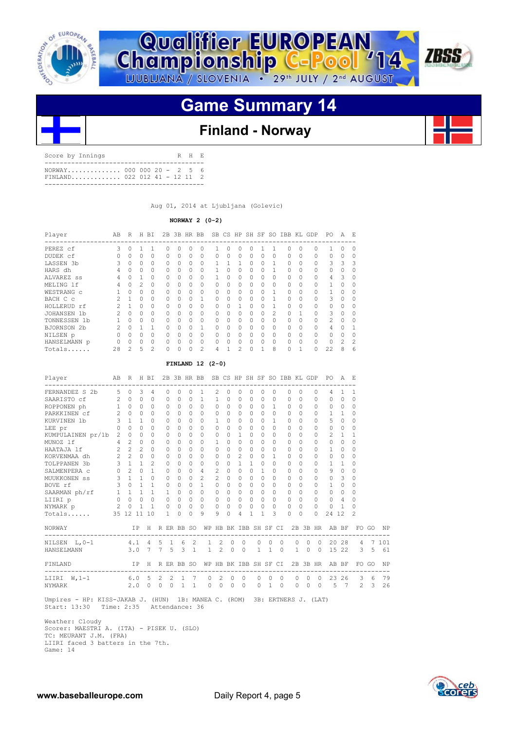# Qualifier EUROPEAN Championship C-Pool '14

LJUBLJANA / SLOVENIA • 29th JULY / 2nd AUGUST

## Game Summary 14

## Finland - Norway

| Score by Innings | | R | H | E |
|---|---|---|---|---|
| NORWAY.............. | 000 000 20 - | 2 | 5 | 6 |
| FINLAND............. | 022 012 41 - | 12 | 11 | 2 |

Aug 01, 2014 at Ljubljana (Golevic)

**NORWAY 2 (0-2)**

| Player | AB | R | H | BI | 2B | 3B | HR | BB | SB | CS | HP | SH | SF | SO | IBB | KL | GDP | PO | A | E |
|---|---|---|---|---|---|---|---|---|---|---|---|---|---|---|---|---|---|---|---|---|
| PEREZ cf | 3 | 0 | 1 | 1 | 0 | 0 | 0 | 0 | 1 | 0 | 0 | 0 | 1 | 1 | 0 | 0 | 0 | 1 | 0 | 0 |
| DUDEK cf | 0 | 0 | 0 | 0 | 0 | 0 | 0 | 0 | 0 | 0 | 0 | 0 | 0 | 0 | 0 | 0 | 0 | 0 | 0 | 0 |
| LASSEN 3b | 3 | 0 | 0 | 0 | 0 | 0 | 0 | 0 | 1 | 1 | 1 | 0 | 0 | 1 | 0 | 0 | 0 | 3 | 3 | 3 |
| HARS dh | 4 | 0 | 0 | 0 | 0 | 0 | 0 | 0 | 1 | 0 | 0 | 0 | 0 | 1 | 0 | 0 | 0 | 0 | 0 | 0 |
| ALVAREZ ss | 4 | 0 | 1 | 0 | 0 | 0 | 0 | 0 | 1 | 0 | 0 | 0 | 0 | 0 | 0 | 0 | 0 | 4 | 3 | 0 |
| MELING lf | 4 | 0 | 2 | 0 | 0 | 0 | 0 | 0 | 0 | 0 | 0 | 0 | 0 | 0 | 0 | 0 | 0 | 1 | 0 | 0 |
| WESTRANG c | 1 | 0 | 0 | 0 | 0 | 0 | 0 | 0 | 0 | 0 | 0 | 0 | 0 | 1 | 0 | 0 | 0 | 1 | 0 | 0 |
| BACH C c | 2 | 1 | 0 | 0 | 0 | 0 | 0 | 1 | 0 | 0 | 0 | 0 | 0 | 1 | 0 | 0 | 0 | 3 | 0 | 0 |
| HOLLERUD rf | 2 | 1 | 0 | 0 | 0 | 0 | 0 | 0 | 0 | 0 | 1 | 0 | 0 | 1 | 0 | 0 | 0 | 0 | 0 | 0 |
| JOHANSEN 1b | 2 | 0 | 0 | 0 | 0 | 0 | 0 | 0 | 0 | 0 | 0 | 0 | 0 | 2 | 0 | 1 | 0 | 3 | 0 | 0 |
| TONNESSEN 1b | 1 | 0 | 0 | 0 | 0 | 0 | 0 | 0 | 0 | 0 | 0 | 0 | 0 | 0 | 0 | 0 | 0 | 2 | 0 | 0 |
| BJORNSON 2b | 2 | 0 | 1 | 1 | 0 | 0 | 0 | 1 | 0 | 0 | 0 | 0 | 0 | 0 | 0 | 0 | 0 | 4 | 0 | 1 |
| NILSEN p | 0 | 0 | 0 | 0 | 0 | 0 | 0 | 0 | 0 | 0 | 0 | 0 | 0 | 0 | 0 | 0 | 0 | 0 | 0 | 0 |
| HANSELMANN p | 0 | 0 | 0 | 0 | 0 | 0 | 0 | 0 | 0 | 0 | 0 | 0 | 0 | 0 | 0 | 0 | 0 | 0 | 2 | 2 |
| Totals...... | 28 | 2 | 5 | 2 | 0 | 0 | 0 | 2 | 4 | 1 | 2 | 0 | 1 | 8 | 0 | 1 | 0 | 22 | 8 | 6 |

**FINLAND 12 (2-0)**

| Player | AB | R | H | BI | 2B | 3B | HR | BB | SB | CS | HP | SH | SF | SO | IBB | KL | GDP | PO | A | E |
|---|---|---|---|---|---|---|---|---|---|---|---|---|---|---|---|---|---|---|---|---|
| FERNANDEZ S 2b | 5 | 0 | 3 | 4 | 0 | 0 | 0 | 1 | 2 | 0 | 0 | 0 | 0 | 0 | 0 | 0 | 0 | 4 | 1 | 1 |
| SAARISTO cf | 2 | 0 | 0 | 0 | 0 | 0 | 0 | 1 | 1 | 0 | 0 | 0 | 0 | 0 | 0 | 0 | 0 | 0 | 0 | 0 |
| ROPPONEN ph | 1 | 0 | 0 | 0 | 0 | 0 | 0 | 0 | 0 | 0 | 0 | 0 | 0 | 1 | 0 | 0 | 0 | 0 | 0 | 0 |
| PARKKINEN cf | 2 | 0 | 0 | 0 | 0 | 0 | 0 | 0 | 0 | 0 | 0 | 0 | 0 | 0 | 0 | 0 | 0 | 1 | 1 | 0 |
| KURVINEN 1b | 3 | 1 | 1 | 0 | 0 | 0 | 0 | 0 | 1 | 0 | 0 | 0 | 0 | 1 | 0 | 0 | 0 | 5 | 0 | 0 |
| LEE pr | 0 | 0 | 0 | 0 | 0 | 0 | 0 | 0 | 0 | 0 | 0 | 0 | 0 | 0 | 0 | 0 | 0 | 0 | 0 | 0 |
| KUMPULAINEN pr/1b | 2 | 0 | 0 | 0 | 0 | 0 | 0 | 0 | 0 | 0 | 1 | 0 | 0 | 0 | 0 | 0 | 0 | 2 | 1 | 1 |
| MUNOZ lf | 4 | 2 | 0 | 0 | 0 | 0 | 0 | 0 | 1 | 0 | 0 | 0 | 0 | 0 | 0 | 0 | 0 | 0 | 0 | 0 |
| HAATAJA lf | 2 | 2 | 2 | 0 | 0 | 0 | 0 | 0 | 0 | 0 | 0 | 0 | 0 | 0 | 0 | 0 | 0 | 1 | 0 | 0 |
| KORVENMAA dh | 2 | 2 | 0 | 0 | 0 | 0 | 0 | 0 | 0 | 0 | 2 | 0 | 0 | 1 | 0 | 0 | 0 | 0 | 0 | 0 |
| TOLPPANEN 3b | 3 | 1 | 1 | 2 | 0 | 0 | 0 | 0 | 0 | 0 | 1 | 1 | 0 | 0 | 0 | 0 | 0 | 1 | 1 | 0 |
| SALMENPERA c | 0 | 2 | 0 | 1 | 0 | 0 | 0 | 4 | 2 | 0 | 0 | 0 | 1 | 0 | 0 | 0 | 0 | 9 | 0 | 0 |
| MUUKKONEN ss | 3 | 1 | 1 | 0 | 0 | 0 | 0 | 2 | 2 | 0 | 0 | 0 | 0 | 0 | 0 | 0 | 0 | 0 | 3 | 0 |
| BOVE rf | 3 | 0 | 1 | 1 | 0 | 0 | 0 | 1 | 0 | 0 | 0 | 0 | 0 | 0 | 0 | 0 | 0 | 1 | 0 | 0 |
| SAARMAN ph/rf | 1 | 1 | 1 | 1 | 1 | 0 | 0 | 0 | 0 | 0 | 0 | 0 | 0 | 0 | 0 | 0 | 0 | 0 | 0 | 0 |
| LIIRI p | 0 | 0 | 0 | 0 | 0 | 0 | 0 | 0 | 0 | 0 | 0 | 0 | 0 | 0 | 0 | 0 | 0 | 0 | 4 | 0 |
| NYMARK p | 2 | 0 | 1 | 1 | 0 | 0 | 0 | 0 | 0 | 0 | 0 | 0 | 0 | 0 | 0 | 0 | 0 | 0 | 1 | 0 |
| Totals...... | 35 | 12 | 11 | 10 | 1 | 0 | 0 | 9 | 9 | 0 | 4 | 1 | 1 | 3 | 0 | 0 | 0 | 24 | 12 | 2 |

| NORWAY | IP | H | R | ER | BB | SO | WP | HB | BK | IBB | SH | SF | CI | 2B | 3B | HR | AB | BF | FO | GO | NP |
|---|---|---|---|---|---|---|---|---|---|---|---|---|---|---|---|---|---|---|---|---|---|
| NILSEN L,0-1 | 4.1 | 4 | 5 | 1 | 6 | 2 | 1 | 2 | 0 | 0 | 0 | 0 | 0 | 0 | 0 | 0 | 20 | 28 | 4 | 7 | 101 |
| HANSELMANN | 3.0 | 7 | 7 | 5 | 3 | 1 | 1 | 2 | 0 | 0 | 1 | 1 | 0 | 1 | 0 | 0 | 15 | 22 | 3 | 5 | 61 |

| FINLAND | IP | H | R | ER | BB | SO | WP | HB | BK | IBB | SH | SF | CI | 2B | 3B | HR | AB | BF | FO | GO | NP |
|---|---|---|---|---|---|---|---|---|---|---|---|---|---|---|---|---|---|---|---|---|---|
| LIIRI W,1-1 | 6.0 | 5 | 2 | 2 | 1 | 7 | 0 | 2 | 0 | 0 | 0 | 0 | 0 | 0 | 0 | 0 | 23 | 26 | 3 | 6 | 79 |
| NYMARK | 2.0 | 0 | 0 | 0 | 1 | 1 | 0 | 0 | 0 | 0 | 0 | 1 | 0 | 0 | 0 | 0 | 5 | 7 | 2 | 3 | 26 |

Umpires - HP: KISS-JAKAB J. (HUN) 1B: MANEA C. (ROM) 3B: ERTNERS J. (LAT)
Start: 13:30 Time: 2:35 Attendance: 36

Weather: Cloudy
Scorer: MAESTRI A. (ITA) - PISEK U. (SLO)
TC: MEURANT J.M. (FRA)
LIIRI faced 3 batters in the 7th.
Game: 14

www.baseballeurope.com

Daily Report 4, page 5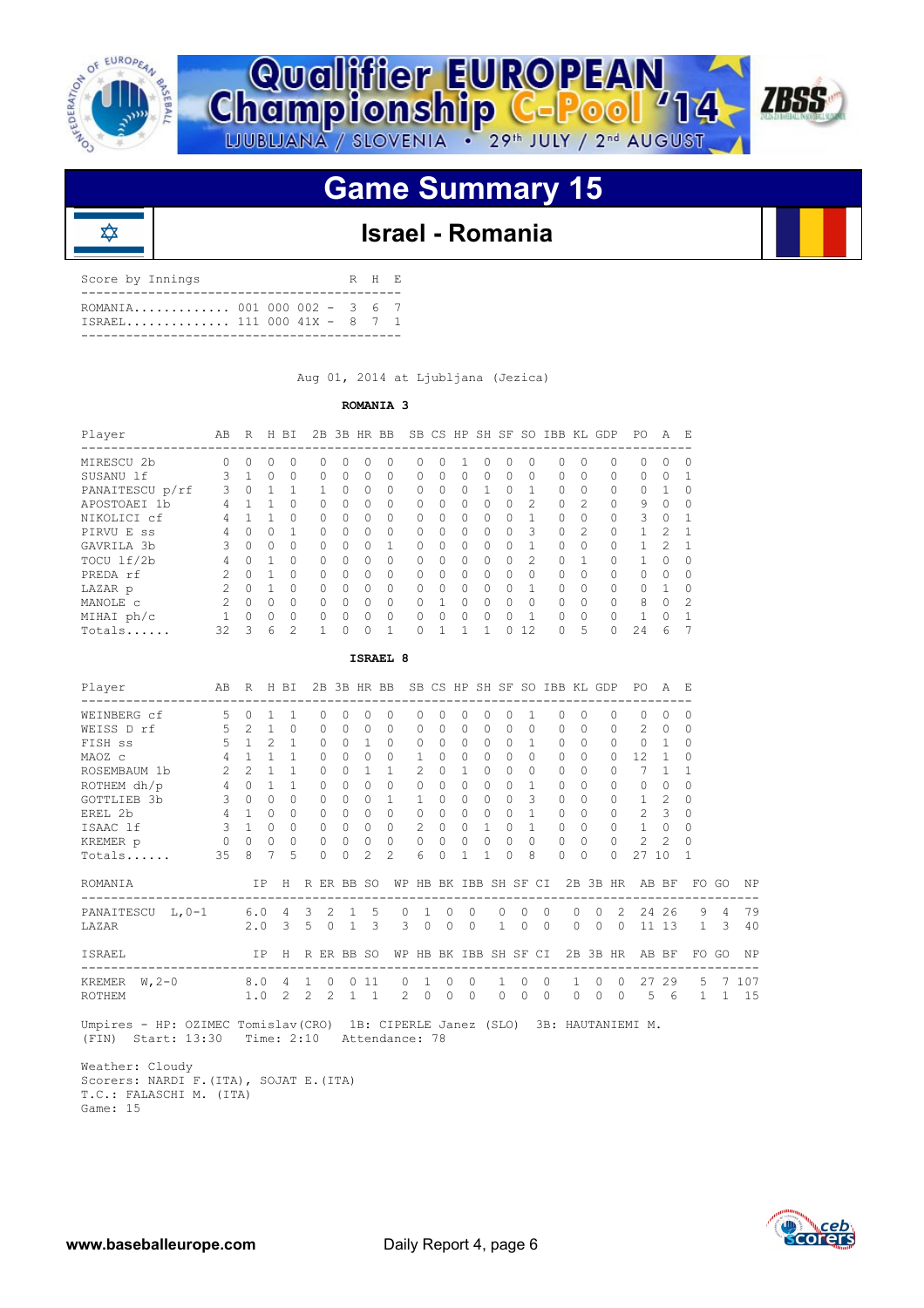# Qualifier EUROPEAN Championship C-Pool '14

LJUBLJANA / SLOVENIA • 29th JULY / 2nd AUGUST

## Game Summary 15

### Israel - Romania

| Score by Innings | | R | H | E |
|---|---|---|---|---|
| ROMANIA | 001 000 002 | 3 | 6 | 7 |
| ISRAEL | 111 000 41X | 8 | 7 | 1 |

Aug 01, 2014 at Ljubljana (Jezica)

**ROMANIA 3**

| Player | AB | R | H | BI | 2B | 3B | HR | BB | SB | CS | HP | SH | SF | SO | IBB | KL | GDP | PO | A | E |
|---|---|---|---|---|---|---|---|---|---|---|---|---|---|---|---|---|---|---|---|---|
| MIRESCU 2b | 0 | 0 | 0 | 0 | 0 | 0 | 0 | 0 | 0 | 0 | 1 | 0 | 0 | 0 | 0 | 0 | 0 | 0 | 0 | 0 |
| SUSANU lf | 3 | 1 | 0 | 0 | 0 | 0 | 0 | 0 | 0 | 0 | 0 | 0 | 0 | 0 | 0 | 0 | 0 | 0 | 0 | 1 |
| PANAITESCU p/rf | 3 | 0 | 1 | 1 | 1 | 0 | 0 | 0 | 0 | 0 | 0 | 1 | 0 | 1 | 0 | 0 | 0 | 0 | 1 | 0 |
| APOSTOAEI 1b | 4 | 1 | 1 | 0 | 0 | 0 | 0 | 0 | 0 | 0 | 0 | 0 | 0 | 2 | 0 | 2 | 0 | 9 | 0 | 0 |
| NIKOLICI cf | 4 | 1 | 1 | 0 | 0 | 0 | 0 | 0 | 0 | 0 | 0 | 0 | 0 | 1 | 0 | 0 | 0 | 3 | 0 | 1 |
| PIRVU E ss | 4 | 0 | 0 | 1 | 0 | 0 | 0 | 0 | 0 | 0 | 0 | 0 | 0 | 3 | 0 | 2 | 0 | 1 | 2 | 1 |
| GAVRILA 3b | 3 | 0 | 0 | 0 | 0 | 0 | 0 | 1 | 0 | 0 | 0 | 0 | 0 | 1 | 0 | 0 | 0 | 1 | 2 | 1 |
| TOCU lf/2b | 4 | 0 | 1 | 0 | 0 | 0 | 0 | 0 | 0 | 0 | 0 | 0 | 0 | 2 | 0 | 1 | 0 | 1 | 0 | 0 |
| PREDA rf | 2 | 0 | 1 | 0 | 0 | 0 | 0 | 0 | 0 | 0 | 0 | 0 | 0 | 0 | 0 | 0 | 0 | 0 | 0 | 0 |
| LAZAR p | 2 | 0 | 1 | 0 | 0 | 0 | 0 | 0 | 0 | 0 | 0 | 0 | 0 | 1 | 0 | 0 | 0 | 0 | 1 | 0 |
| MANOLE c | 2 | 0 | 0 | 0 | 0 | 0 | 0 | 0 | 0 | 1 | 0 | 0 | 0 | 0 | 0 | 0 | 0 | 8 | 0 | 2 |
| MIHAI ph/c | 1 | 0 | 0 | 0 | 0 | 0 | 0 | 0 | 0 | 0 | 0 | 0 | 0 | 1 | 0 | 0 | 0 | 1 | 0 | 1 |
| Totals...... | 32 | 3 | 6 | 2 | 1 | 0 | 0 | 1 | 0 | 1 | 1 | 1 | 0 | 12 | 0 | 5 | 0 | 24 | 6 | 7 |

**ISRAEL 8**

| Player | AB | R | H | BI | 2B | 3B | HR | BB | SB | CS | HP | SH | SF | SO | IBB | KL | GDP | PO | A | E |
|---|---|---|---|---|---|---|---|---|---|---|---|---|---|---|---|---|---|---|---|---|
| WEINBERG cf | 5 | 0 | 1 | 1 | 0 | 0 | 0 | 0 | 0 | 0 | 0 | 0 | 0 | 1 | 0 | 0 | 0 | 0 | 0 | 0 |
| WEISS D rf | 5 | 2 | 1 | 0 | 0 | 0 | 0 | 0 | 0 | 0 | 0 | 0 | 0 | 0 | 0 | 0 | 0 | 2 | 0 | 0 |
| FISH ss | 5 | 1 | 2 | 1 | 0 | 0 | 1 | 0 | 0 | 0 | 0 | 0 | 0 | 1 | 0 | 0 | 0 | 0 | 1 | 0 |
| MAOZ c | 4 | 1 | 1 | 1 | 0 | 0 | 0 | 0 | 1 | 0 | 0 | 0 | 0 | 0 | 0 | 0 | 0 | 12 | 1 | 0 |
| ROSEMBAUM 1b | 2 | 2 | 1 | 1 | 0 | 0 | 1 | 1 | 2 | 0 | 1 | 0 | 0 | 0 | 0 | 0 | 0 | 7 | 1 | 1 |
| ROTHEM dh/p | 4 | 0 | 1 | 1 | 0 | 0 | 0 | 0 | 0 | 0 | 0 | 0 | 0 | 1 | 0 | 0 | 0 | 0 | 0 | 0 |
| GOTTLIEB 3b | 3 | 0 | 0 | 0 | 0 | 0 | 0 | 1 | 1 | 0 | 0 | 0 | 0 | 3 | 0 | 0 | 0 | 1 | 2 | 0 |
| EREL 2b | 4 | 1 | 0 | 0 | 0 | 0 | 0 | 0 | 0 | 0 | 0 | 0 | 0 | 1 | 0 | 0 | 0 | 2 | 3 | 0 |
| ISAAC lf | 3 | 1 | 0 | 0 | 0 | 0 | 0 | 0 | 2 | 0 | 0 | 1 | 0 | 1 | 0 | 0 | 0 | 1 | 0 | 0 |
| KREMER p | 0 | 0 | 0 | 0 | 0 | 0 | 0 | 0 | 0 | 0 | 0 | 0 | 0 | 0 | 0 | 0 | 0 | 2 | 2 | 0 |
| Totals...... | 35 | 8 | 7 | 5 | 0 | 0 | 2 | 2 | 6 | 0 | 1 | 1 | 0 | 8 | 0 | 0 | 0 | 27 | 10 | 1 |

| ROMANIA | IP | H | R | ER | BB | SO | WP | HB | BK | IBB | SH | SF | CI | 2B | 3B | HR | AB | BF | FO | GO | NP |
|---|---|---|---|---|---|---|---|---|---|---|---|---|---|---|---|---|---|---|---|---|---|
| PANAITESCU L,0-1 | 6.0 | 4 | 3 | 2 | 1 | 5 | 0 | 1 | 0 | 0 | 0 | 0 | 0 | 0 | 0 | 2 | 24 | 26 | 9 | 4 | 79 |
| LAZAR | 2.0 | 3 | 5 | 0 | 1 | 3 | 3 | 0 | 0 | 0 | 1 | 0 | 0 | 0 | 0 | 0 | 11 | 13 | 1 | 3 | 40 |

| ISRAEL | IP | H | R | ER | BB | SO | WP | HB | BK | IBB | SH | SF | CI | 2B | 3B | HR | AB | BF | FO | GO | NP |
|---|---|---|---|---|---|---|---|---|---|---|---|---|---|---|---|---|---|---|---|---|---|
| KREMER W,2-0 | 8.0 | 4 | 1 | 0 | 0 | 11 | 0 | 1 | 0 | 0 | 1 | 0 | 0 | 1 | 0 | 0 | 27 | 29 | 5 | 7 | 107 |
| ROTHEM | 1.0 | 2 | 2 | 2 | 1 | 1 | 2 | 0 | 0 | 0 | 0 | 0 | 0 | 0 | 0 | 0 | 5 | 6 | 1 | 1 | 15 |

Umpires - HP: OZIMEC Tomislav(CRO) 1B: CIPERLE Janez (SLO) 3B: HAUTANIEMI M. (FIN) Start: 13:30 Time: 2:10 Attendance: 78

Weather: Cloudy
Scorers: NARDI F.(ITA), SOJAT E.(ITA)
T.C.: FALASCHI M. (ITA)
Game: 15

www.baseballeurope.com Daily Report 4, page 6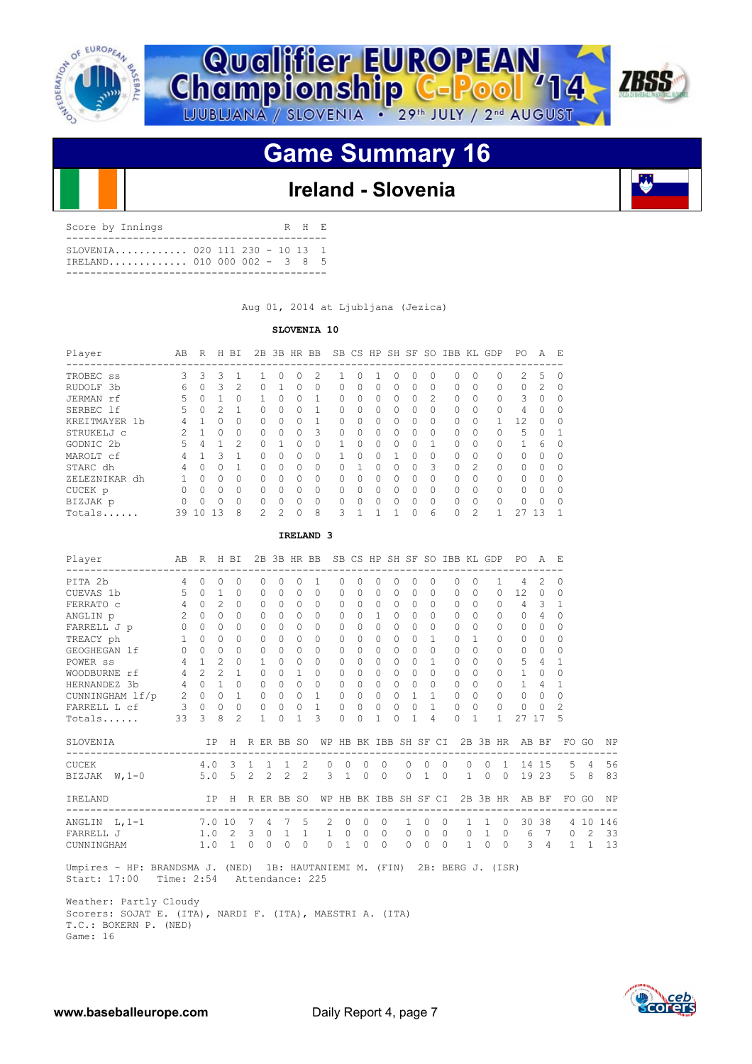# Qualifier EUROPEAN Championship C-Pool '14

LJUBLJANA / SLOVENIA • 29th JULY / 2nd AUGUST

## Game Summary 16

### Ireland - Slovenia

| Score by Innings | | R | H | E |
|---|---|---|---|---|
| SLOVENIA | 020 111 230 | 10 | 13 | 1 |
| IRELAND | 010 000 002 | 3 | 8 | 5 |

Aug 01, 2014 at Ljubljana (Jezica)

**SLOVENIA 10**

| Player | AB | R | H | BI | 2B | 3B | HR | BB | SB | CS | HP | SH | SF | SO | IBB | KL | GDP | PO | A | E |
|---|---|---|---|---|---|---|---|---|---|---|---|---|---|---|---|---|---|---|---|---|
| TROBEC ss | 3 | 3 | 3 | 1 | 1 | 0 | 0 | 2 | 1 | 0 | 1 | 0 | 0 | 0 | 0 | 0 | 0 | 2 | 5 | 0 |
| RUDOLF 3b | 6 | 0 | 3 | 2 | 0 | 1 | 0 | 0 | 0 | 0 | 0 | 0 | 0 | 0 | 0 | 0 | 0 | 0 | 2 | 0 |
| JERMAN rf | 5 | 0 | 1 | 0 | 1 | 0 | 0 | 1 | 0 | 0 | 0 | 0 | 0 | 2 | 0 | 0 | 0 | 3 | 0 | 0 |
| SERBEC lf | 5 | 0 | 2 | 1 | 0 | 0 | 0 | 1 | 0 | 0 | 0 | 0 | 0 | 0 | 0 | 0 | 0 | 4 | 0 | 0 |
| KREITMAYER 1b | 4 | 1 | 0 | 0 | 0 | 0 | 0 | 1 | 0 | 0 | 0 | 0 | 0 | 0 | 0 | 0 | 1 | 12 | 0 | 0 |
| STRUKELJ c | 2 | 1 | 0 | 0 | 0 | 0 | 0 | 3 | 0 | 0 | 0 | 0 | 0 | 0 | 0 | 0 | 0 | 5 | 0 | 1 |
| GODNIC 2b | 5 | 4 | 1 | 2 | 0 | 1 | 0 | 0 | 1 | 0 | 0 | 0 | 0 | 1 | 0 | 0 | 0 | 1 | 6 | 0 |
| MAROLT cf | 4 | 1 | 3 | 1 | 0 | 0 | 0 | 0 | 1 | 0 | 0 | 1 | 0 | 0 | 0 | 0 | 0 | 0 | 0 | 0 |
| STARC dh | 4 | 0 | 0 | 1 | 0 | 0 | 0 | 0 | 0 | 1 | 0 | 0 | 0 | 3 | 0 | 2 | 0 | 0 | 0 | 0 |
| ZELEZNIKAR dh | 1 | 0 | 0 | 0 | 0 | 0 | 0 | 0 | 0 | 0 | 0 | 0 | 0 | 0 | 0 | 0 | 0 | 0 | 0 | 0 |
| CUCEK p | 0 | 0 | 0 | 0 | 0 | 0 | 0 | 0 | 0 | 0 | 0 | 0 | 0 | 0 | 0 | 0 | 0 | 0 | 0 | 0 |
| BIZJAK p | 0 | 0 | 0 | 0 | 0 | 0 | 0 | 0 | 0 | 0 | 0 | 0 | 0 | 0 | 0 | 0 | 0 | 0 | 0 | 0 |
| Totals...... | 39 | 10 | 13 | 8 | 2 | 2 | 0 | 8 | 3 | 1 | 1 | 1 | 0 | 6 | 0 | 2 | 1 | 27 | 13 | 1 |

**IRELAND 3**

| Player | AB | R | H | BI | 2B | 3B | HR | BB | SB | CS | HP | SH | SF | SO | IBB | KL | GDP | PO | A | E |
|---|---|---|---|---|---|---|---|---|---|---|---|---|---|---|---|---|---|---|---|---|
| PITA 2b | 4 | 0 | 0 | 0 | 0 | 0 | 0 | 1 | 0 | 0 | 0 | 0 | 0 | 0 | 0 | 0 | 1 | 4 | 2 | 0 |
| CUEVAS 1b | 5 | 0 | 1 | 0 | 0 | 0 | 0 | 0 | 0 | 0 | 0 | 0 | 0 | 0 | 0 | 0 | 0 | 12 | 0 | 0 |
| FERRATO c | 4 | 0 | 2 | 0 | 0 | 0 | 0 | 0 | 0 | 0 | 0 | 0 | 0 | 0 | 0 | 0 | 0 | 4 | 3 | 1 |
| ANGLIN p | 2 | 0 | 0 | 0 | 0 | 0 | 0 | 0 | 0 | 0 | 1 | 0 | 0 | 0 | 0 | 0 | 0 | 0 | 4 | 0 |
| FARRELL J p | 0 | 0 | 0 | 0 | 0 | 0 | 0 | 0 | 0 | 0 | 0 | 0 | 0 | 0 | 0 | 0 | 0 | 0 | 0 | 0 |
| TREACY ph | 1 | 0 | 0 | 0 | 0 | 0 | 0 | 0 | 0 | 0 | 0 | 0 | 0 | 1 | 0 | 1 | 0 | 0 | 0 | 0 |
| GEOGHEGAN lf | 0 | 0 | 0 | 0 | 0 | 0 | 0 | 0 | 0 | 0 | 0 | 0 | 0 | 0 | 0 | 0 | 0 | 0 | 0 | 0 |
| POWER ss | 4 | 1 | 2 | 0 | 1 | 0 | 0 | 0 | 0 | 0 | 0 | 0 | 0 | 1 | 0 | 0 | 0 | 5 | 4 | 1 |
| WOODBURNE rf | 4 | 2 | 2 | 1 | 0 | 0 | 1 | 0 | 0 | 0 | 0 | 0 | 0 | 0 | 0 | 0 | 0 | 1 | 0 | 0 |
| HERNANDEZ 3b | 4 | 0 | 1 | 0 | 0 | 0 | 0 | 0 | 0 | 0 | 0 | 0 | 0 | 0 | 0 | 0 | 0 | 1 | 4 | 1 |
| CUNNINGHAM lf/p | 2 | 0 | 0 | 1 | 0 | 0 | 0 | 1 | 0 | 0 | 0 | 0 | 1 | 1 | 0 | 0 | 0 | 0 | 0 | 0 |
| FARRELL L cf | 3 | 0 | 0 | 0 | 0 | 0 | 0 | 1 | 0 | 0 | 0 | 0 | 0 | 1 | 0 | 0 | 0 | 0 | 0 | 2 |
| Totals...... | 33 | 3 | 8 | 2 | 1 | 0 | 1 | 3 | 0 | 0 | 1 | 0 | 1 | 4 | 0 | 1 | 1 | 27 | 17 | 5 |

| SLOVENIA | IP | H | R | ER | BB | SO | WP | HB | BK | IBB | SH | SF | CI | 2B | 3B | HR | AB | BF | FO | GO | NP |
|---|---|---|---|---|---|---|---|---|---|---|---|---|---|---|---|---|---|---|---|---|---|
| CUCEK | 4.0 | 3 | 1 | 1 | 1 | 2 | 0 | 0 | 0 | 0 | 0 | 0 | 0 | 0 | 0 | 1 | 14 | 15 | 5 | 4 | 56 |
| BIZJAK W,1-0 | 5.0 | 5 | 2 | 2 | 2 | 2 | 3 | 1 | 0 | 0 | 0 | 1 | 0 | 1 | 0 | 0 | 19 | 23 | 5 | 8 | 83 |

| IRELAND | IP | H | R | ER | BB | SO | WP | HB | BK | IBB | SH | SF | CI | 2B | 3B | HR | AB | BF | FO | GO | NP |
|---|---|---|---|---|---|---|---|---|---|---|---|---|---|---|---|---|---|---|---|---|---|
| ANGLIN L,1-1 | 7.0 | 10 | 7 | 4 | 7 | 5 | 2 | 0 | 0 | 0 | 1 | 0 | 0 | 1 | 1 | 0 | 30 | 38 | 4 | 10 | 146 |
| FARRELL J | 1.0 | 2 | 3 | 0 | 1 | 1 | 1 | 0 | 0 | 0 | 0 | 0 | 0 | 0 | 1 | 0 | 6 | 7 | 0 | 2 | 33 |
| CUNNINGHAM | 1.0 | 1 | 0 | 0 | 0 | 0 | 0 | 1 | 0 | 0 | 0 | 0 | 0 | 1 | 0 | 0 | 3 | 4 | 1 | 1 | 13 |

Umpires - HP: BRANDSMA J. (NED) 1B: HAUTANIEMI M. (FIN) 2B: BERG J. (ISR)
Start: 17:00 Time: 2:54 Attendance: 225

Weather: Partly Cloudy
Scorers: SOJAT E. (ITA), NARDI F. (ITA), MAESTRI A. (ITA)
T.C.: BOKERN P. (NED)
Game: 16

www.baseballeurope.com Daily Report 4, page 7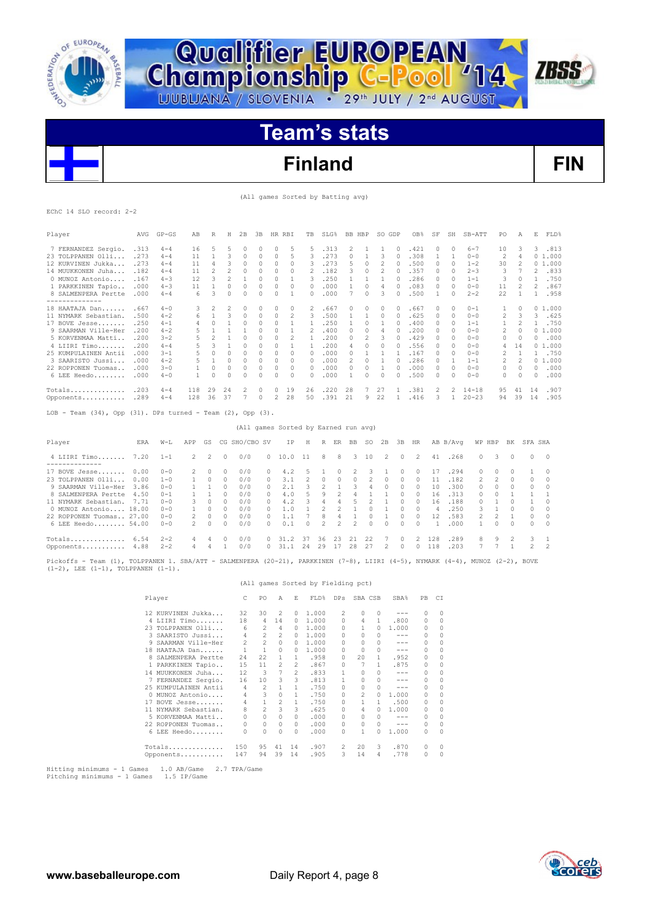# Qualifier EUROPEAN Championship C-Pool '14

LJUBLJANA / SLOVENIA • 29th JULY / 2nd AUGUST

## Team's stats

## Finland FIN

(All games Sorted by Batting avg)

EChC 14 SLO record: 2-2

| Player | AVG | GP-GS | AB | R | H | 2B | 3B | HR | RBI | TB | SLG% | BB | HBP | SO | GDP | OB% | SF | SH | SB-ATT | PO | A | E | FLD% |
|---|---|---|---|---|---|---|---|---|---|---|---|---|---|---|---|---|---|---|---|---|---|---|---|
| 7 FERNANDEZ Sergio. | .313 | 4-4 | 16 | 5 | 5 | 0 | 0 | 0 | 5 | 5 | .313 | 2 | 1 | 1 | 0 | .421 | 0 | 0 | 6-7 | 10 | 3 | 3 | .813 |
| 23 TOLPPANEN Olli... | .273 | 4-4 | 11 | 1 | 3 | 0 | 0 | 0 | 5 | 3 | .273 | 0 | 1 | 3 | 0 | .308 | 1 | 1 | 0-0 | 2 | 4 | 0 | 1.000 |
| 12 KURVINEN Jukka... | .273 | 4-4 | 11 | 4 | 3 | 0 | 0 | 0 | 0 | 3 | .273 | 5 | 0 | 2 | 0 | .500 | 0 | 0 | 1-2 | 30 | 2 | 0 | 1.000 |
| 14 MUUKKONEN Juha... | .182 | 4-4 | 11 | 2 | 2 | 0 | 0 | 0 | 0 | 2 | .182 | 3 | 0 | 2 | 0 | .357 | 0 | 0 | 2-3 | 3 | 7 | 2 | .833 |
| 0 MUNOZ Antonio.... | .167 | 4-3 | 12 | 3 | 2 | 1 | 0 | 0 | 1 | 3 | .250 | 1 | 1 | 1 | 0 | .286 | 0 | 0 | 1-1 | 3 | 0 | 1 | .750 |
| 1 PARKKINEN Tapio.. | .000 | 4-3 | 11 | 1 | 0 | 0 | 0 | 0 | 0 | 0 | .000 | 1 | 0 | 4 | 0 | .083 | 0 | 0 | 0-0 | 11 | 2 | 2 | .867 |
| 8 SALMENPERA Pertte | .000 | 4-4 | 6 | 3 | 0 | 0 | 0 | 0 | 1 | 0 | .000 | 7 | 0 | 3 | 0 | .500 | 1 | 0 | 2-2 | 22 | 1 | 1 | .958 |
| 18 HAATAJA Dan...... | .667 | 4-0 | 3 | 2 | 2 | 0 | 0 | 0 | 0 | 2 | .667 | 0 | 0 | 0 | 0 | .667 | 0 | 0 | 0-1 | 1 | 0 | 0 | 1.000 |
| 11 NYMARK Sebastian. | .500 | 4-2 | 6 | 1 | 3 | 0 | 0 | 0 | 2 | 3 | .500 | 1 | 1 | 0 | 0 | .625 | 0 | 0 | 0-0 | 2 | 3 | 3 | .625 |
| 17 BOVE Jesse....... | .250 | 4-1 | 4 | 0 | 1 | 0 | 0 | 0 | 1 | 1 | .250 | 1 | 0 | 1 | 0 | .400 | 0 | 0 | 1-1 | 1 | 2 | 1 | .750 |
| 9 SAARMAN Ville-Her | .200 | 4-2 | 5 | 1 | 1 | 1 | 0 | 0 | 1 | 2 | .400 | 0 | 0 | 4 | 0 | .200 | 0 | 0 | 0-0 | 2 | 0 | 0 | 1.000 |
| 5 KORVENMAA Matti.. | .200 | 3-2 | 5 | 2 | 1 | 0 | 0 | 0 | 2 | 1 | .200 | 0 | 2 | 3 | 0 | .429 | 0 | 0 | 0-0 | 0 | 0 | 0 | .000 |
| 4 LIIRI Timo....... | .200 | 4-4 | 5 | 3 | 1 | 0 | 0 | 0 | 1 | 1 | .200 | 4 | 0 | 0 | 0 | .556 | 0 | 0 | 0-0 | 4 | 14 | 0 | 1.000 |
| 25 KUMPULAINEN Antii | .000 | 3-1 | 5 | 0 | 0 | 0 | 0 | 0 | 0 | 0 | .000 | 0 | 1 | 1 | 1 | .167 | 0 | 0 | 0-0 | 2 | 1 | 1 | .750 |
| 3 SAARISTO Jussi... | .000 | 4-2 | 5 | 1 | 0 | 0 | 0 | 0 | 0 | 0 | .000 | 2 | 0 | 1 | 0 | .286 | 0 | 1 | 1-1 | 2 | 2 | 0 | 1.000 |
| 22 ROPPONEN Tuomas.. | .000 | 3-0 | 1 | 0 | 0 | 0 | 0 | 0 | 0 | 0 | .000 | 0 | 0 | 1 | 0 | .000 | 0 | 0 | 0-0 | 0 | 0 | 0 | .000 |
| 6 LEE Heedo........ | .000 | 4-0 | 1 | 0 | 0 | 0 | 0 | 0 | 0 | 0 | .000 | 1 | 0 | 0 | 0 | .500 | 0 | 0 | 0-0 | 0 | 0 | 0 | .000 |
| Totals.............. | .203 | 4-4 | 118 | 29 | 24 | 2 | 0 | 0 | 19 | 26 | .220 | 28 | 7 | 27 | 1 | .381 | 2 | 2 | 14-18 | 95 | 41 | 14 | .907 |
| Opponents........... | .289 | 4-4 | 128 | 36 | 37 | 7 | 0 | 2 | 28 | 50 | .391 | 21 | 9 | 22 | 1 | .416 | 3 | 1 | 20-23 | 94 | 39 | 14 | .905 |

LOB - Team (34), Opp (31). DPs turned - Team (2), Opp (3).

(All games Sorted by Earned run avg)

| Player | ERA | W-L | APP | GS | CG | SHO/CBO | SV | IP | H | R | ER | BB | SO | 2B | 3B | HR | AB | B/Avg | WP | HBP | BK | SFA | SHA |
|---|---|---|---|---|---|---|---|---|---|---|---|---|---|---|---|---|---|---|---|---|---|---|---|
| 4 LIIRI Timo....... | 7.20 | 1-1 | 2 | 2 | 0 | 0/0 | 0 | 10.0 | 11 | 8 | 8 | 3 | 10 | 2 | 0 | 2 | 41 | .268 | 0 | 3 | 0 | 0 | 0 |
| 17 BOVE Jesse....... | 0.00 | 0-0 | 2 | 0 | 0 | 0/0 | 0 | 4.2 | 5 | 1 | 0 | 2 | 3 | 1 | 0 | 0 | 17 | .294 | 0 | 0 | 0 | 1 | 0 |
| 23 TOLPPANEN Olli... | 0.00 | 1-0 | 1 | 0 | 0 | 0/0 | 0 | 3.1 | 2 | 0 | 0 | 0 | 2 | 0 | 0 | 0 | 11 | .182 | 2 | 2 | 0 | 0 | 0 |
| 9 SAARMAN Ville-Her | 3.86 | 0-0 | 1 | 1 | 0 | 0/0 | 0 | 2.1 | 3 | 2 | 1 | 3 | 4 | 0 | 0 | 0 | 10 | .300 | 0 | 0 | 0 | 0 | 0 |
| 8 SALMENPERA Pertte | 4.50 | 0-1 | 1 | 1 | 0 | 0/0 | 0 | 4.0 | 5 | 9 | 2 | 4 | 1 | 1 | 0 | 0 | 16 | .313 | 0 | 0 | 1 | 1 | 1 |
| 11 NYMARK Sebastian. | 7.71 | 0-0 | 3 | 0 | 0 | 0/0 | 0 | 4.2 | 3 | 4 | 4 | 5 | 2 | 1 | 0 | 0 | 16 | .188 | 0 | 1 | 0 | 1 | 0 |
| 0 MUNOZ Antonio.... | 18.00 | 0-0 | 1 | 0 | 0 | 0/0 | 0 | 1.0 | 1 | 2 | 2 | 1 | 0 | 1 | 0 | 0 | 4 | .250 | 3 | 1 | 0 | 0 | 0 |
| 22 ROPPONEN Tuomas.. | 27.00 | 0-0 | 2 | 0 | 0 | 0/0 | 0 | 1.1 | 7 | 8 | 4 | 1 | 0 | 1 | 0 | 0 | 12 | .583 | 2 | 2 | 1 | 0 | 0 |
| 6 LEE Heedo........ | 54.00 | 0-0 | 2 | 0 | 0 | 0/0 | 0 | 0.1 | 0 | 2 | 2 | 2 | 0 | 0 | 0 | 0 | 1 | .000 | 1 | 0 | 0 | 0 | 0 |
| Totals.............. | 6.54 | 2-2 | 4 | 4 | 0 | 0/0 | 0 | 31.2 | 37 | 36 | 23 | 21 | 22 | 7 | 0 | 2 | 128 | .289 | 8 | 9 | 2 | 3 | 1 |
| Opponents........... | 4.88 | 2-2 | 4 | 4 | 1 | 0/0 | 0 | 31.1 | 24 | 29 | 17 | 28 | 27 | 2 | 0 | 0 | 118 | .203 | 7 | 7 | 1 | 2 | 2 |

Pickoffs - Team (1), TOLPPANEN 1. SBA/ATT - SALMENPERA (20-21), PARKKINEN (7-8), LIIRI (4-5), NYMARK (4-4), MUNOZ (2-2), BOVE (1-2), LEE (1-1), TOLPPANEN (1-1).

(All games Sorted by Fielding pct)

| Player | C | PO | A | E | FLD% | DPs | SBA | CSB | SBA% | PB | CI |
|---|---|---|---|---|---|---|---|---|---|---|---|
| 12 KURVINEN Jukka... | 32 | 30 | 2 | 0 | 1.000 | 2 | 0 | 0 | --- | 0 | 0 |
| 4 LIIRI Timo....... | 18 | 4 | 14 | 0 | 1.000 | 0 | 4 | 1 | .800 | 0 | 0 |
| 23 TOLPPANEN Olli... | 6 | 2 | 4 | 0 | 1.000 | 0 | 1 | 0 | 1.000 | 0 | 0 |
| 3 SAARISTO Jussi... | 4 | 2 | 2 | 0 | 1.000 | 0 | 0 | 0 | --- | 0 | 0 |
| 9 SAARMAN Ville-Her | 2 | 2 | 0 | 0 | 1.000 | 0 | 0 | 0 | --- | 0 | 0 |
| 18 HAATAJA Dan...... | 1 | 1 | 0 | 0 | 1.000 | 0 | 0 | 0 | --- | 0 | 0 |
| 8 SALMENPERA Pertte | 24 | 22 | 1 | 1 | .958 | 0 | 20 | 1 | .952 | 0 | 0 |
| 1 PARKKINEN Tapio.. | 15 | 11 | 2 | 2 | .867 | 0 | 7 | 1 | .875 | 0 | 0 |
| 14 MUUKKONEN Juha... | 12 | 3 | 7 | 2 | .833 | 1 | 0 | 0 | --- | 0 | 0 |
| 7 FERNANDEZ Sergio. | 16 | 10 | 3 | 3 | .813 | 1 | 0 | 0 | --- | 0 | 0 |
| 25 KUMPULAINEN Antii | 4 | 2 | 1 | 1 | .750 | 0 | 0 | 0 | --- | 0 | 0 |
| 0 MUNOZ Antonio.... | 4 | 3 | 0 | 1 | .750 | 0 | 2 | 0 | 1.000 | 0 | 0 |
| 17 BOVE Jesse....... | 4 | 1 | 2 | 1 | .750 | 0 | 1 | 1 | .500 | 0 | 0 |
| 11 NYMARK Sebastian. | 8 | 2 | 3 | 3 | .625 | 0 | 4 | 0 | 1.000 | 0 | 0 |
| 5 KORVENMAA Matti.. | 0 | 0 | 0 | 0 | .000 | 0 | 0 | 0 | --- | 0 | 0 |
| 22 ROPPONEN Tuomas.. | 0 | 0 | 0 | 0 | .000 | 0 | 0 | 0 | --- | 0 | 0 |
| 6 LEE Heedo........ | 0 | 0 | 0 | 0 | .000 | 0 | 1 | 0 | 1.000 | 0 | 0 |
| Totals.............. | 150 | 95 | 41 | 14 | .907 | 2 | 20 | 3 | .870 | 0 | 0 |
| Opponents........... | 147 | 94 | 39 | 14 | .905 | 3 | 14 | 4 | .778 | 0 | 0 |

Hitting minimums - 1 Games 1.0 AB/Game 2.7 TPA/Game
Pitching minimums - 1 Games 1.5 IP/Game

www.baseballeurope.com Daily Report 4, page 8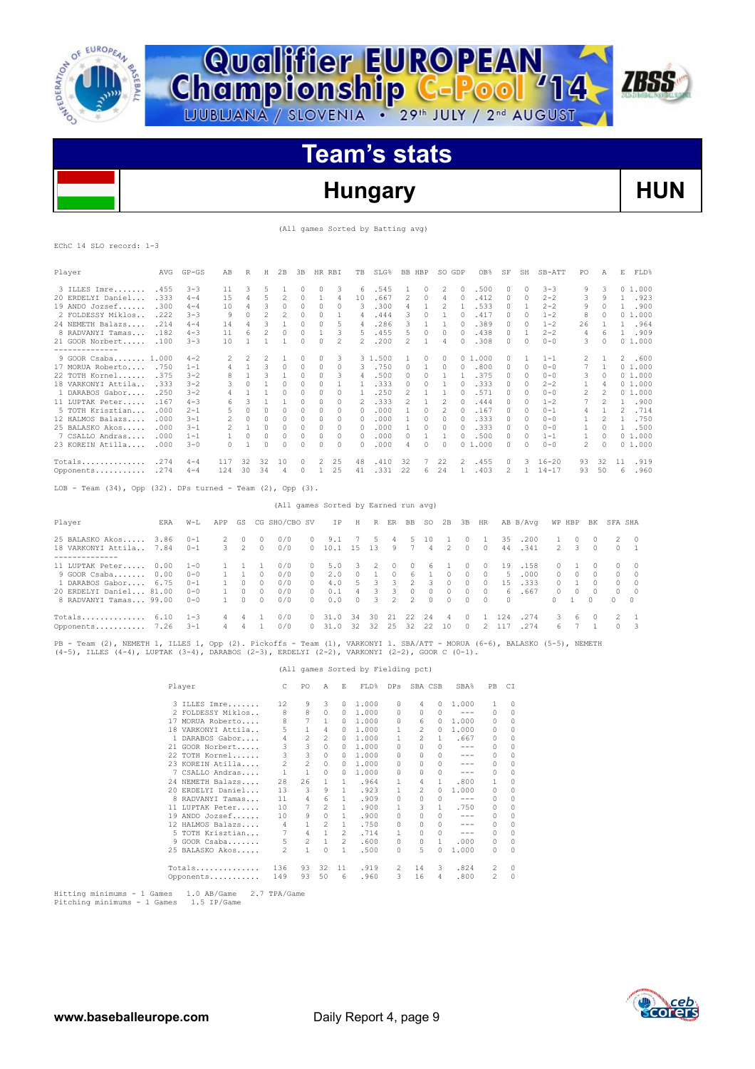# Qualifier EUROPEAN Championship C-Pool '14

LJUBLJANA / SLOVENIA • 29th JULY / 2nd AUGUST

## Team's stats

## Hungary — HUN

(All games Sorted by Batting avg)

EChC 14 SLO record: 1-3

| Player | AVG | GP-GS | AB | R | H | 2B | 3B | HR | RBI | TB | SLG% | BB | HBP | SO | GDP | OB% | SF | SH | SB-ATT | PO | A | E | FLD% |
|---|---|---|---|---|---|---|---|---|---|---|---|---|---|---|---|---|---|---|---|---|---|---|---|
| 3 ILLES Imre....... | .455 | 3-3 | 11 | 3 | 5 | 1 | 0 | 0 | 3 | 6 | .545 | 1 | 0 | 2 | 0 | .500 | 0 | 0 | 3-3 | 9 | 3 | 0 | 1.000 |
| 20 ERDELYI Daniel.... | .333 | 4-4 | 15 | 4 | 5 | 2 | 0 | 1 | 4 | 10 | .667 | 2 | 0 | 4 | 0 | .412 | 0 | 0 | 2-2 | 3 | 9 | 1 | .923 |
| 19 ANDO Jozsef...... | .300 | 4-4 | 10 | 4 | 3 | 0 | 0 | 0 | 0 | 3 | .300 | 4 | 1 | 2 | 1 | .533 | 0 | 1 | 2-2 | 9 | 0 | 1 | .900 |
| 2 FOLDESSY Miklos.. | .222 | 3-3 | 9 | 0 | 2 | 2 | 0 | 0 | 1 | 4 | .444 | 3 | 0 | 1 | 0 | .417 | 0 | 0 | 1-2 | 8 | 0 | 0 | 1.000 |
| 24 NEMETH Balazs.... | .214 | 4-4 | 14 | 4 | 3 | 1 | 0 | 0 | 5 | 4 | .286 | 3 | 1 | 1 | 0 | .389 | 0 | 0 | 1-2 | 26 | 1 | 1 | .964 |
| 8 RADVANYI Tamas... | .182 | 4-3 | 11 | 6 | 2 | 0 | 0 | 1 | 3 | 5 | .455 | 5 | 0 | 0 | 0 | .438 | 0 | 1 | 2-2 | 4 | 6 | 1 | .909 |
| 21 GOOR Norbert..... | .100 | 3-3 | 10 | 1 | 1 | 1 | 0 | 0 | 2 | 2 | .200 | 2 | 1 | 4 | 0 | .308 | 0 | 0 | 0-0 | 3 | 0 | 0 | 1.000 |
| 9 GOOR Csaba....... | 1.000 | 4-2 | 2 | 2 | 2 | 1 | 0 | 0 | 3 | 3 | 1.500 | 1 | 0 | 0 | 0 | 1.000 | 0 | 1 | 1-1 | 2 | 1 | 2 | .600 |
| 17 MORUA Roberto.... | .750 | 1-1 | 4 | 1 | 3 | 0 | 0 | 0 | 0 | 3 | .750 | 0 | 1 | 0 | 0 | .800 | 0 | 0 | 0-0 | 7 | 1 | 0 | 1.000 |
| 22 TOTH Kornel...... | .375 | 3-2 | 8 | 1 | 3 | 1 | 0 | 0 | 3 | 4 | .500 | 0 | 0 | 1 | 1 | .375 | 0 | 0 | 0-0 | 3 | 0 | 0 | 1.000 |
| 18 VARKONYI Attila.. | .333 | 3-2 | 3 | 0 | 1 | 0 | 0 | 0 | 1 | 1 | .333 | 0 | 0 | 1 | 0 | .333 | 0 | 0 | 2-2 | 1 | 4 | 0 | 1.000 |
| 1 DARABOS Gabor.... | .250 | 3-2 | 4 | 1 | 1 | 0 | 0 | 0 | 0 | 1 | .250 | 2 | 1 | 1 | 0 | .571 | 0 | 0 | 0-0 | 2 | 2 | 0 | 1.000 |
| 11 LUPTAK Peter..... | .167 | 4-3 | 6 | 3 | 1 | 1 | 0 | 0 | 0 | 2 | .333 | 2 | 1 | 2 | 0 | .444 | 0 | 0 | 1-2 | 7 | 2 | 1 | .900 |
| 5 TOTH Krisztian... | .000 | 2-1 | 5 | 0 | 0 | 0 | 0 | 0 | 0 | 0 | .000 | 1 | 0 | 2 | 0 | .167 | 0 | 0 | 0-1 | 4 | 1 | 2 | .714 |
| 12 HALMOS Balazs.... | .000 | 3-1 | 2 | 0 | 0 | 0 | 0 | 0 | 0 | 0 | .000 | 1 | 0 | 0 | 0 | .333 | 0 | 0 | 0-0 | 1 | 2 | 1 | .750 |
| 25 BALASKO Akos..... | .000 | 3-1 | 2 | 1 | 0 | 0 | 0 | 0 | 0 | 0 | .000 | 1 | 0 | 0 | 0 | .333 | 0 | 0 | 0-0 | 1 | 0 | 1 | .500 |
| 7 CSALLO Andras.... | .000 | 1-1 | 1 | 0 | 0 | 0 | 0 | 0 | 0 | 0 | .000 | 0 | 1 | 1 | 0 | .500 | 0 | 0 | 1-1 | 1 | 0 | 0 | 1.000 |
| 23 KOREIN Atilla.... | .000 | 3-0 | 0 | 1 | 0 | 0 | 0 | 0 | 0 | 0 | .000 | 4 | 0 | 0 | 0 | 1.000 | 0 | 0 | 0-0 | 2 | 0 | 0 | 1.000 |
| Totals.............. | .274 | 4-4 | 117 | 32 | 32 | 10 | 0 | 2 | 25 | 48 | .410 | 32 | 7 | 22 | 2 | .455 | 0 | 3 | 16-20 | 93 | 32 | 11 | .919 |
| Opponents........... | .274 | 4-4 | 124 | 30 | 34 | 4 | 0 | 1 | 25 | 41 | .331 | 22 | 6 | 24 | 1 | .403 | 2 | 1 | 14-17 | 93 | 50 | 6 | .960 |

LOB - Team (34), Opp (32). DPs turned - Team (2), Opp (3).

(All games Sorted by Earned run avg)

| Player | ERA | W-L | APP | GS | CG | SHO/CBO | SV | IP | H | R | ER | BB | SO | 2B | 3B | HR | AB | B/Avg | WP | HBP | BK | SFA | SHA |
|---|---|---|---|---|---|---|---|---|---|---|---|---|---|---|---|---|---|---|---|---|---|---|---|
| 25 BALASKO Akos..... | 3.86 | 0-1 | 2 | 0 | 0 | 0/0 | 0 | 9.1 | 7 | 5 | 4 | 5 | 10 | 1 | 0 | 1 | 35 | .200 | 1 | 0 | 0 | 2 | 0 |
| 18 VARKONYI Attila.. | 7.84 | 0-1 | 3 | 2 | 0 | 0/0 | 0 | 10.1 | 15 | 13 | 9 | 7 | 4 | 2 | 0 | 0 | 44 | .341 | 2 | 3 | 0 | 0 | 1 |
| 11 LUPTAK Peter..... | 0.00 | 1-0 | 1 | 1 | 1 | 0/0 | 0 | 5.0 | 3 | 2 | 0 | 0 | 6 | 1 | 0 | 0 | 19 | .158 | 0 | 1 | 0 | 0 | 0 |
| 9 GOOR Csaba....... | 0.00 | 0-0 | 1 | 1 | 0 | 0/0 | 0 | 2.0 | 0 | 1 | 0 | 6 | 1 | 0 | 0 | 0 | 5 | .000 | 0 | 0 | 0 | 0 | 0 |
| 1 DARABOS Gabor.... | 6.75 | 0-1 | 1 | 0 | 0 | 0/0 | 0 | 4.0 | 5 | 3 | 3 | 2 | 3 | 0 | 0 | 0 | 15 | .333 | 0 | 1 | 0 | 0 | 0 |
| 20 ERDELYI Daniel... | 81.00 | 0-0 | 1 | 0 | 0 | 0/0 | 0 | 0.1 | 4 | 3 | 3 | 0 | 0 | 0 | 0 | 0 | 6 | .667 | 0 | 0 | 0 | 0 | 0 |
| 8 RADVANYI Tamas... | 99.00 | 0-0 | 1 | 0 | 0 | 0/0 | 0 | 0.0 | 0 | 3 | 2 | 2 | 0 | 0 | 0 | 0 | 0 | | 0 | 1 | 0 | 0 | 0 |
| Totals.............. | 6.10 | 1-3 | 4 | 4 | 1 | 0/0 | 0 | 31.0 | 34 | 30 | 21 | 22 | 24 | 4 | 0 | 1 | 124 | .274 | 3 | 6 | 0 | 2 | 1 |
| Opponents........... | 7.26 | 3-1 | 4 | 4 | 1 | 0/0 | 0 | 31.0 | 32 | 32 | 25 | 32 | 22 | 10 | 0 | 2 | 117 | .274 | 6 | 7 | 1 | 0 | 3 |

PB - Team (2), NEMETH 1, ILLES 1, Opp (2). Pickoffs - Team (1), VARKONYI 1. SBA/ATT - MORUA (6-6), BALASKO (5-5), NEMETH (4-5), ILLES (4-4), LUPTAK (3-4), DARABOS (2-3), ERDELYI (2-2), VARKONYI (2-2), GOOR C (0-1).

(All games Sorted by Fielding pct)

| Player | C | PO | A | E | FLD% | DPs | SBA | CSB | SBA% | PB | CI |
|---|---|---|---|---|---|---|---|---|---|---|---|
| 3 ILLES Imre....... | 12 | 9 | 3 | 0 | 1.000 | 0 | 4 | 0 | 1.000 | 1 | 0 |
| 2 FOLDESSY Miklos.. | 8 | 8 | 0 | 0 | 1.000 | 0 | 0 | 0 | --- | 0 | 0 |
| 17 MORUA Roberto.... | 8 | 7 | 1 | 0 | 1.000 | 0 | 6 | 0 | 1.000 | 0 | 0 |
| 18 VARKONYI Attila.. | 5 | 1 | 4 | 0 | 1.000 | 1 | 2 | 0 | 1.000 | 0 | 0 |
| 1 DARABOS Gabor.... | 4 | 2 | 2 | 0 | 1.000 | 1 | 2 | 1 | .667 | 0 | 0 |
| 21 GOOR Norbert..... | 3 | 3 | 0 | 0 | 1.000 | 0 | 0 | 0 | --- | 0 | 0 |
| 22 TOTH Kornel...... | 3 | 3 | 0 | 0 | 1.000 | 0 | 0 | 0 | --- | 0 | 0 |
| 23 KOREIN Atilla.... | 2 | 2 | 0 | 0 | 1.000 | 0 | 0 | 0 | --- | 0 | 0 |
| 7 CSALLO Andras.... | 1 | 1 | 0 | 0 | 1.000 | 0 | 0 | 0 | --- | 0 | 0 |
| 24 NEMETH Balazs.... | 28 | 26 | 1 | 1 | .964 | 1 | 4 | 1 | .800 | 1 | 0 |
| 20 ERDELYI Daniel... | 13 | 3 | 9 | 1 | .923 | 1 | 2 | 0 | 1.000 | 0 | 0 |
| 8 RADVANYI Tamas... | 11 | 4 | 6 | 1 | .909 | 0 | 0 | 0 | --- | 0 | 0 |
| 11 LUPTAK Peter..... | 10 | 7 | 2 | 1 | .900 | 1 | 3 | 1 | .750 | 0 | 0 |
| 19 ANDO Jozsef...... | 10 | 9 | 0 | 1 | .900 | 0 | 0 | 0 | --- | 0 | 0 |
| 12 HALMOS Balazs.... | 4 | 1 | 2 | 1 | .750 | 0 | 0 | 0 | --- | 0 | 0 |
| 5 TOTH Krisztian... | 7 | 4 | 1 | 2 | .714 | 1 | 0 | 0 | --- | 0 | 0 |
| 9 GOOR Csaba....... | 5 | 2 | 1 | 2 | .600 | 0 | 0 | 1 | .000 | 0 | 0 |
| 25 BALASKO Akos..... | 2 | 1 | 0 | 1 | .500 | 0 | 5 | 0 | 1.000 | 0 | 0 |
| Totals.............. | 136 | 93 | 32 | 11 | .919 | 2 | 14 | 3 | .824 | 2 | 0 |
| Opponents........... | 149 | 93 | 50 | 6 | .960 | 3 | 16 | 4 | .800 | 2 | 0 |

Hitting minimums - 1 Games 1.0 AB/Game 2.7 TPA/Game
Pitching minimums - 1 Games 1.5 IP/Game

www.baseballeurope.com — Daily Report 4, page 9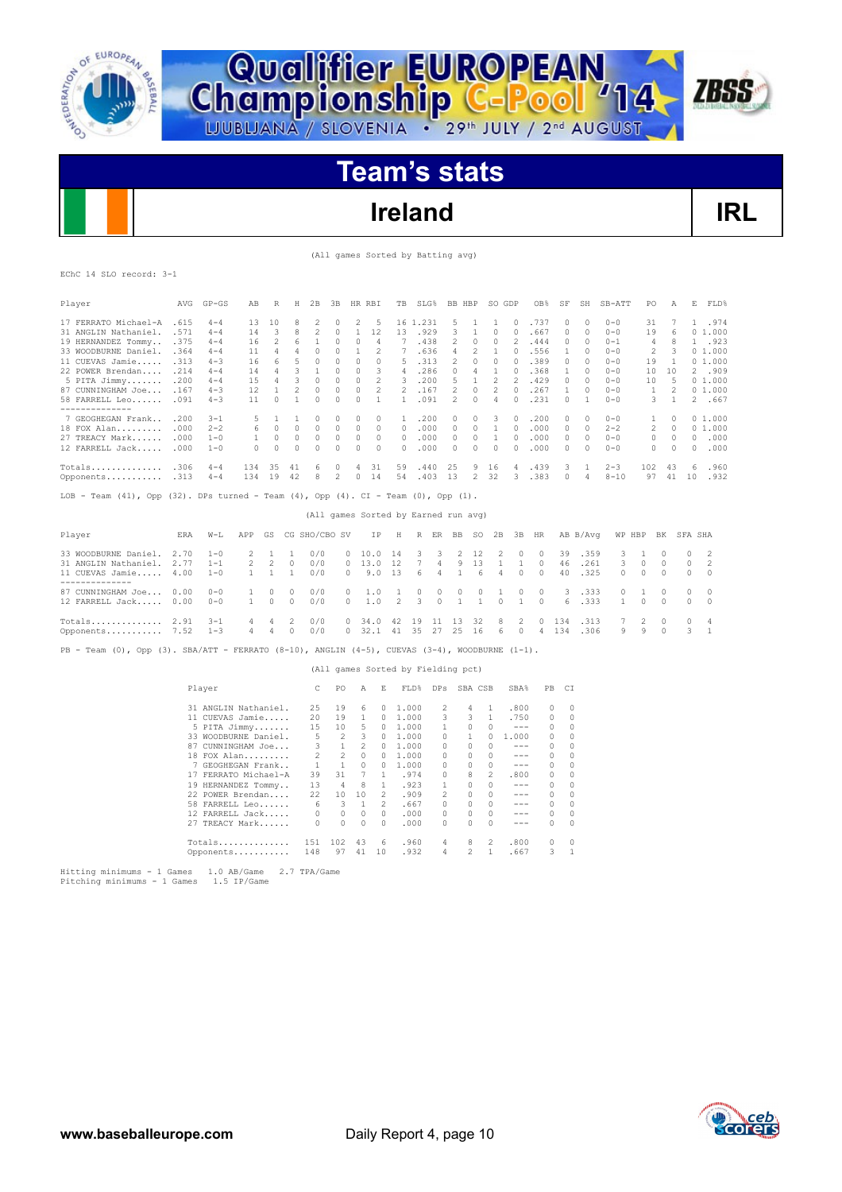# Qualifier EUROPEAN Championship C-Pool '14

LJUBLJANA / SLOVENIA • 29th JULY / 2nd AUGUST

## Team's stats

## Ireland IRL

(All games Sorted by Batting avg)

EChC 14 SLO record: 3-1

| Player | AVG | GP-GS | AB | R | H | 2B | 3B | HR | RBI | TB | SLG% | BB | HBP | SO | GDP | OB% | SF | SH | SB-ATT | PO | A | E | FLD% |
|---|---|---|---|---|---|---|---|---|---|---|---|---|---|---|---|---|---|---|---|---|---|---|---|
| 17 FERRATO Michael-A | .615 | 4-4 | 13 | 10 | 8 | 2 | 0 | 2 | 5 | 16 | 1.231 | 5 | 1 | 1 | 0 | .737 | 0 | 0 | 0-0 | 31 | 7 | 1 | .974 |
| 31 ANGLIN Nathaniel. | .571 | 4-4 | 14 | 3 | 8 | 2 | 0 | 1 | 12 | 13 | .929 | 3 | 1 | 0 | 0 | .667 | 0 | 0 | 0-0 | 19 | 6 | 0 | 1.000 |
| 19 HERNANDEZ Tommy.. | .375 | 4-4 | 16 | 2 | 6 | 1 | 0 | 0 | 4 | 7 | .438 | 2 | 0 | 0 | 2 | .444 | 0 | 0 | 0-1 | 4 | 8 | 1 | .923 |
| 33 WOODBURNE Daniel. | .364 | 4-4 | 11 | 4 | 4 | 0 | 0 | 1 | 2 | 7 | .636 | 4 | 2 | 1 | 0 | .556 | 1 | 0 | 0-0 | 2 | 3 | 0 | 1.000 |
| 11 CUEVAS Jamie..... | .313 | 4-3 | 16 | 6 | 5 | 0 | 0 | 0 | 0 | 5 | .313 | 2 | 0 | 0 | 0 | .389 | 0 | 0 | 0-0 | 19 | 1 | 0 | 1.000 |
| 22 POWER Brendan.... | .214 | 4-4 | 14 | 4 | 3 | 1 | 0 | 0 | 3 | 4 | .286 | 0 | 4 | 1 | 0 | .368 | 1 | 0 | 0-0 | 10 | 10 | 2 | .909 |
| 5 PITA Jimmy....... | .200 | 4-4 | 15 | 4 | 3 | 0 | 0 | 0 | 2 | 3 | .200 | 5 | 1 | 2 | 2 | .429 | 0 | 0 | 0-0 | 10 | 5 | 0 | 1.000 |
| 87 CUNNINGHAM Joe... | .167 | 4-3 | 12 | 1 | 2 | 0 | 0 | 0 | 2 | 2 | .167 | 2 | 0 | 2 | 0 | .267 | 1 | 0 | 0-0 | 1 | 2 | 0 | 1.000 |
| 58 FARRELL Leo...... | .091 | 4-3 | 11 | 0 | 1 | 0 | 0 | 0 | 1 | 1 | .091 | 2 | 0 | 4 | 0 | .231 | 0 | 1 | 0-0 | 3 | 1 | 2 | .667 |
| 7 GEOGHEGAN Frank.. | .200 | 3-1 | 5 | 1 | 1 | 0 | 0 | 0 | 0 | 1 | .200 | 0 | 0 | 3 | 0 | .200 | 0 | 0 | 0-0 | 1 | 0 | 0 | 1.000 |
| 18 FOX Alan......... | .000 | 2-2 | 6 | 0 | 0 | 0 | 0 | 0 | 0 | 0 | .000 | 0 | 0 | 1 | 0 | .000 | 0 | 0 | 2-2 | 2 | 0 | 0 | 1.000 |
| 27 TREACY Mark...... | .000 | 1-0 | 1 | 0 | 0 | 0 | 0 | 0 | 0 | 0 | .000 | 0 | 0 | 1 | 0 | .000 | 0 | 0 | 0-0 | 0 | 0 | 0 | .000 |
| 12 FARRELL Jack..... | .000 | 1-0 | 0 | 0 | 0 | 0 | 0 | 0 | 0 | 0 | .000 | 0 | 0 | 0 | 0 | .000 | 0 | 0 | 0-0 | 0 | 0 | 0 | .000 |
| Totals.............. | .306 | 4-4 | 134 | 35 | 41 | 6 | 0 | 4 | 31 | 59 | .440 | 25 | 9 | 16 | 4 | .439 | 3 | 1 | 2-3 | 102 | 43 | 6 | .960 |
| Opponents........... | .313 | 4-4 | 134 | 19 | 42 | 8 | 2 | 0 | 14 | 54 | .403 | 13 | 2 | 32 | 3 | .383 | 0 | 4 | 8-10 | 97 | 41 | 10 | .932 |

LOB - Team (41), Opp (32). DPs turned - Team (4), Opp (4). CI - Team (0), Opp (1).

(All games Sorted by Earned run avg)

| Player | ERA | W-L | APP | GS | CG | SHO/CBO | SV | IP | H | R | ER | BB | SO | 2B | 3B | HR | AB | B/Avg | WP | HBP | BK | SFA | SHA |
|---|---|---|---|---|---|---|---|---|---|---|---|---|---|---|---|---|---|---|---|---|---|---|---|
| 33 WOODBURNE Daniel. | 2.70 | 1-0 | 2 | 1 | 1 | 0/0 | 0 | 10.0 | 14 | 3 | 3 | 2 | 12 | 2 | 0 | 0 | 39 | .359 | 3 | 1 | 0 | 0 | 2 |
| 31 ANGLIN Nathaniel. | 2.77 | 1-1 | 2 | 2 | 0 | 0/0 | 0 | 13.0 | 12 | 7 | 4 | 9 | 13 | 1 | 1 | 0 | 46 | .261 | 3 | 0 | 0 | 0 | 2 |
| 11 CUEVAS Jamie..... | 4.00 | 1-0 | 1 | 1 | 1 | 0/0 | 0 | 9.0 | 13 | 6 | 4 | 1 | 6 | 4 | 0 | 0 | 40 | .325 | 0 | 0 | 0 | 0 | 0 |
| 87 CUNNINGHAM Joe... | 0.00 | 0-0 | 1 | 0 | 0 | 0/0 | 0 | 1.0 | 1 | 0 | 0 | 0 | 0 | 1 | 0 | 0 | 3 | .333 | 0 | 1 | 0 | 0 | 0 |
| 12 FARRELL Jack..... | 0.00 | 0-0 | 1 | 0 | 0 | 0/0 | 0 | 1.0 | 2 | 3 | 0 | 1 | 1 | 0 | 1 | 0 | 6 | .333 | 1 | 0 | 0 | 0 | 0 |
| Totals.............. | 2.91 | 3-1 | 4 | 4 | 2 | 0/0 | 0 | 34.0 | 42 | 19 | 11 | 13 | 32 | 8 | 2 | 0 | 134 | .313 | 7 | 2 | 0 | 0 | 4 |
| Opponents........... | 7.52 | 1-3 | 4 | 4 | 0 | 0/0 | 0 | 32.1 | 41 | 35 | 27 | 25 | 16 | 6 | 0 | 4 | 134 | .306 | 9 | 9 | 0 | 3 | 1 |

PB - Team (0), Opp (3). SBA/ATT - FERRATO (8-10), ANGLIN (4-5), CUEVAS (3-4), WOODBURNE (1-1).

(All games Sorted by Fielding pct)

| Player | C | PO | A | E | FLD% | DPs | SBA | CSB | SBA% | PB | CI |
|---|---|---|---|---|---|---|---|---|---|---|---|
| 31 ANGLIN Nathaniel. | 25 | 19 | 6 | 0 | 1.000 | 2 | 4 | 1 | .800 | 0 | 0 |
| 11 CUEVAS Jamie..... | 20 | 19 | 1 | 0 | 1.000 | 3 | 3 | 1 | .750 | 0 | 0 |
| 5 PITA Jimmy....... | 15 | 10 | 5 | 0 | 1.000 | 1 | 0 | 0 | --- | 0 | 0 |
| 33 WOODBURNE Daniel. | 5 | 2 | 3 | 0 | 1.000 | 0 | 1 | 0 | 1.000 | 0 | 0 |
| 87 CUNNINGHAM Joe... | 3 | 1 | 2 | 0 | 1.000 | 0 | 0 | 0 | --- | 0 | 0 |
| 18 FOX Alan......... | 2 | 2 | 0 | 0 | 1.000 | 0 | 0 | 0 | --- | 0 | 0 |
| 7 GEOGHEGAN Frank.. | 1 | 1 | 0 | 0 | 1.000 | 0 | 0 | 0 | --- | 0 | 0 |
| 17 FERRATO Michael-A | 39 | 31 | 7 | 1 | .974 | 0 | 8 | 2 | .800 | 0 | 0 |
| 19 HERNANDEZ Tommy.. | 13 | 4 | 8 | 1 | .923 | 1 | 0 | 0 | --- | 0 | 0 |
| 22 POWER Brendan.... | 22 | 10 | 10 | 2 | .909 | 2 | 0 | 0 | --- | 0 | 0 |
| 58 FARRELL Leo...... | 6 | 3 | 1 | 2 | .667 | 0 | 0 | 0 | --- | 0 | 0 |
| 12 FARRELL Jack..... | 0 | 0 | 0 | 0 | .000 | 0 | 0 | 0 | --- | 0 | 0 |
| 27 TREACY Mark...... | 0 | 0 | 0 | 0 | .000 | 0 | 0 | 0 | --- | 0 | 0 |
| Totals.............. | 151 | 102 | 43 | 6 | .960 | 4 | 8 | 2 | .800 | 0 | 0 |
| Opponents........... | 148 | 97 | 41 | 10 | .932 | 4 | 2 | 1 | .667 | 3 | 1 |

Hitting minimums - 1 Games 1.0 AB/Game 2.7 TPA/Game
Pitching minimums - 1 Games 1.5 IP/Game

www.baseballeurope.com Daily Report 4, page 10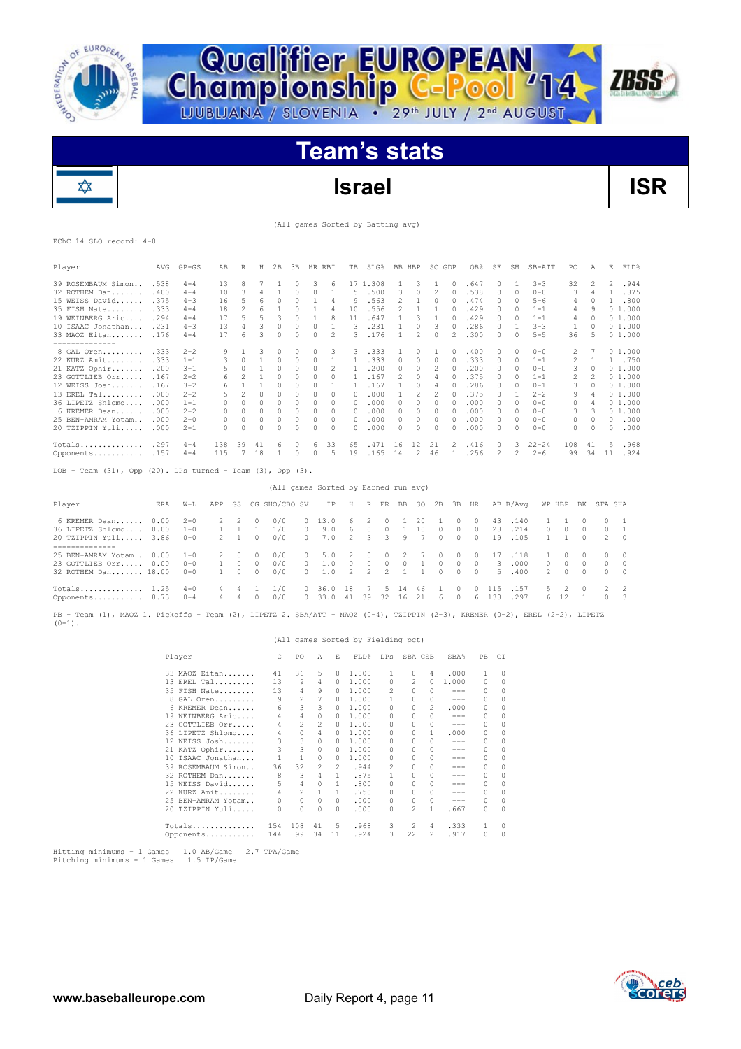# Qualifier EUROPEAN Championship C-Pool '14

LJUBLJANA / SLOVENIA • 29th JULY / 2nd AUGUST

## Team's stats

## Israel — ISR

(All games Sorted by Batting avg)

EChC 14 SLO record: 4-0

| Player | AVG | GP-GS | AB | R | H | 2B | 3B | HR | RBI | TB | SLG% | BB | HBP | SO | GDP | OB% | SF | SH | SB-ATT | PO | A | E | FLD% |
|---|---|---|---|---|---|---|---|---|---|---|---|---|---|---|---|---|---|---|---|---|---|---|---|
| 39 ROSEMBAUM Simon.. | .538 | 4-4 | 13 | 8 | 7 | 1 | 0 | 3 | 6 | 17 | 1.308 | 1 | 3 | 1 | 0 | .647 | 0 | 1 | 3-3 | 32 | 2 | 2 | .944 |
| 32 ROTHEM Dan....... | .400 | 4-4 | 10 | 3 | 4 | 1 | 0 | 0 | 1 | 5 | .500 | 3 | 0 | 2 | 0 | .538 | 0 | 0 | 0-0 | 3 | 4 | 1 | .875 |
| 15 WEISS David...... | .375 | 4-4 | 16 | 5 | 6 | 0 | 0 | 1 | 4 | 9 | .563 | 2 | 1 | 0 | 0 | .474 | 0 | 0 | 5-6 | 4 | 0 | 1 | .800 |
| 35 FISH Nate........ | .333 | 4-4 | 18 | 2 | 6 | 1 | 0 | 1 | 4 | 10 | .556 | 2 | 1 | 1 | 0 | .429 | 0 | 0 | 1-1 | 4 | 9 | 0 | 1.000 |
| 19 WEINBERG Aric.... | .294 | 4-4 | 17 | 5 | 5 | 3 | 0 | 1 | 8 | 11 | .647 | 1 | 3 | 1 | 0 | .429 | 0 | 0 | 1-1 | 4 | 0 | 0 | 1.000 |
| 10 ISAAC Jonathan... | .231 | 4-3 | 13 | 4 | 3 | 0 | 0 | 0 | 1 | 3 | .231 | 1 | 0 | 3 | 0 | .286 | 0 | 1 | 3-3 | 1 | 0 | 0 | 1.000 |
| 33 MAOZ Eitan....... | .176 | 4-4 | 17 | 6 | 3 | 0 | 0 | 0 | 2 | 3 | .176 | 1 | 2 | 0 | 2 | .300 | 0 | 0 | 5-5 | 36 | 5 | 0 | 1.000 |
| 8 GAL Oren......... | .333 | 2-2 | 9 | 1 | 3 | 0 | 0 | 0 | 3 | 3 | .333 | 1 | 0 | 1 | 0 | .400 | 0 | 0 | 0-0 | 2 | 7 | 0 | 1.000 |
| 22 KURZ Amit........ | .333 | 1-1 | 3 | 0 | 1 | 0 | 0 | 0 | 1 | 1 | .333 | 0 | 0 | 0 | 0 | .333 | 0 | 0 | 1-1 | 2 | 1 | 1 | .750 |
| 21 KATZ Ophir....... | .200 | 3-1 | 5 | 0 | 1 | 0 | 0 | 0 | 2 | 1 | .200 | 0 | 0 | 2 | 0 | .200 | 0 | 0 | 0-0 | 3 | 0 | 0 | 1.000 |
| 23 GOTTLIEB Orr..... | .167 | 2-2 | 6 | 2 | 1 | 0 | 0 | 0 | 0 | 1 | .167 | 2 | 0 | 4 | 0 | .375 | 0 | 0 | 1-1 | 2 | 2 | 0 | 1.000 |
| 12 WEISS Josh....... | .167 | 3-2 | 6 | 1 | 1 | 0 | 0 | 0 | 1 | 1 | .167 | 1 | 0 | 4 | 0 | .286 | 0 | 0 | 0-1 | 3 | 0 | 0 | 1.000 |
| 13 EREL Tal......... | .000 | 2-2 | 5 | 2 | 0 | 0 | 0 | 0 | 0 | 0 | .000 | 1 | 2 | 2 | 0 | .375 | 0 | 1 | 2-2 | 9 | 4 | 0 | 1.000 |
| 36 LIPETZ Shlomo.... | .000 | 1-1 | 0 | 0 | 0 | 0 | 0 | 0 | 0 | 0 | .000 | 0 | 0 | 0 | 0 | .000 | 0 | 0 | 0-0 | 0 | 4 | 0 | 1.000 |
| 6 KREMER Dean...... | .000 | 2-2 | 0 | 0 | 0 | 0 | 0 | 0 | 0 | 0 | .000 | 0 | 0 | 0 | 0 | .000 | 0 | 0 | 0-0 | 3 | 3 | 0 | 1.000 |
| 25 BEN-AMRAM Yotam.. | .000 | 2-0 | 0 | 0 | 0 | 0 | 0 | 0 | 0 | 0 | .000 | 0 | 0 | 0 | 0 | .000 | 0 | 0 | 0-0 | 0 | 0 | 0 | .000 |
| 20 TZIPPIN Yuli..... | .000 | 2-1 | 0 | 0 | 0 | 0 | 0 | 0 | 0 | 0 | .000 | 0 | 0 | 0 | 0 | .000 | 0 | 0 | 0-0 | 0 | 0 | 0 | .000 |
| Totals.............. | .297 | 4-4 | 138 | 39 | 41 | 6 | 0 | 6 | 33 | 65 | .471 | 16 | 12 | 21 | 2 | .416 | 0 | 3 | 22-24 | 108 | 41 | 5 | .968 |
| Opponents........... | .157 | 4-4 | 115 | 7 | 18 | 1 | 0 | 0 | 5 | 19 | .165 | 14 | 2 | 46 | 1 | .256 | 2 | 2 | 2-6 | 99 | 34 | 11 | .924 |

LOB - Team (31), Opp (20). DPs turned - Team (3), Opp (3).

(All games Sorted by Earned run avg)

| Player | ERA | W-L | APP | GS | CG | SHO/CBO | SV | IP | H | R | ER | BB | SO | 2B | 3B | HR | AB | B/Avg | WP | HBP | BK | SFA | SHA |
|---|---|---|---|---|---|---|---|---|---|---|---|---|---|---|---|---|---|---|---|---|---|---|---|
| 6 KREMER Dean...... | 0.00 | 2-0 | 2 | 2 | 0 | 0/0 | 0 | 13.0 | 6 | 2 | 0 | 1 | 20 | 1 | 0 | 0 | 43 | .140 | 1 | 1 | 0 | 0 | 1 |
| 36 LIPETZ Shlomo.... | 0.00 | 1-0 | 1 | 1 | 1 | 1/0 | 0 | 9.0 | 6 | 0 | 0 | 1 | 10 | 0 | 0 | 0 | 28 | .214 | 0 | 0 | 0 | 0 | 1 |
| 20 TZIPPIN Yuli..... | 3.86 | 0-0 | 2 | 1 | 0 | 0/0 | 0 | 7.0 | 2 | 3 | 3 | 9 | 7 | 0 | 0 | 0 | 19 | .105 | 1 | 1 | 0 | 2 | 0 |
| 25 BEN-AMRAM Yotam.. | 0.00 | 1-0 | 2 | 0 | 0 | 0/0 | 0 | 5.0 | 2 | 0 | 0 | 2 | 7 | 0 | 0 | 0 | 17 | .118 | 1 | 0 | 0 | 0 | 0 |
| 23 GOTTLIEB Orr..... | 0.00 | 0-0 | 1 | 0 | 0 | 0/0 | 0 | 1.0 | 0 | 0 | 0 | 0 | 1 | 0 | 0 | 0 | 3 | .000 | 0 | 0 | 0 | 0 | 0 |
| 32 ROTHEM Dan....... | 18.00 | 0-0 | 1 | 0 | 0 | 0/0 | 0 | 1.0 | 2 | 2 | 2 | 1 | 1 | 0 | 0 | 0 | 5 | .400 | 2 | 0 | 0 | 0 | 0 |
| Totals.............. | 1.25 | 4-0 | 4 | 4 | 1 | 1/0 | 0 | 36.0 | 18 | 7 | 5 | 14 | 46 | 1 | 0 | 0 | 115 | .157 | 5 | 2 | 0 | 2 | 2 |
| Opponents........... | 8.73 | 0-4 | 4 | 4 | 0 | 0/0 | 0 | 33.0 | 41 | 39 | 32 | 16 | 21 | 6 | 0 | 6 | 138 | .297 | 6 | 12 | 1 | 0 | 3 |

PB - Team (1), MAOZ 1. Pickoffs - Team (2), LIPETZ 2. SBA/ATT - MAOZ (0-4), TZIPPIN (2-3), KREMER (0-2), EREL (2-2), LIPETZ (0-1).

(All games Sorted by Fielding pct)

| Player | C | PO | A | E | FLD% | DPs | SBA | CSB | SBA% | PB | CI |
|---|---|---|---|---|---|---|---|---|---|---|---|
| 33 MAOZ Eitan....... | 41 | 36 | 5 | 0 | 1.000 | 1 | 0 | 4 | .000 | 1 | 0 |
| 13 EREL Tal......... | 13 | 9 | 4 | 0 | 1.000 | 0 | 2 | 0 | 1.000 | 0 | 0 |
| 35 FISH Nate........ | 13 | 4 | 9 | 0 | 1.000 | 2 | 0 | 0 | --- | 0 | 0 |
| 8 GAL Oren......... | 9 | 2 | 7 | 0 | 1.000 | 1 | 0 | 0 | --- | 0 | 0 |
| 6 KREMER Dean...... | 6 | 3 | 3 | 0 | 1.000 | 0 | 0 | 2 | .000 | 0 | 0 |
| 19 WEINBERG Aric.... | 4 | 4 | 0 | 0 | 1.000 | 0 | 0 | 0 | --- | 0 | 0 |
| 23 GOTTLIEB Orr..... | 4 | 2 | 2 | 0 | 1.000 | 0 | 0 | 0 | --- | 0 | 0 |
| 36 LIPETZ Shlomo.... | 4 | 0 | 4 | 0 | 1.000 | 0 | 0 | 1 | .000 | 0 | 0 |
| 12 WEISS Josh....... | 3 | 3 | 0 | 0 | 1.000 | 0 | 0 | 0 | --- | 0 | 0 |
| 21 KATZ Ophir....... | 3 | 3 | 0 | 0 | 1.000 | 0 | 0 | 0 | --- | 0 | 0 |
| 10 ISAAC Jonathan... | 1 | 1 | 0 | 0 | 1.000 | 0 | 0 | 0 | --- | 0 | 0 |
| 39 ROSEMBAUM Simon.. | 36 | 32 | 2 | 2 | .944 | 2 | 0 | 0 | --- | 0 | 0 |
| 32 ROTHEM Dan....... | 8 | 3 | 4 | 1 | .875 | 1 | 0 | 0 | --- | 0 | 0 |
| 15 WEISS David...... | 5 | 4 | 0 | 1 | .800 | 0 | 0 | 0 | --- | 0 | 0 |
| 22 KURZ Amit........ | 4 | 2 | 1 | 1 | .750 | 0 | 0 | 0 | --- | 0 | 0 |
| 25 BEN-AMRAM Yotam.. | 0 | 0 | 0 | 0 | .000 | 0 | 0 | 0 | --- | 0 | 0 |
| 20 TZIPPIN Yuli..... | 0 | 0 | 0 | 0 | .000 | 0 | 2 | 1 | .667 | 0 | 0 |
| Totals.............. | 154 | 108 | 41 | 5 | .968 | 3 | 2 | 4 | .333 | 1 | 0 |
| Opponents........... | 144 | 99 | 34 | 11 | .924 | 3 | 22 | 2 | .917 | 0 | 0 |

Hitting minimums - 1 Games 1.0 AB/Game 2.7 TPA/Game
Pitching minimums - 1 Games 1.5 IP/Game

www.baseballeurope.com — Daily Report 4, page 11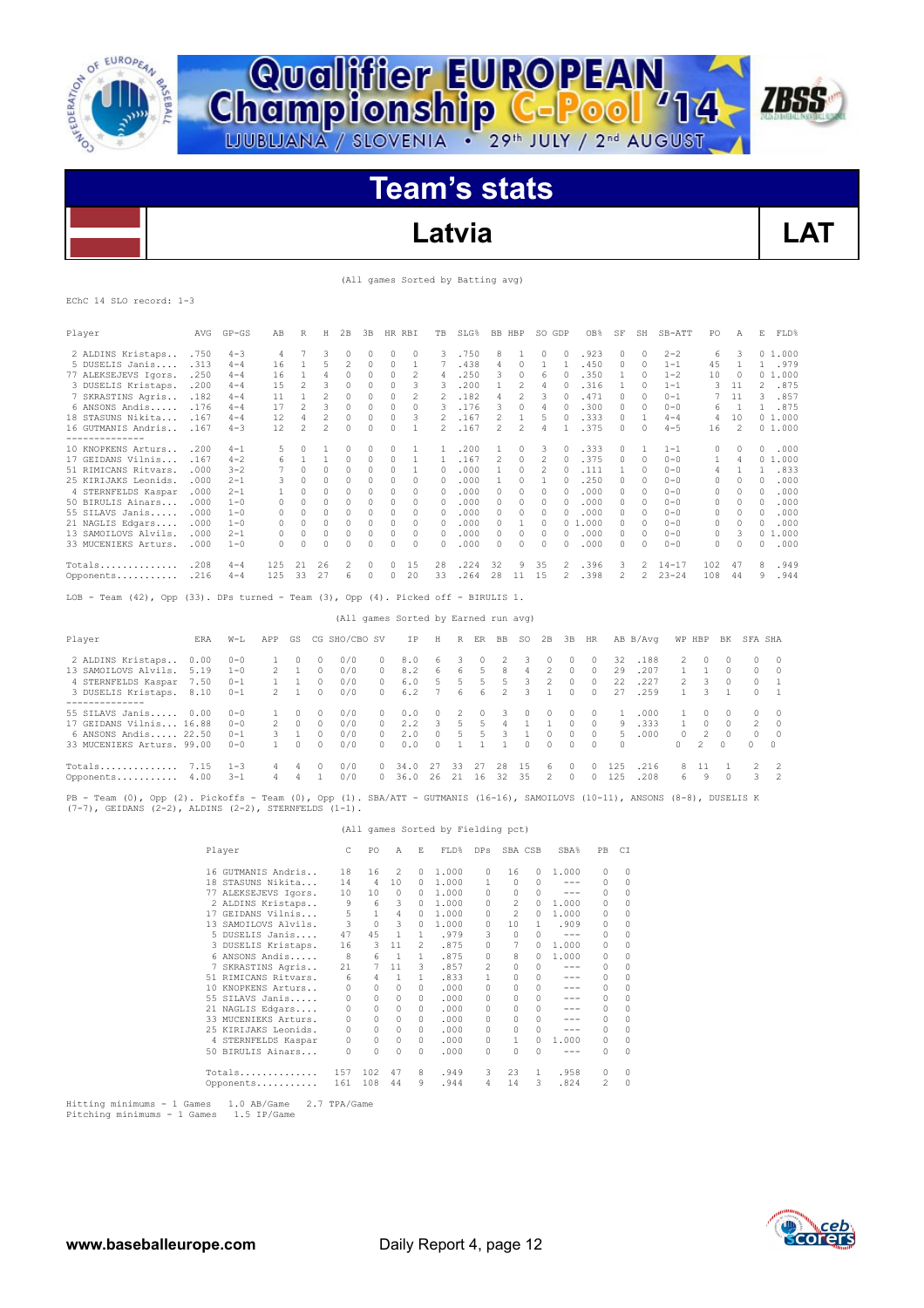# Qualifier EUROPEAN Championship C-Pool '14

LJUBLJANA / SLOVENIA • 29th JULY / 2nd AUGUST

## Team's stats

## Latvia — LAT

(All games Sorted by Batting avg)

EChC 14 SLO record: 1-3

| Player | AVG | GP-GS | AB | R | H | 2B | 3B | HR | RBI | TB | SLG% | BB | HBP | SO | GDP | OB% | SF | SH | SB-ATT | PO | A | E | FLD% |
|---|---|---|---|---|---|---|---|---|---|---|---|---|---|---|---|---|---|---|---|---|---|---|---|
| 2 ALDINS Kristaps.. | .750 | 4-3 | 4 | 7 | 3 | 0 | 0 | 0 | 0 | 3 | .750 | 8 | 1 | 0 | 0 | .923 | 0 | 0 | 2-2 | 6 | 3 | 0 | 1.000 |
| 5 DUSELIS Janis.... | .313 | 4-4 | 16 | 1 | 5 | 2 | 0 | 0 | 1 | 7 | .438 | 4 | 0 | 1 | 1 | .450 | 0 | 0 | 1-1 | 45 | 1 | 1 | .979 |
| 77 ALEKSEJEVS Igors. | .250 | 4-4 | 16 | 1 | 4 | 0 | 0 | 0 | 2 | 4 | .250 | 3 | 0 | 6 | 0 | .350 | 1 | 0 | 1-2 | 10 | 0 | 0 | 1.000 |
| 3 DUSELIS Kristaps. | .200 | 4-4 | 15 | 2 | 3 | 0 | 0 | 0 | 3 | 3 | .200 | 1 | 2 | 4 | 0 | .316 | 1 | 0 | 1-1 | 3 | 11 | 2 | .875 |
| 7 SKRASTINS Agris.. | .182 | 4-4 | 11 | 1 | 2 | 0 | 0 | 0 | 2 | 2 | .182 | 4 | 2 | 3 | 0 | .471 | 0 | 0 | 0-1 | 7 | 11 | 3 | .857 |
| 6 ANSONS Andis..... | .176 | 4-4 | 17 | 2 | 3 | 0 | 0 | 0 | 0 | 3 | .176 | 3 | 0 | 4 | 0 | .300 | 0 | 0 | 0-0 | 6 | 1 | 1 | .875 |
| 18 STASUNS Nikita... | .167 | 4-4 | 12 | 4 | 2 | 0 | 0 | 0 | 3 | 2 | .167 | 2 | 1 | 5 | 0 | .333 | 0 | 1 | 4-4 | 4 | 10 | 0 | 1.000 |
| 16 GUTMANIS Andris.. | .167 | 4-3 | 12 | 2 | 2 | 0 | 0 | 0 | 1 | 2 | .167 | 2 | 2 | 4 | 1 | .375 | 0 | 0 | 4-5 | 16 | 2 | 0 | 1.000 |
| 10 KNOPKENS Arturs.. | .200 | 4-1 | 5 | 0 | 1 | 0 | 0 | 0 | 1 | 1 | .200 | 1 | 0 | 3 | 0 | .333 | 0 | 1 | 1-1 | 0 | 0 | 0 | .000 |
| 17 GEIDANS Vilnis... | .167 | 4-2 | 6 | 1 | 1 | 0 | 0 | 0 | 1 | 1 | .167 | 2 | 0 | 2 | 0 | .375 | 0 | 0 | 0-0 | 1 | 4 | 0 | 1.000 |
| 51 RIMICANS Ritvars. | .000 | 3-2 | 7 | 0 | 0 | 0 | 0 | 0 | 1 | 0 | .000 | 1 | 0 | 2 | 0 | .111 | 1 | 0 | 0-0 | 4 | 1 | 1 | .833 |
| 25 KIRIJAKS Leonids. | .000 | 2-1 | 3 | 0 | 0 | 0 | 0 | 0 | 0 | 0 | .000 | 1 | 0 | 1 | 0 | .250 | 0 | 0 | 0-0 | 0 | 0 | 0 | .000 |
| 4 STERNFELDS Kaspar | .000 | 2-1 | 1 | 0 | 0 | 0 | 0 | 0 | 0 | 0 | .000 | 0 | 0 | 0 | 0 | .000 | 0 | 0 | 0-0 | 0 | 0 | 0 | .000 |
| 50 BIRULIS Ainars... | .000 | 1-0 | 0 | 0 | 0 | 0 | 0 | 0 | 0 | 0 | .000 | 0 | 0 | 0 | 0 | .000 | 0 | 0 | 0-0 | 0 | 0 | 0 | .000 |
| 55 SILAVS Janis..... | .000 | 1-0 | 0 | 0 | 0 | 0 | 0 | 0 | 0 | 0 | .000 | 0 | 0 | 0 | 0 | .000 | 0 | 0 | 0-0 | 0 | 0 | 0 | .000 |
| 21 NAGLIS Edgars.... | .000 | 1-0 | 0 | 0 | 0 | 0 | 0 | 0 | 0 | 0 | .000 | 0 | 1 | 0 | 0 | 1.000 | 0 | 0 | 0-0 | 0 | 0 | 0 | .000 |
| 13 SAMOILOVS Alvils. | .000 | 2-1 | 0 | 0 | 0 | 0 | 0 | 0 | 0 | 0 | .000 | 0 | 0 | 0 | 0 | .000 | 0 | 0 | 0-0 | 0 | 3 | 0 | 1.000 |
| 33 MUCENIEKS Arturs. | .000 | 1-0 | 0 | 0 | 0 | 0 | 0 | 0 | 0 | 0 | .000 | 0 | 0 | 0 | 0 | .000 | 0 | 0 | 0-0 | 0 | 0 | 0 | .000 |
| Totals.............. | .208 | 4-4 | 125 | 21 | 26 | 2 | 0 | 0 | 15 | 28 | .224 | 32 | 9 | 35 | 2 | .396 | 3 | 2 | 14-17 | 102 | 47 | 8 | .949 |
| Opponents........... | .216 | 4-4 | 125 | 33 | 27 | 6 | 0 | 0 | 20 | 33 | .264 | 28 | 11 | 15 | 2 | .398 | 2 | 2 | 23-24 | 108 | 44 | 9 | .944 |

LOB - Team (42), Opp (33). DPs turned - Team (3), Opp (4). Picked off - BIRULIS 1.

(All games Sorted by Earned run avg)

| Player | ERA | W-L | APP | GS | CG | SHO/CBO | SV | IP | H | R | ER | BB | SO | 2B | 3B | HR | AB | B/Avg | WP | HBP | BK | SFA | SHA |
|---|---|---|---|---|---|---|---|---|---|---|---|---|---|---|---|---|---|---|---|---|---|---|---|
| 2 ALDINS Kristaps.. | 0.00 | 0-0 | 1 | 0 | 0 | 0/0 | 0 | 8.0 | 6 | 3 | 0 | 2 | 3 | 0 | 0 | 0 | 32 | .188 | 2 | 0 | 0 | 0 | 0 |
| 13 SAMOILOVS Alvils. | 5.19 | 1-0 | 2 | 1 | 0 | 0/0 | 0 | 8.2 | 6 | 6 | 5 | 8 | 4 | 2 | 0 | 0 | 29 | .207 | 1 | 1 | 0 | 0 | 0 |
| 4 STERNFELDS Kaspar | 7.50 | 0-1 | 1 | 1 | 0 | 0/0 | 0 | 6.0 | 5 | 5 | 5 | 5 | 3 | 2 | 0 | 0 | 22 | .227 | 2 | 3 | 0 | 0 | 1 |
| 3 DUSELIS Kristaps. | 8.10 | 0-1 | 2 | 1 | 0 | 0/0 | 0 | 6.2 | 7 | 6 | 6 | 2 | 3 | 1 | 0 | 0 | 27 | .259 | 1 | 3 | 1 | 0 | 1 |
| 55 SILAVS Janis..... | 0.00 | 0-0 | 1 | 0 | 0 | 0/0 | 0 | 0.0 | 0 | 2 | 0 | 3 | 0 | 0 | 0 | 0 | 1 | .000 | 1 | 0 | 0 | 0 | 0 |
| 17 GEIDANS Vilnis... | 16.88 | 0-0 | 2 | 0 | 0 | 0/0 | 0 | 2.2 | 3 | 5 | 5 | 4 | 1 | 1 | 0 | 0 | 9 | .333 | 1 | 0 | 0 | 2 | 0 |
| 6 ANSONS Andis..... | 22.50 | 0-0 | 3 | 1 | 0 | 0/0 | 0 | 2.0 | 0 | 5 | 5 | 3 | 1 | 0 | 0 | 0 | 5 | .000 | 0 | 2 | 0 | 0 | 0 |
| 33 MUCENIEKS Arturs. | 99.00 | 0-0 | 1 | 0 | 0 | 0/0 | 0 | 0.0 | 0 | 1 | 1 | 1 | 0 | 0 | 0 | 0 | 0 | | 0 | 2 | 0 | 0 | 0 |
| Totals.............. | 7.15 | 1-3 | 4 | 4 | 0 | 0/0 | 0 | 34.0 | 27 | 33 | 27 | 28 | 15 | 6 | 0 | 0 | 125 | .216 | 8 | 11 | 1 | 2 | 2 |
| Opponents........... | 4.00 | 3-1 | 4 | 4 | 1 | 0/0 | 0 | 36.0 | 26 | 21 | 16 | 32 | 35 | 2 | 0 | 0 | 125 | .208 | 6 | 9 | 0 | 3 | 2 |

PB - Team (0), Opp (2). Pickoffs - Team (0), Opp (1). SBA/ATT - GUTMANIS (16-16), SAMOILOVS (10-11), ANSONS (8-8), DUSELIS K (7-7), GEIDANS (2-2), ALDINS (2-2), STERNFELDS (1-1).

(All games Sorted by Fielding pct)

| Player | C | PO | A | E | FLD% | DPs | SBA | CSB | SBA% | PB | CI |
|---|---|---|---|---|---|---|---|---|---|---|---|
| 16 GUTMANIS Andris.. | 18 | 16 | 2 | 0 | 1.000 | 0 | 16 | 0 | 1.000 | 0 | 0 |
| 18 STASUNS Nikita... | 14 | 4 | 10 | 0 | 1.000 | 1 | 0 | 0 | --- | 0 | 0 |
| 77 ALEKSEJEVS Igors. | 10 | 10 | 0 | 0 | 1.000 | 0 | 0 | 0 | --- | 0 | 0 |
| 2 ALDINS Kristaps.. | 9 | 6 | 3 | 0 | 1.000 | 0 | 2 | 0 | 1.000 | 0 | 0 |
| 17 GEIDANS Vilnis... | 5 | 1 | 4 | 0 | 1.000 | 0 | 2 | 0 | 1.000 | 0 | 0 |
| 13 SAMOILOVS Alvils. | 3 | 0 | 3 | 0 | 1.000 | 0 | 10 | 1 | .909 | 0 | 0 |
| 5 DUSELIS Janis.... | 47 | 45 | 1 | 1 | .979 | 3 | 0 | 0 | --- | 0 | 0 |
| 3 DUSELIS Kristaps. | 16 | 3 | 11 | 2 | .875 | 0 | 7 | 0 | 1.000 | 0 | 0 |
| 6 ANSONS Andis..... | 8 | 6 | 1 | 1 | .875 | 0 | 8 | 0 | 1.000 | 0 | 0 |
| 7 SKRASTINS Agris.. | 21 | 7 | 11 | 3 | .857 | 2 | 0 | 0 | --- | 0 | 0 |
| 51 RIMICANS Ritvars. | 6 | 4 | 1 | 1 | .833 | 1 | 0 | 0 | --- | 0 | 0 |
| 10 KNOPKENS Arturs.. | 0 | 0 | 0 | 0 | .000 | 0 | 0 | 0 | --- | 0 | 0 |
| 55 SILAVS Janis..... | 0 | 0 | 0 | 0 | .000 | 0 | 0 | 0 | --- | 0 | 0 |
| 21 NAGLIS Edgars.... | 0 | 0 | 0 | 0 | .000 | 0 | 0 | 0 | --- | 0 | 0 |
| 33 MUCENIEKS Arturs. | 0 | 0 | 0 | 0 | .000 | 0 | 0 | 0 | --- | 0 | 0 |
| 25 KIRIJAKS Leonids. | 0 | 0 | 0 | 0 | .000 | 0 | 0 | 0 | --- | 0 | 0 |
| 4 STERNFELDS Kaspar | 0 | 0 | 0 | 0 | .000 | 0 | 1 | 0 | 1.000 | 0 | 0 |
| 50 BIRULIS Ainars... | 0 | 0 | 0 | 0 | .000 | 0 | 0 | 0 | --- | 0 | 0 |
| Totals.............. | 157 | 102 | 47 | 8 | .949 | 3 | 23 | 1 | .958 | 0 | 0 |
| Opponents........... | 161 | 108 | 44 | 9 | .944 | 4 | 14 | 3 | .824 | 2 | 0 |

Hitting minimums - 1 Games 1.0 AB/Game 2.7 TPA/Game
Pitching minimums - 1 Games 1.5 IP/Game

www.baseballeurope.com — Daily Report 4, page 12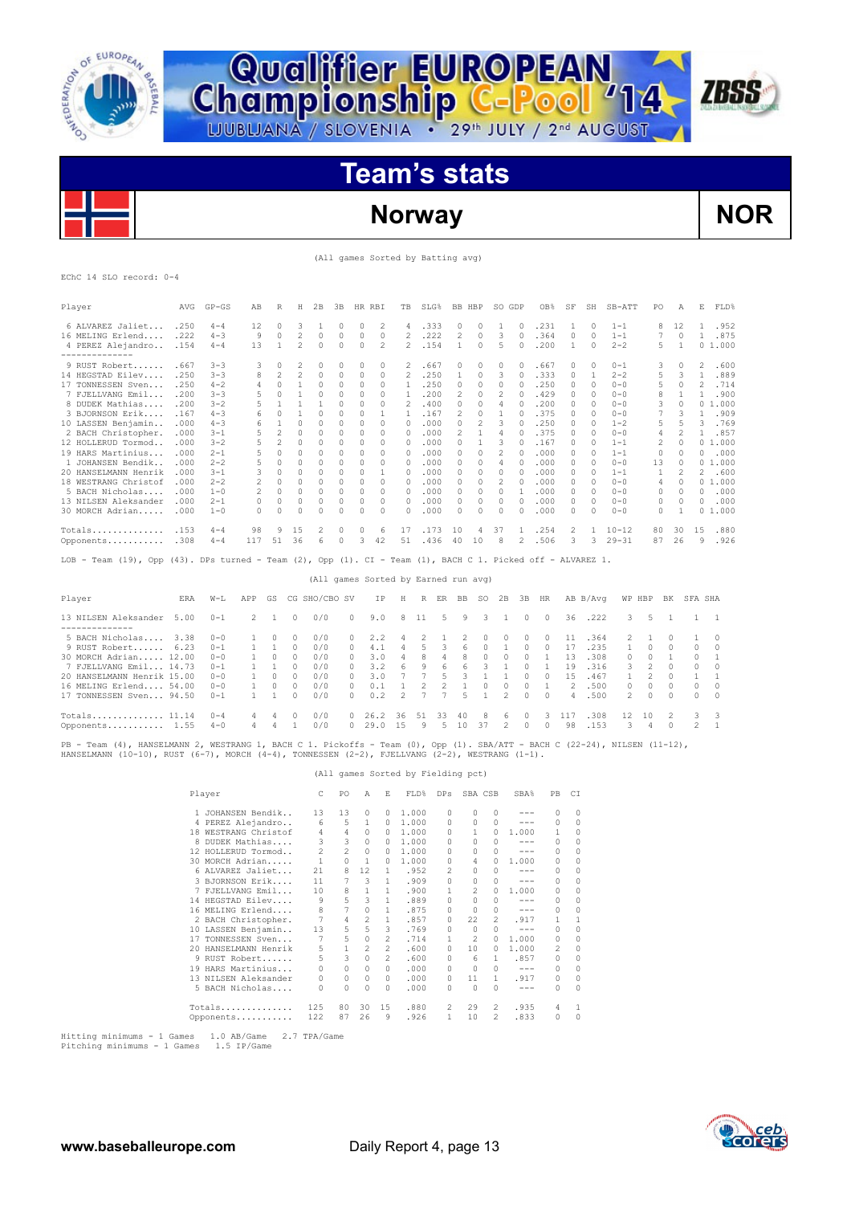# Qualifier EUROPEAN Championship C-Pool '14

LJUBLJANA / SLOVENIA • 29th JULY / 2nd AUGUST

## Team's stats

## Norway — NOR

(All games Sorted by Batting avg)

EChC 14 SLO record: 0-4

| Player | AVG | GP-GS | AB | R | H | 2B | 3B | HR | RBI | TB | SLG% | BB | HBP | SO | GDP | OB% | SF | SH | SB-ATT | PO | A | E | FLD% |
|---|---|---|---|---|---|---|---|---|---|---|---|---|---|---|---|---|---|---|---|---|---|---|---|
| 6 ALVAREZ Jaliet... | .250 | 4-4 | 12 | 0 | 3 | 1 | 0 | 0 | 2 | 4 | .333 | 0 | 0 | 1 | 0 | .231 | 1 | 0 | 1-1 | 8 | 12 | 1 | .952 |
| 16 MELING Erlend.... | .222 | 4-3 | 9 | 0 | 2 | 0 | 0 | 0 | 0 | 2 | .222 | 2 | 0 | 3 | 0 | .364 | 0 | 0 | 1-1 | 7 | 0 | 1 | .875 |
| 4 PEREZ Alejandro... | .154 | 4-4 | 13 | 1 | 2 | 0 | 0 | 0 | 2 | 2 | .154 | 1 | 0 | 5 | 0 | .200 | 1 | 0 | 2-2 | 5 | 1 | 0 | 1.000 |
| 9 RUST Robert...... | .667 | 3-3 | 3 | 0 | 2 | 0 | 0 | 0 | 0 | 2 | .667 | 0 | 0 | 0 | 0 | .667 | 0 | 0 | 0-1 | 3 | 0 | 2 | .600 |
| 14 HEGSTAD Eilev.... | .250 | 3-3 | 8 | 2 | 2 | 0 | 0 | 0 | 0 | 2 | .250 | 1 | 0 | 3 | 0 | .333 | 0 | 1 | 2-2 | 5 | 3 | 1 | .889 |
| 17 TONNESSEN Sven.... | .250 | 4-2 | 4 | 0 | 1 | 0 | 0 | 0 | 0 | 1 | .250 | 0 | 0 | 0 | 0 | .250 | 0 | 0 | 0-0 | 5 | 0 | 2 | .714 |
| 7 FJELLVANG Emil.... | .200 | 3-3 | 5 | 0 | 1 | 0 | 0 | 0 | 0 | 1 | .200 | 2 | 0 | 2 | 0 | .429 | 0 | 0 | 0-0 | 8 | 1 | 1 | .900 |
| 8 DUDEK Mathias.... | .200 | 3-2 | 5 | 1 | 1 | 1 | 0 | 0 | 0 | 2 | .400 | 0 | 0 | 4 | 0 | .200 | 0 | 0 | 0-0 | 3 | 0 | 0 | 1.000 |
| 3 BJORNSON Erik.... | .167 | 4-3 | 6 | 0 | 1 | 0 | 0 | 0 | 1 | 1 | .167 | 2 | 0 | 1 | 0 | .375 | 0 | 0 | 0-0 | 7 | 3 | 1 | .909 |
| 10 LASSEN Benjamin... | .000 | 4-3 | 6 | 1 | 0 | 0 | 0 | 0 | 0 | 0 | .000 | 0 | 2 | 3 | 0 | .250 | 0 | 0 | 1-2 | 5 | 5 | 3 | .769 |
| 2 BACH Christopher. | .000 | 3-1 | 5 | 2 | 0 | 0 | 0 | 0 | 0 | 0 | .000 | 2 | 1 | 4 | 0 | .375 | 0 | 0 | 0-0 | 4 | 2 | 1 | .857 |
| 12 HOLLERUD Tormod... | .000 | 3-2 | 5 | 2 | 0 | 0 | 0 | 0 | 0 | 0 | .000 | 0 | 1 | 3 | 0 | .167 | 0 | 0 | 1-1 | 2 | 0 | 0 | 1.000 |
| 19 HARS Martinius.... | .000 | 2-1 | 5 | 0 | 0 | 0 | 0 | 0 | 0 | 0 | .000 | 0 | 0 | 2 | 0 | .000 | 0 | 0 | 1-1 | 0 | 0 | 0 | .000 |
| 1 JOHANSEN Bendik... | .000 | 2-2 | 5 | 0 | 0 | 0 | 0 | 0 | 0 | 0 | .000 | 0 | 0 | 4 | 0 | .000 | 0 | 0 | 0-0 | 13 | 0 | 0 | 1.000 |
| 20 HANSELMANN Henrik | .000 | 3-1 | 3 | 0 | 0 | 0 | 0 | 0 | 1 | 0 | .000 | 0 | 0 | 0 | 0 | .000 | 0 | 0 | 1-1 | 1 | 2 | 2 | .600 |
| 18 WESTRANG Christof | .000 | 2-2 | 2 | 0 | 0 | 0 | 0 | 0 | 0 | 0 | .000 | 0 | 0 | 2 | 0 | .000 | 0 | 0 | 0-0 | 4 | 0 | 0 | 1.000 |
| 5 BACH Nicholas..... | .000 | 1-0 | 2 | 0 | 0 | 0 | 0 | 0 | 0 | 0 | .000 | 0 | 0 | 0 | 1 | .000 | 0 | 0 | 0-0 | 0 | 0 | 0 | .000 |
| 13 NILSEN Aleksander | .000 | 2-1 | 0 | 0 | 0 | 0 | 0 | 0 | 0 | 0 | .000 | 0 | 0 | 0 | 0 | .000 | 0 | 0 | 0-0 | 0 | 0 | 0 | .000 |
| 30 MORCH Adrian...... | .000 | 1-0 | 0 | 0 | 0 | 0 | 0 | 0 | 0 | 0 | .000 | 0 | 0 | 0 | 0 | .000 | 0 | 0 | 0-0 | 0 | 1 | 0 | 1.000 |
| Totals.............. | .153 | 4-4 | 98 | 9 | 15 | 2 | 0 | 0 | 6 | 17 | .173 | 10 | 4 | 37 | 1 | .254 | 2 | 1 | 10-12 | 80 | 30 | 15 | .880 |
| Opponents........... | .308 | 4-4 | 117 | 51 | 36 | 6 | 0 | 3 | 42 | 51 | .436 | 40 | 10 | 8 | 2 | .506 | 3 | 3 | 29-31 | 87 | 26 | 9 | .926 |

LOB - Team (19), Opp (43). DPs turned - Team (2), Opp (1). CI - Team (1), BACH C 1. Picked off - ALVAREZ 1.

(All games Sorted by Earned run avg)

| Player | ERA | W-L | APP | GS | CG | SHO/CBO | SV | IP | H | R | ER | BB | SO | 2B | 3B | HR | AB | B/Avg | WP | HBP | BK | SFA | SHA |
|---|---|---|---|---|---|---|---|---|---|---|---|---|---|---|---|---|---|---|---|---|---|---|---|
| 13 NILSEN Aleksander | 5.00 | 0-1 | 2 | 1 | 0 | 0/0 | 0 | 9.0 | 8 | 11 | 5 | 9 | 3 | 1 | 0 | 0 | 36 | .222 | 3 | 5 | 1 | 1 | 1 |
| 5 BACH Nicholas..... | 3.38 | 0-0 | 1 | 0 | 0 | 0/0 | 0 | 2.2 | 4 | 2 | 1 | 2 | 0 | 0 | 0 | 0 | 11 | .364 | 2 | 1 | 0 | 1 | 0 |
| 9 RUST Robert...... | 6.23 | 0-1 | 1 | 1 | 0 | 0/0 | 0 | 4.1 | 4 | 5 | 3 | 6 | 0 | 1 | 0 | 0 | 17 | .235 | 1 | 0 | 0 | 0 | 0 |
| 30 MORCH Adrian..... | 12.00 | 0-0 | 1 | 0 | 0 | 0/0 | 0 | 3.0 | 4 | 8 | 4 | 8 | 0 | 0 | 0 | 1 | 13 | .308 | 0 | 0 | 1 | 0 | 1 |
| 7 FJELLVANG Emil.... | 14.73 | 0-1 | 1 | 1 | 0 | 0/0 | 0 | 3.2 | 6 | 9 | 6 | 6 | 3 | 1 | 0 | 1 | 19 | .316 | 3 | 2 | 0 | 0 | 0 |
| 20 HANSELMANN Henrik | 15.00 | 0-0 | 1 | 0 | 0 | 0/0 | 0 | 3.0 | 7 | 7 | 5 | 3 | 1 | 1 | 0 | 0 | 15 | .467 | 1 | 2 | 0 | 1 | 1 |
| 16 MELING Erlend.... | 54.00 | 0-0 | 1 | 0 | 0 | 0/0 | 0 | 0.1 | 1 | 2 | 2 | 1 | 0 | 0 | 0 | 1 | 2 | .500 | 0 | 0 | 0 | 0 | 0 |
| 17 TONNESSEN Sven... | 94.50 | 0-1 | 1 | 1 | 0 | 0/0 | 0 | 0.2 | 2 | 7 | 7 | 5 | 1 | 2 | 0 | 0 | 4 | .500 | 2 | 0 | 0 | 0 | 0 |
| Totals.............. | 11.14 | 0-4 | 4 | 4 | 0 | 0/0 | 0 | 26.2 | 36 | 51 | 33 | 40 | 8 | 6 | 0 | 3 | 117 | .308 | 12 | 10 | 2 | 3 | 3 |
| Opponents........... | 1.55 | 4-0 | 4 | 4 | 1 | 0/0 | 0 | 29.0 | 15 | 9 | 5 | 10 | 37 | 2 | 0 | 0 | 98 | .153 | 3 | 4 | 0 | 2 | 1 |

PB - Team (4), HANSELMANN 2, WESTRANG 1, BACH C 1. Pickoffs - Team (0), Opp (1). SBA/ATT - BACH C (22-24), NILSEN (11-12), HANSELMANN (10-10), RUST (6-7), MORCH (4-4), TONNESSEN (2-2), FJELLVANG (2-2), WESTRANG (1-1).

(All games Sorted by Fielding pct)

| Player | C | PO | A | E | FLD% | DPs | SBA | CSB | SBA% | PB | CI |
|---|---|---|---|---|---|---|---|---|---|---|---|
| 1 JOHANSEN Bendik.. | 13 | 13 | 0 | 0 | 1.000 | 0 | 0 | 0 | --- | 0 | 0 |
| 4 PEREZ Alejandro.. | 6 | 5 | 1 | 0 | 1.000 | 0 | 0 | 0 | --- | 0 | 0 |
| 18 WESTRANG Christof | 4 | 4 | 0 | 0 | 1.000 | 0 | 1 | 0 | 1.000 | 1 | 0 |
| 8 DUDEK Mathias.... | 3 | 3 | 0 | 0 | 1.000 | 0 | 0 | 0 | --- | 0 | 0 |
| 12 HOLLERUD Tormod.. | 2 | 2 | 0 | 0 | 1.000 | 0 | 0 | 0 | --- | 0 | 0 |
| 30 MORCH Adrian..... | 1 | 0 | 1 | 0 | 1.000 | 0 | 4 | 0 | 1.000 | 0 | 0 |
| 6 ALVAREZ Jaliet... | 21 | 8 | 12 | 1 | .952 | 2 | 0 | 0 | --- | 0 | 0 |
| 3 BJORNSON Erik.... | 11 | 7 | 3 | 1 | .909 | 0 | 0 | 0 | --- | 0 | 0 |
| 7 FJELLVANG Emil... | 10 | 8 | 1 | 1 | .900 | 1 | 2 | 0 | 1.000 | 0 | 0 |
| 14 HEGSTAD Eilev.... | 9 | 5 | 3 | 1 | .889 | 0 | 0 | 0 | --- | 0 | 0 |
| 16 MELING Erlend.... | 8 | 7 | 0 | 1 | .875 | 0 | 0 | 0 | --- | 0 | 0 |
| 2 BACH Christopher. | 7 | 4 | 2 | 1 | .857 | 0 | 22 | 2 | .917 | 1 | 1 |
| 10 LASSEN Benjamin.. | 13 | 5 | 5 | 3 | .769 | 0 | 0 | 0 | --- | 0 | 0 |
| 17 TONNESSEN Sven... | 7 | 5 | 0 | 2 | .714 | 1 | 2 | 0 | 1.000 | 0 | 0 |
| 20 HANSELMANN Henrik | 5 | 1 | 2 | 2 | .600 | 0 | 10 | 0 | 1.000 | 2 | 0 |
| 9 RUST Robert...... | 5 | 3 | 0 | 2 | .600 | 0 | 6 | 1 | .857 | 0 | 0 |
| 19 HARS Martinius... | 0 | 0 | 0 | 0 | .000 | 0 | 0 | 0 | --- | 0 | 0 |
| 13 NILSEN Aleksander | 0 | 0 | 0 | 0 | .000 | 0 | 11 | 1 | .917 | 0 | 0 |
| 5 BACH Nicholas.... | 0 | 0 | 0 | 0 | .000 | 0 | 0 | 0 | --- | 0 | 0 |
| Totals.............. | 125 | 80 | 30 | 15 | .880 | 2 | 29 | 2 | .935 | 4 | 1 |
| Opponents........... | 122 | 87 | 26 | 9 | .926 | 1 | 10 | 2 | .833 | 0 | 0 |

Hitting minimums - 1 Games 1.0 AB/Game 2.7 TPA/Game
Pitching minimums - 1 Games 1.5 IP/Game

www.baseballeurope.com — Daily Report 4, page 13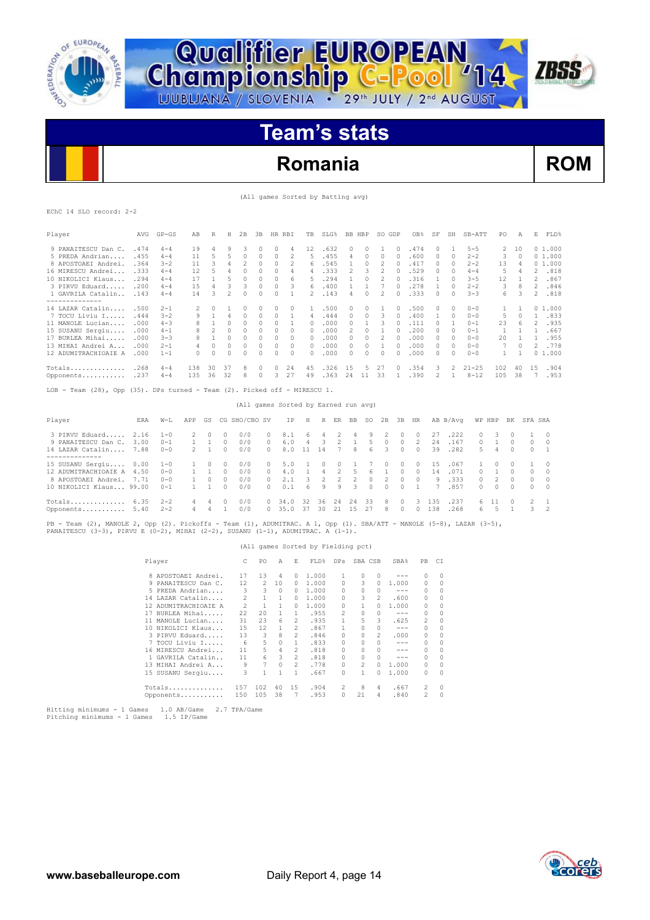# Qualifier EUROPEAN Championship C-Pool '14

LJUBLJANA / SLOVENIA • 29th JULY / 2nd AUGUST

## Team's stats

## Romania ROM

(All games Sorted by Batting avg)

EChC 14 SLO record: 2-2

| Player | AVG | GP-GS | AB | R | H | 2B | 3B | HR | RBI | TB | SLG% | BB | HBP | SO | GDP | OB% | SF | SH | SB-ATT | PO | A | E | FLD% |
|---|---|---|---|---|---|---|---|---|---|---|---|---|---|---|---|---|---|---|---|---|---|---|---|
| 9 PANAITESCU Dan C. | .474 | 4-4 | 19 | 4 | 9 | 3 | 0 | 0 | 4 | 12 | .632 | 0 | 0 | 1 | 0 | .474 | 0 | 1 | 5-5 | 2 | 10 | 0 | 1.000 |
| 5 PREDA Andrian.... | .455 | 4-4 | 11 | 5 | 5 | 0 | 0 | 0 | 2 | 5 | .455 | 4 | 0 | 0 | 0 | .600 | 0 | 0 | 2-2 | 3 | 0 | 0 | 1.000 |
| 8 APOSTOAEI Andrei. | .364 | 3-2 | 11 | 3 | 4 | 2 | 0 | 0 | 2 | 6 | .545 | 1 | 0 | 2 | 0 | .417 | 0 | 0 | 2-2 | 13 | 4 | 0 | 1.000 |
| 16 MIRESCU Andrei... | .333 | 4-4 | 12 | 5 | 4 | 0 | 0 | 0 | 4 | 4 | .333 | 2 | 3 | 2 | 0 | .529 | 0 | 0 | 4-4 | 5 | 4 | 2 | .818 |
| 10 NIKOLICI Klaus... | .294 | 4-4 | 17 | 1 | 5 | 0 | 0 | 0 | 6 | 5 | .294 | 1 | 0 | 2 | 0 | .316 | 1 | 0 | 3-5 | 12 | 1 | 2 | .867 |
| 3 PIRVU Eduard..... | .200 | 4-4 | 15 | 4 | 3 | 3 | 0 | 0 | 3 | 6 | .400 | 1 | 1 | 7 | 0 | .278 | 1 | 0 | 2-2 | 3 | 8 | 2 | .846 |
| 1 GAVRILA Catalin... | .143 | 4-4 | 14 | 3 | 2 | 0 | 0 | 0 | 1 | 2 | .143 | 4 | 0 | 2 | 0 | .333 | 0 | 0 | 3-3 | 6 | 3 | 2 | .818 |
| 14 LAZAR Catalin.... | .500 | 2-1 | 2 | 0 | 1 | 0 | 0 | 0 | 0 | 1 | .500 | 0 | 0 | 1 | 0 | .500 | 0 | 0 | 0-0 | 1 | 1 | 0 | 1.000 |
| 7 TOCU Liviu I...... | .444 | 3-2 | 9 | 1 | 4 | 0 | 0 | 0 | 1 | 4 | .444 | 0 | 0 | 3 | 0 | .400 | 1 | 0 | 0-0 | 5 | 0 | 1 | .833 |
| 11 MANOLE Lucian.... | .000 | 4-3 | 8 | 1 | 0 | 0 | 0 | 0 | 1 | 0 | .000 | 0 | 1 | 3 | 0 | .111 | 0 | 1 | 0-1 | 23 | 6 | 2 | .935 |
| 15 SUSANU Sergiu.... | .000 | 4-1 | 8 | 2 | 0 | 0 | 0 | 0 | 0 | 0 | .000 | 2 | 0 | 1 | 0 | .200 | 0 | 0 | 0-1 | 1 | 1 | 1 | .667 |
| 17 BURLEA Mihai..... | .000 | 3-3 | 8 | 1 | 0 | 0 | 0 | 0 | 0 | 0 | .000 | 0 | 0 | 2 | 0 | .000 | 0 | 0 | 0-0 | 20 | 1 | 1 | .955 |
| 13 MIHAI Andrei A... | .000 | 2-1 | 4 | 0 | 0 | 0 | 0 | 0 | 0 | 0 | .000 | 0 | 0 | 1 | 0 | .000 | 0 | 0 | 0-0 | 7 | 0 | 2 | .778 |
| 12 ADUMITRACHIOAIE A | .000 | 1-1 | 0 | 0 | 0 | 0 | 0 | 0 | 0 | 0 | .000 | 0 | 0 | 0 | 0 | .000 | 0 | 0 | 0-0 | 1 | 1 | 0 | 1.000 |
| Totals.............. | .268 | 4-4 | 138 | 30 | 37 | 8 | 0 | 0 | 24 | 45 | .326 | 15 | 5 | 27 | 0 | .354 | 3 | 2 | 21-25 | 102 | 40 | 15 | .904 |
| Opponents........... | .237 | 4-4 | 135 | 36 | 32 | 8 | 0 | 3 | 27 | 49 | .363 | 24 | 11 | 33 | 1 | .390 | 2 | 1 | 8-12 | 105 | 38 | 7 | .953 |

LOB - Team (28), Opp (35). DPs turned - Team (2). Picked off - MIRESCU 1.

(All games Sorted by Earned run avg)

| Player | ERA | W-L | APP | GS | CG | SHO/CBO | SV | IP | H | R | ER | BB | SO | 2B | 3B | HR | AB | B/Avg | WP | HBP | BK | SFA | SHA |
|---|---|---|---|---|---|---|---|---|---|---|---|---|---|---|---|---|---|---|---|---|---|---|---|
| 3 PIRVU Eduard..... | 2.16 | 1-0 | 2 | 0 | 0 | 0/0 | 0 | 8.1 | 6 | 4 | 2 | 4 | 9 | 2 | 0 | 0 | 27 | .222 | 0 | 3 | 0 | 1 | 0 |
| 9 PANAITESCU Dan C. | 3.00 | 0-1 | 1 | 1 | 0 | 0/0 | 0 | 6.0 | 4 | 3 | 2 | 1 | 5 | 0 | 0 | 2 | 24 | .167 | 0 | 1 | 0 | 0 | 0 |
| 14 LAZAR Catalin.... | 7.88 | 0-0 | 2 | 1 | 0 | 0/0 | 0 | 8.0 | 11 | 14 | 7 | 8 | 6 | 3 | 0 | 0 | 39 | .282 | 5 | 4 | 0 | 0 | 1 |
| 15 SUSANU Sergiu.... | 0.00 | 1-0 | 1 | 0 | 0 | 0/0 | 0 | 5.0 | 1 | 0 | 0 | 1 | 7 | 0 | 0 | 0 | 15 | .067 | 1 | 0 | 0 | 1 | 0 |
| 12 ADUMITRACHIOAIE A | 4.50 | 0-0 | 1 | 1 | 0 | 0/0 | 0 | 4.0 | 1 | 4 | 2 | 5 | 6 | 1 | 0 | 0 | 14 | .071 | 0 | 1 | 0 | 0 | 0 |
| 8 APOSTOAEI Andrei. | 7.71 | 0-0 | 1 | 0 | 0 | 0/0 | 0 | 2.1 | 3 | 2 | 2 | 2 | 0 | 2 | 0 | 0 | 9 | .333 | 0 | 2 | 0 | 0 | 0 |
| 10 NIKOLICI Klaus... | 99.00 | 0-1 | 1 | 1 | 0 | 0/0 | 0 | 0.1 | 6 | 9 | 9 | 3 | 0 | 0 | 0 | 1 | 7 | .857 | 0 | 0 | 0 | 0 | 0 |
| Totals.............. | 6.35 | 2-2 | 4 | 4 | 0 | 0/0 | 0 | 34.0 | 32 | 36 | 24 | 24 | 33 | 8 | 0 | 3 | 135 | .237 | 6 | 11 | 0 | 2 | 1 |
| Opponents........... | 5.40 | 2-2 | 4 | 4 | 1 | 0/0 | 0 | 35.0 | 37 | 30 | 21 | 15 | 27 | 8 | 0 | 0 | 138 | .268 | 6 | 5 | 1 | 3 | 2 |

PB - Team (2), MANOLE 2, Opp (2). Pickoffs - Team (1), ADUMITRAC. A 1, Opp (1). SBA/ATT - MANOLE (5-8), LAZAR (3-5), PANAITESCU (3-3), PIRVU E (0-2), MIHAI (2-2), SUSANU (1-1), ADUMITRAC. A (1-1).

(All games Sorted by Fielding pct)

| Player | C | PO | A | E | FLD% | DPs | SBA | CSB | SBA% | PB | CI |
|---|---|---|---|---|---|---|---|---|---|---|---|
| 8 APOSTOAEI Andrei. | 17 | 13 | 4 | 0 | 1.000 | 1 | 0 | 0 | --- | 0 | 0 |
| 9 PANAITESCU Dan C. | 12 | 2 | 10 | 0 | 1.000 | 0 | 3 | 0 | 1.000 | 0 | 0 |
| 5 PREDA Andrian.... | 3 | 3 | 0 | 0 | 1.000 | 0 | 0 | 0 | --- | 0 | 0 |
| 14 LAZAR Catalin.... | 2 | 1 | 1 | 0 | 1.000 | 0 | 3 | 2 | .600 | 0 | 0 |
| 12 ADUMITRACHIOAIE A | 2 | 1 | 1 | 0 | 1.000 | 0 | 1 | 0 | 1.000 | 0 | 0 |
| 17 BURLEA Mihai..... | 22 | 20 | 1 | 1 | .955 | 2 | 0 | 0 | --- | 0 | 0 |
| 11 MANOLE Lucian.... | 31 | 23 | 6 | 2 | .935 | 1 | 5 | 3 | .625 | 2 | 0 |
| 10 NIKOLICI Klaus... | 15 | 12 | 1 | 2 | .867 | 1 | 0 | 0 | --- | 0 | 0 |
| 3 PIRVU Eduard..... | 13 | 3 | 8 | 2 | .846 | 0 | 0 | 2 | .000 | 0 | 0 |
| 7 TOCU Liviu I...... | 6 | 5 | 0 | 1 | .833 | 0 | 0 | 0 | --- | 0 | 0 |
| 16 MIRESCU Andrei... | 11 | 5 | 4 | 2 | .818 | 0 | 0 | 0 | --- | 0 | 0 |
| 1 GAVRILA Catalin.. | 11 | 6 | 3 | 2 | .818 | 0 | 0 | 0 | --- | 0 | 0 |
| 13 MIHAI Andrei A... | 9 | 7 | 0 | 2 | .778 | 0 | 2 | 0 | 1.000 | 0 | 0 |
| 15 SUSANU Sergiu.... | 3 | 1 | 1 | 1 | .667 | 0 | 1 | 0 | 1.000 | 0 | 0 |
| Totals.............. | 157 | 102 | 40 | 15 | .904 | 2 | 8 | 4 | .667 | 2 | 0 |
| Opponents........... | 150 | 105 | 38 | 7 | .953 | 0 | 21 | 4 | .840 | 2 | 0 |

Hitting minimums - 1 Games 1.0 AB/Game 2.7 TPA/Game
Pitching minimums - 1 Games 1.5 IP/Game

www.baseballeurope.com Daily Report 4, page 14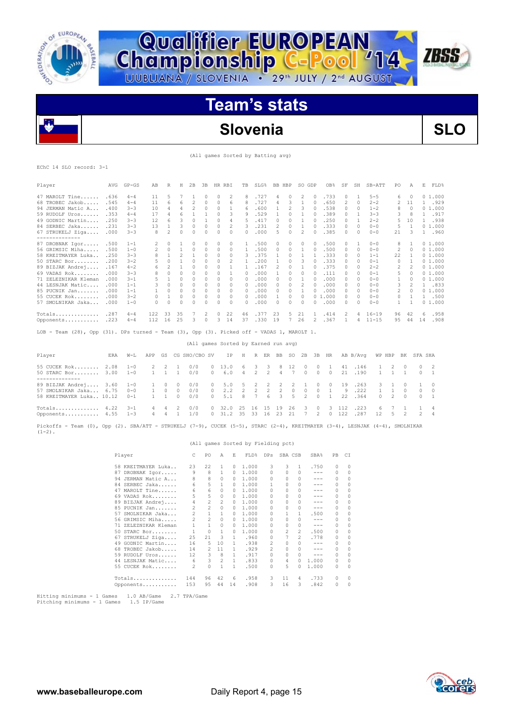# Qualifier EUROPEAN Championship C-Pool '14

LJUBLJANA / SLOVENIA • 29th JULY / 2nd AUGUST

## Team's stats

## Slovenia — SLO

(All games Sorted by Batting avg)

EChC 14 SLO record: 3-1

| Player | AVG | GP-GS | AB | R | H | 2B | 3B | HR | RBI | TB | SLG% | BB | HBP | SO | GDP | OB% | SF | SH | SB-ATT | PO | A | E | FLD% |
|---|---|---|---|---|---|---|---|---|---|---|---|---|---|---|---|---|---|---|---|---|---|---|---|
| 47 MAROLT Tine...... | .636 | 4-4 | 11 | 5 | 7 | 1 | 0 | 0 | 2 | 8 | .727 | 4 | 0 | 2 | 0 | .733 | 0 | 1 | 5-5 | 6 | 0 | 0 | 1.000 |
| 68 TROBEC Jakob..... | .545 | 4-4 | 11 | 6 | 6 | 2 | 0 | 0 | 6 | 8 | .727 | 4 | 3 | 1 | 0 | .650 | 2 | 0 | 2-2 | 2 | 11 | 1 | .929 |
| 94 JERMAN Matic A... | .400 | 3-3 | 10 | 4 | 4 | 2 | 0 | 0 | 1 | 6 | .600 | 1 | 2 | 3 | 0 | .538 | 0 | 0 | 1-2 | 8 | 0 | 0 | 1.000 |
| 59 RUDOLF Uros...... | .353 | 4-4 | 17 | 4 | 6 | 1 | 1 | 0 | 3 | 9 | .529 | 1 | 0 | 1 | 0 | .389 | 0 | 1 | 3-3 | 3 | 8 | 1 | .917 |
| 49 GODNIC Martin.... | .250 | 3-3 | 12 | 6 | 3 | 0 | 1 | 0 | 4 | 5 | .417 | 0 | 0 | 1 | 0 | .250 | 0 | 1 | 2-2 | 5 | 10 | 1 | .938 |
| 84 SERBEC Jaka...... | .231 | 3-3 | 13 | 1 | 3 | 0 | 0 | 0 | 2 | 3 | .231 | 2 | 0 | 1 | 0 | .333 | 0 | 0 | 0-0 | 5 | 1 | 0 | 1.000 |
| 67 STRUKELJ Ziga.... | .000 | 3-3 | 8 | 2 | 0 | 0 | 0 | 0 | 0 | 0 | .000 | 5 | 0 | 2 | 0 | .385 | 0 | 0 | 0-0 | 21 | 3 | 1 | .960 |
| 87 DROBNAK Igor..... | .500 | 1-1 | 2 | 0 | 1 | 0 | 0 | 0 | 0 | 1 | .500 | 0 | 0 | 0 | 0 | .500 | 0 | 1 | 0-0 | 8 | 1 | 0 | 1.000 |
| 56 GRIMSIC Miha..... | .500 | 1-0 | 2 | 0 | 1 | 0 | 0 | 0 | 1 | 1 | .500 | 0 | 0 | 1 | 0 | .500 | 0 | 0 | 0-0 | 2 | 0 | 0 | 1.000 |
| 58 KREITMAYER Luka.. | .250 | 3-3 | 8 | 1 | 2 | 1 | 0 | 0 | 0 | 3 | .375 | 1 | 0 | 1 | 1 | .333 | 0 | 0 | 1-1 | 22 | 1 | 0 | 1.000 |
| 50 STARC Bor........ | .200 | 3-2 | 5 | 0 | 1 | 0 | 0 | 0 | 2 | 1 | .200 | 1 | 0 | 3 | 0 | .333 | 0 | 0 | 0-1 | 0 | 1 | 0 | 1.000 |
| 89 BIZJAK Andrej.... | .167 | 4-2 | 6 | 2 | 1 | 0 | 0 | 0 | 1 | 1 | .167 | 2 | 0 | 1 | 0 | .375 | 0 | 0 | 2-2 | 2 | 2 | 0 | 1.000 |
| 69 VADAS Rok........ | .000 | 3-3 | 8 | 0 | 0 | 0 | 0 | 0 | 1 | 0 | .000 | 1 | 0 | 0 | 0 | .111 | 0 | 0 | 0-1 | 5 | 0 | 0 | 1.000 |
| 71 ZELEZNIKAR Kleman | .000 | 3-1 | 5 | 1 | 0 | 0 | 0 | 0 | 0 | 0 | .000 | 0 | 0 | 1 | 0 | .000 | 0 | 0 | 0-0 | 1 | 0 | 0 | 1.000 |
| 44 LESNJAK Matic.... | .000 | 1-1 | 3 | 0 | 0 | 0 | 0 | 0 | 0 | 0 | .000 | 0 | 0 | 2 | 0 | .000 | 0 | 0 | 0-0 | 3 | 2 | 1 | .833 |
| 85 PUCNIK Jan....... | .000 | 1-1 | 1 | 0 | 0 | 0 | 0 | 0 | 0 | 0 | .000 | 0 | 0 | 1 | 0 | .000 | 0 | 0 | 0-0 | 2 | 0 | 0 | 1.000 |
| 55 CUCEK Rok........ | .000 | 3-2 | 0 | 1 | 0 | 0 | 0 | 0 | 0 | 0 | .000 | 1 | 0 | 0 | 0 | 1.000 | 0 | 0 | 0-0 | 0 | 1 | 1 | .500 |
| 57 SMOLNIKAR Jaka... | .000 | 1-0 | 0 | 0 | 0 | 0 | 0 | 0 | 0 | 0 | .000 | 0 | 0 | 0 | 0 | .000 | 0 | 0 | 0-0 | 1 | 1 | 0 | 1.000 |
| Totals.............. | .287 | 4-4 | 122 | 33 | 35 | 7 | 2 | 0 | 22 | 46 | .377 | 23 | 5 | 21 | 1 | .414 | 2 | 4 | 16-19 | 96 | 42 | 6 | .958 |
| Opponents........... | .223 | 4-4 | 112 | 16 | 25 | 3 | 0 | 3 | 14 | 37 | .330 | 19 | 7 | 26 | 2 | .367 | 1 | 4 | 11-15 | 95 | 44 | 14 | .908 |

LOB - Team (28), Opp (31). DPs turned - Team (3), Opp (3). Picked off - VADAS 1, MAROLT 1.

(All games Sorted by Earned run avg)

| Player | ERA | W-L | APP | GS | CG | SHO/CBO | SV | IP | H | R | ER | BB | SO | 2B | 3B | HR | AB | B/Avg | WP | HBP | BK | SFA | SHA |
|---|---|---|---|---|---|---|---|---|---|---|---|---|---|---|---|---|---|---|---|---|---|---|---|
| 55 CUCEK Rok........ | 2.08 | 1-0 | 2 | 2 | 1 | 0/0 | 0 | 13.0 | 6 | 3 | 3 | 8 | 12 | 0 | 0 | 1 | 41 | .146 | 1 | 2 | 0 | 0 | 2 |
| 50 STARC Bor........ | 3.00 | 1-0 | 1 | 1 | 1 | 0/0 | 0 | 6.0 | 4 | 2 | 2 | 4 | 7 | 0 | 0 | 0 | 21 | .190 | 1 | 1 | 1 | 0 | 1 |
| 89 BIZJAK Andrej.... | 3.60 | 1-0 | 1 | 0 | 0 | 0/0 | 0 | 5.0 | 5 | 2 | 2 | 2 | 2 | 1 | 0 | 0 | 19 | .263 | 3 | 1 | 0 | 1 | 0 |
| 57 SMOLNIKAR Jaka... | 6.75 | 0-0 | 1 | 0 | 0 | 0/0 | 0 | 2.2 | 2 | 2 | 2 | 2 | 0 | 0 | 0 | 1 | 9 | .222 | 1 | 1 | 0 | 0 | 0 |
| 58 KREITMAYER Luka.. | 10.12 | 0-1 | 1 | 1 | 0 | 0/0 | 0 | 5.1 | 8 | 7 | 6 | 3 | 5 | 2 | 0 | 1 | 22 | .364 | 0 | 2 | 0 | 0 | 1 |
| Totals.............. | 4.22 | 3-1 | 4 | 4 | 2 | 0/0 | 0 | 32.0 | 25 | 16 | 15 | 19 | 26 | 3 | 0 | 3 | 112 | .223 | 6 | 7 | 1 | 1 | 4 |
| Opponents........... | 4.55 | 1-3 | 4 | 4 | 1 | 1/0 | 0 | 31.2 | 35 | 33 | 16 | 23 | 21 | 7 | 2 | 0 | 122 | .287 | 12 | 5 | 2 | 2 | 4 |

Pickoffs - Team (0), Opp (2). SBA/ATT - STRUKELJ (7-9), CUCEK (5-5), STARC (2-4), KREITMAYER (3-4), LESNJAK (4-4), SMOLNIKAR (1-2).

(All games Sorted by Fielding pct)

| Player | C | PO | A | E | FLD% | DPs | SBA | CSB | SBA% | PB | CI |
|---|---|---|---|---|---|---|---|---|---|---|---|
| 58 KREITMAYER Luka.. | 23 | 22 | 1 | 0 | 1.000 | 3 | 3 | 1 | .750 | 0 | 0 |
| 87 DROBNAK Igor..... | 9 | 8 | 1 | 0 | 1.000 | 0 | 0 | 0 | --- | 0 | 0 |
| 94 JERMAN Matic A... | 8 | 8 | 0 | 0 | 1.000 | 0 | 0 | 0 | --- | 0 | 0 |
| 84 SERBEC Jaka...... | 6 | 5 | 1 | 0 | 1.000 | 1 | 0 | 0 | --- | 0 | 0 |
| 47 MAROLT Tine...... | 6 | 6 | 0 | 0 | 1.000 | 0 | 0 | 0 | --- | 0 | 0 |
| 69 VADAS Rok........ | 5 | 5 | 0 | 0 | 1.000 | 0 | 0 | 0 | --- | 0 | 0 |
| 89 BIZJAK Andrej.... | 4 | 2 | 2 | 0 | 1.000 | 0 | 0 | 0 | --- | 0 | 0 |
| 85 PUCNIK Jan....... | 2 | 2 | 0 | 0 | 1.000 | 0 | 0 | 0 | --- | 0 | 0 |
| 57 SMOLNIKAR Jaka... | 2 | 1 | 1 | 0 | 1.000 | 0 | 1 | 1 | .500 | 0 | 0 |
| 56 GRIMSIC Miha..... | 2 | 2 | 0 | 0 | 1.000 | 0 | 0 | 0 | --- | 0 | 0 |
| 71 ZELEZNIKAR Kleman | 1 | 1 | 0 | 0 | 1.000 | 0 | 0 | 0 | --- | 0 | 0 |
| 50 STARC Bor........ | 1 | 0 | 1 | 0 | 1.000 | 0 | 2 | 2 | .500 | 0 | 0 |
| 67 STRUKELJ Ziga.... | 25 | 21 | 3 | 1 | .960 | 0 | 7 | 2 | .778 | 0 | 0 |
| 49 GODNIC Martin.... | 16 | 5 | 10 | 1 | .938 | 2 | 0 | 0 | --- | 0 | 0 |
| 68 TROBEC Jakob..... | 14 | 2 | 11 | 1 | .929 | 2 | 0 | 0 | --- | 0 | 0 |
| 59 RUDOLF Uros...... | 12 | 3 | 8 | 1 | .917 | 0 | 0 | 0 | --- | 0 | 0 |
| 44 LESNJAK Matic.... | 6 | 3 | 2 | 1 | .833 | 0 | 4 | 0 | 1.000 | 0 | 0 |
| 55 CUCEK Rok........ | 2 | 0 | 1 | 1 | .500 | 0 | 5 | 0 | 1.000 | 0 | 0 |
| Totals.............. | 144 | 96 | 42 | 6 | .958 | 3 | 11 | 4 | .733 | 0 | 0 |
| Opponents........... | 153 | 95 | 44 | 14 | .908 | 3 | 16 | 3 | .842 | 0 | 0 |

Hitting minimums - 1 Games 1.0 AB/Game 2.7 TPA/Game
Pitching minimums - 1 Games 1.5 IP/Game

www.baseballeurope.com — Daily Report 4, page 15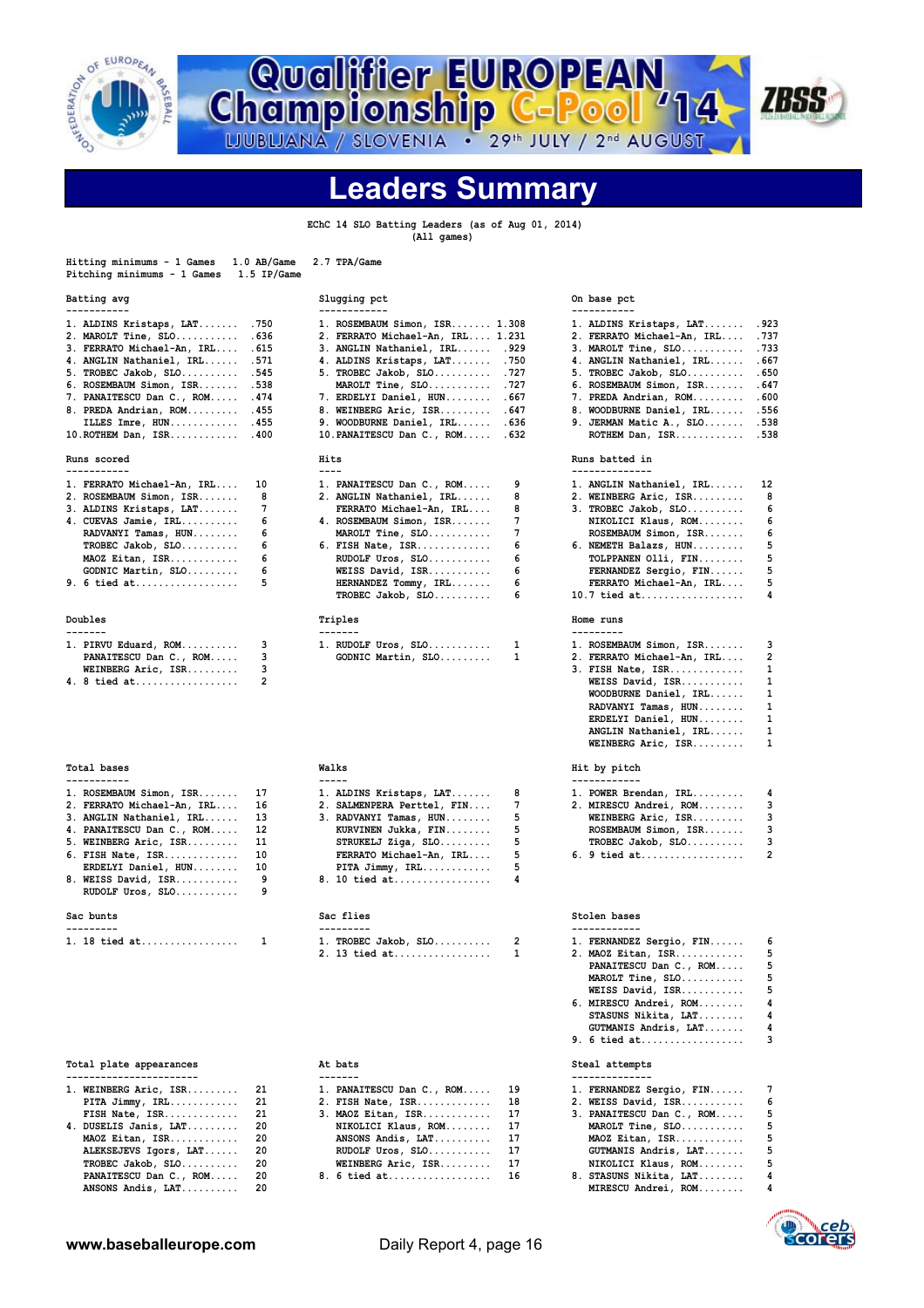# Qualifier EUROPEAN Championship C-Pool '14

LJUBLJANA / SLOVENIA • 29th JULY / 2nd AUGUST

## Leaders Summary

EChC 14 SLO Batting Leaders (as of Aug 01, 2014)
(All games)

Hitting minimums - 1 Games  1.0 AB/Game  2.7 TPA/Game
Pitching minimums - 1 Games  1.5 IP/Game

### Batting avg

| | Player | Value |
|---|---|---|
| 1. | ALDINS Kristaps, LAT | .750 |
| 2. | MAROLT Tine, SLO | .636 |
| 3. | FERRATO Michael-An, IRL | .615 |
| 4. | ANGLIN Nathaniel, IRL | .571 |
| 5. | TROBEC Jakob, SLO | .545 |
| 6. | ROSEMBAUM Simon, ISR | .538 |
| 7. | PANAITESCU Dan C., ROM | .474 |
| 8. | PREDA Andrian, ROM | .455 |
| | ILLES Imre, HUN | .455 |
| 10. | ROTHEM Dan, ISR | .400 |

### Slugging pct

| | Player | Value |
|---|---|---|
| 1. | ROSEMBAUM Simon, ISR | 1.308 |
| 2. | FERRATO Michael-An, IRL | 1.231 |
| 3. | ANGLIN Nathaniel, IRL | .929 |
| 4. | ALDINS Kristaps, LAT | .750 |
| 5. | TROBEC Jakob, SLO | .727 |
| | MAROLT Tine, SLO | .727 |
| 7. | ERDELYI Daniel, HUN | .667 |
| 8. | WEINBERG Aric, ISR | .647 |
| 9. | WOODBURNE Daniel, IRL | .636 |
| 10. | PANAITESCU Dan C., ROM | .632 |

### On base pct

| | Player | Value |
|---|---|---|
| 1. | ALDINS Kristaps, LAT | .923 |
| 2. | FERRATO Michael-An, IRL | .737 |
| 3. | MAROLT Tine, SLO | .733 |
| 4. | ANGLIN Nathaniel, IRL | .667 |
| 5. | TROBEC Jakob, SLO | .650 |
| 6. | ROSEMBAUM Simon, ISR | .647 |
| 7. | PREDA Andrian, ROM | .600 |
| 8. | WOODBURNE Daniel, IRL | .556 |
| 9. | JERMAN Matic A., SLO | .538 |
| | ROTHEM Dan, ISR | .538 |

### Runs scored

| | Player | Value |
|---|---|---|
| 1. | FERRATO Michael-An, IRL | 10 |
| 2. | ROSEMBAUM Simon, ISR | 8 |
| 3. | ALDINS Kristaps, LAT | 7 |
| 4. | CUEVAS Jamie, IRL | 6 |
| | RADVANYI Tamas, HUN | 6 |
| | TROBEC Jakob, SLO | 6 |
| | MAOZ Eitan, ISR | 6 |
| | GODNIC Martin, SLO | 6 |
| 9. | 6 tied at | 5 |

### Hits

| | Player | Value |
|---|---|---|
| 1. | PANAITESCU Dan C., ROM | 9 |
| 2. | ANGLIN Nathaniel, IRL | 8 |
| | FERRATO Michael-An, IRL | 8 |
| 4. | ROSEMBAUM Simon, ISR | 7 |
| | MAROLT Tine, SLO | 7 |
| 6. | FISH Nate, ISR | 6 |
| | RUDOLF Uros, SLO | 6 |
| | WEISS David, ISR | 6 |
| | HERNANDEZ Tommy, IRL | 6 |
| | TROBEC Jakob, SLO | 6 |

### Runs batted in

| | Player | Value |
|---|---|---|
| 1. | ANGLIN Nathaniel, IRL | 12 |
| 2. | WEINBERG Aric, ISR | 8 |
| 3. | TROBEC Jakob, SLO | 6 |
| | NIKOLICI Klaus, ROM | 6 |
| | ROSEMBAUM Simon, ISR | 6 |
| 6. | NEMETH Balazs, HUN | 5 |
| | TOLPPANEN Olli, FIN | 5 |
| | FERNANDEZ Sergio, FIN | 5 |
| | FERRATO Michael-An, IRL | 5 |
| 10. | 7 tied at | 4 |

### Doubles

| | Player | Value |
|---|---|---|
| 1. | PIRVU Eduard, ROM | 3 |
| | PANAITESCU Dan C., ROM | 3 |
| | WEINBERG Aric, ISR | 3 |
| 4. | 8 tied at | 2 |

### Triples

| | Player | Value |
|---|---|---|
| 1. | RUDOLF Uros, SLO | 1 |
| | GODNIC Martin, SLO | 1 |

### Home runs

| | Player | Value |
|---|---|---|
| 1. | ROSEMBAUM Simon, ISR | 3 |
| 2. | FERRATO Michael-An, IRL | 2 |
| 3. | FISH Nate, ISR | 1 |
| | WEISS David, ISR | 1 |
| | WOODBURNE Daniel, IRL | 1 |
| | RADVANYI Tamas, HUN | 1 |
| | ERDELYI Daniel, HUN | 1 |
| | ANGLIN Nathaniel, IRL | 1 |
| | WEINBERG Aric, ISR | 1 |

### Total bases

| | Player | Value |
|---|---|---|
| 1. | ROSEMBAUM Simon, ISR | 17 |
| 2. | FERRATO Michael-An, IRL | 16 |
| 3. | ANGLIN Nathaniel, IRL | 13 |
| 4. | PANAITESCU Dan C., ROM | 12 |
| 5. | WEINBERG Aric, ISR | 11 |
| 6. | FISH Nate, ISR | 10 |
| | ERDELYI Daniel, HUN | 10 |
| 8. | WEISS David, ISR | 9 |
| | RUDOLF Uros, SLO | 9 |

### Walks

| | Player | Value |
|---|---|---|
| 1. | ALDINS Kristaps, LAT | 8 |
| 2. | SALMENPERA Perttel, FIN | 7 |
| 3. | RADVANYI Tamas, HUN | 5 |
| | KURVINEN Jukka, FIN | 5 |
| | STRUKELJ Ziga, SLO | 5 |
| | FERRATO Michael-An, IRL | 5 |
| | PITA Jimmy, IRL | 5 |
| 8. | 10 tied at | 4 |

### Hit by pitch

| | Player | Value |
|---|---|---|
| 1. | POWER Brendan, IRL | 4 |
| 2. | MIRESCU Andrei, ROM | 3 |
| | WEINBERG Aric, ISR | 3 |
| | ROSEMBAUM Simon, ISR | 3 |
| | TROBEC Jakob, SLO | 3 |
| 6. | 9 tied at | 2 |

### Sac bunts

| | Player | Value |
|---|---|---|
| 1. | 18 tied at | 1 |

### Sac flies

| | Player | Value |
|---|---|---|
| 1. | TROBEC Jakob, SLO | 2 |
| 2. | 13 tied at | 1 |

### Stolen bases

| | Player | Value |
|---|---|---|
| 1. | FERNANDEZ Sergio, FIN | 6 |
| 2. | MAOZ Eitan, ISR | 5 |
| | PANAITESCU Dan C., ROM | 5 |
| | MAROLT Tine, SLO | 5 |
| | WEISS David, ISR | 5 |
| 6. | MIRESCU Andrei, ROM | 4 |
| | STASUNS Nikita, LAT | 4 |
| | GUTMANIS Andris, LAT | 4 |
| 9. | 6 tied at | 3 |

### Total plate appearances

| | Player | Value |
|---|---|---|
| 1. | WEINBERG Aric, ISR | 21 |
| | PITA Jimmy, IRL | 21 |
| | FISH Nate, ISR | 21 |
| 4. | DUSELIS Janis, LAT | 20 |
| | MAOZ Eitan, ISR | 20 |
| | ALEKSEJEVS Igors, LAT | 20 |
| | TROBEC Jakob, SLO | 20 |
| | PANAITESCU Dan C., ROM | 20 |
| | ANSONS Andis, LAT | 20 |

### At bats

| | Player | Value |
|---|---|---|
| 1. | PANAITESCU Dan C., ROM | 19 |
| 2. | FISH Nate, ISR | 18 |
| 3. | MAOZ Eitan, ISR | 17 |
| | NIKOLICI Klaus, ROM | 17 |
| | ANSONS Andis, LAT | 17 |
| | RUDOLF Uros, SLO | 17 |
| | WEINBERG Aric, ISR | 17 |
| 8. | 6 tied at | 16 |

### Steal attempts

| | Player | Value |
|---|---|---|
| 1. | FERNANDEZ Sergio, FIN | 7 |
| 2. | WEISS David, ISR | 6 |
| 3. | PANAITESCU Dan C., ROM | 5 |
| | MAROLT Tine, SLO | 5 |
| | MAOZ Eitan, ISR | 5 |
| | GUTMANIS Andris, LAT | 5 |
| | NIKOLICI Klaus, ROM | 5 |
| 8. | STASUNS Nikita, LAT | 4 |
| | MIRESCU Andrei, ROM | 4 |

www.baseballeurope.com    Daily Report 4, page 16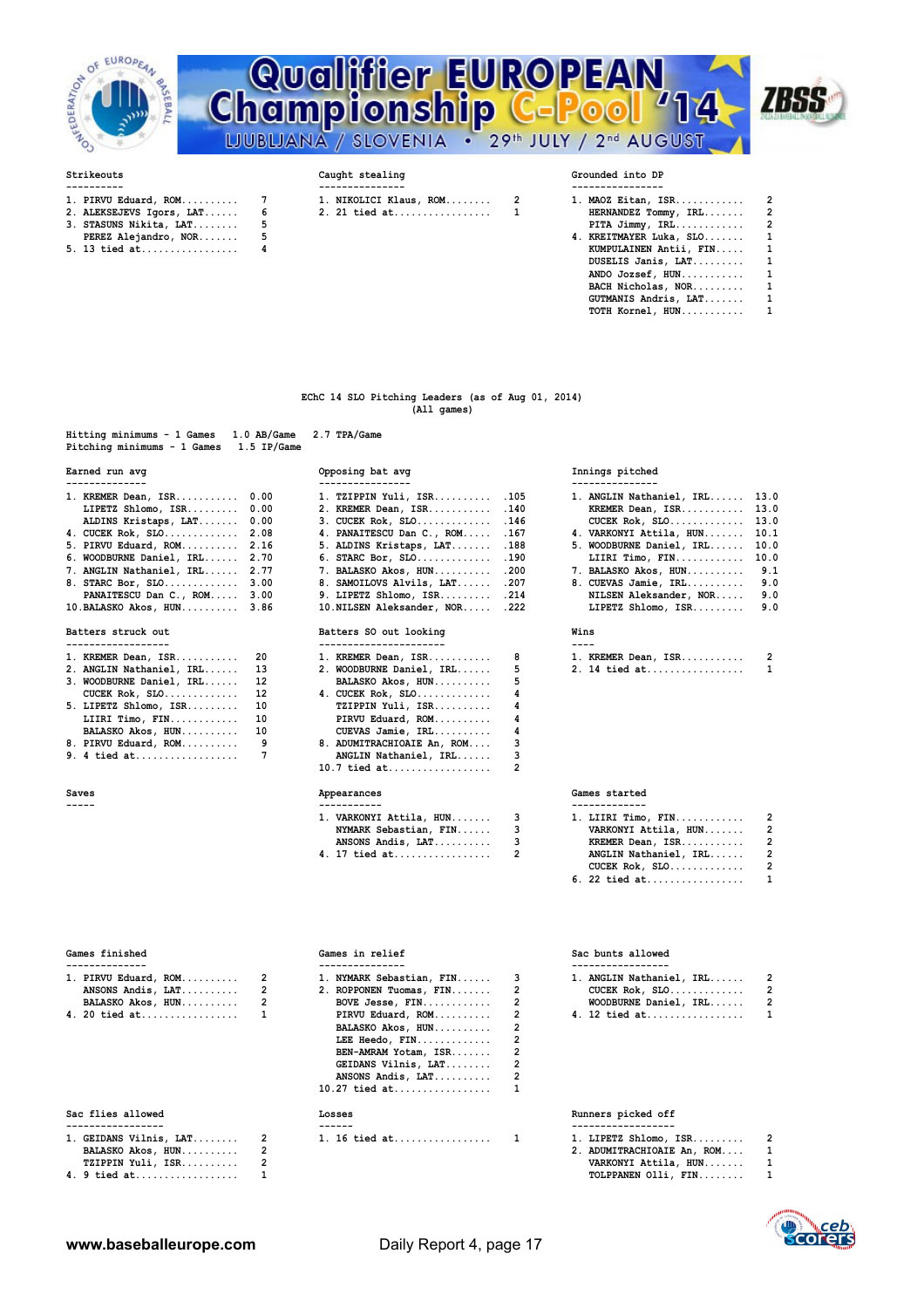# Qualifier EUROPEAN Championship C-Pool '14

LJUBLJANA / SLOVENIA • 29th JULY / 2nd AUGUST

### Strikeouts

| Rank | Player | |
|---|---|---|
| 1. | PIRVU Eduard, ROM | 7 |
| 2. | ALEKSEJEVS Igors, LAT | 6 |
| 3. | STASUNS Nikita, LAT | 5 |
| | PEREZ Alejandro, NOR | 5 |
| 5. | 13 tied at | 4 |

### Caught stealing

| Rank | Player | |
|---|---|---|
| 1. | NIKOLICI Klaus, ROM | 2 |
| 2. | 21 tied at | 1 |

### Grounded into DP

| Rank | Player | |
|---|---|---|
| 1. | MAOZ Eitan, ISR | 2 |
| | HERNANDEZ Tommy, IRL | 2 |
| | PITA Jimmy, IRL | 2 |
| 4. | KREITMAYER Luka, SLO | 1 |
| | KUMPULAINEN Antii, FIN | 1 |
| | DUSELIS Janis, LAT | 1 |
| | ANDO Jozsef, HUN | 1 |
| | BACH Nicholas, NOR | 1 |
| | GUTMANIS Andris, LAT | 1 |
| | TOTH Kornel, HUN | 1 |

## EChC 14 SLO Pitching Leaders (as of Aug 01, 2014)
(All games)

Hitting minimums - 1 Games 1.0 AB/Game 2.7 TPA/Game
Pitching minimums - 1 Games 1.5 IP/Game

### Earned run avg

| Rank | Player | |
|---|---|---|
| 1. | KREMER Dean, ISR | 0.00 |
| | LIPETZ Shlomo, ISR | 0.00 |
| | ALDINS Kristaps, LAT | 0.00 |
| 4. | CUCEK Rok, SLO | 2.08 |
| 5. | PIRVU Eduard, ROM | 2.16 |
| 6. | WOODBURNE Daniel, IRL | 2.70 |
| 7. | ANGLIN Nathaniel, IRL | 2.77 |
| 8. | STARC Bor, SLO | 3.00 |
| | PANAITESCU Dan C., ROM | 3.00 |
| 10. | BALASKO Akos, HUN | 3.86 |

### Opposing bat avg

| Rank | Player | |
|---|---|---|
| 1. | TZIPPIN Yuli, ISR | .105 |
| 2. | KREMER Dean, ISR | .140 |
| 3. | CUCEK Rok, SLO | .146 |
| 4. | PANAITESCU Dan C., ROM | .167 |
| 5. | ALDINS Kristaps, LAT | .188 |
| 6. | STARC Bor, SLO | .190 |
| 7. | BALASKO Akos, HUN | .200 |
| 8. | SAMOILOVS Alvils, LAT | .207 |
| 9. | LIPETZ Shlomo, ISR | .214 |
| 10. | NILSEN Aleksander, NOR | .222 |

### Innings pitched

| Rank | Player | |
|---|---|---|
| 1. | ANGLIN Nathaniel, IRL | 13.0 |
| | KREMER Dean, ISR | 13.0 |
| | CUCEK Rok, SLO | 13.0 |
| 4. | VARKONYI Attila, HUN | 10.1 |
| 5. | WOODBURNE Daniel, IRL | 10.0 |
| | LIIRI Timo, FIN | 10.0 |
| 7. | BALASKO Akos, HUN | 9.1 |
| 8. | CUEVAS Jamie, IRL | 9.0 |
| | NILSEN Aleksander, NOR | 9.0 |
| | LIPETZ Shlomo, ISR | 9.0 |

### Batters struck out

| Rank | Player | |
|---|---|---|
| 1. | KREMER Dean, ISR | 20 |
| 2. | ANGLIN Nathaniel, IRL | 13 |
| 3. | WOODBURNE Daniel, IRL | 12 |
| | CUCEK Rok, SLO | 12 |
| 5. | LIPETZ Shlomo, ISR | 10 |
| | LIIRI Timo, FIN | 10 |
| | BALASKO Akos, HUN | 10 |
| 8. | PIRVU Eduard, ROM | 9 |
| 9. | 4 tied at | 7 |

### Batters SO out looking

| Rank | Player | |
|---|---|---|
| 1. | KREMER Dean, ISR | 8 |
| 2. | WOODBURNE Daniel, IRL | 5 |
| | BALASKO Akos, HUN | 5 |
| 4. | CUCEK Rok, SLO | 4 |
| | TZIPPIN Yuli, ISR | 4 |
| | PIRVU Eduard, ROM | 4 |
| | CUEVAS Jamie, IRL | 4 |
| 8. | ADUMITRACHIOAIE An, ROM | 3 |
| | ANGLIN Nathaniel, IRL | 3 |
| 10. | 7 tied at | 2 |

### Wins

| Rank | Player | |
|---|---|---|
| 1. | KREMER Dean, ISR | 2 |
| 2. | 14 tied at | 1 |

### Saves

-----

### Appearances

| Rank | Player | |
|---|---|---|
| 1. | VARKONYI Attila, HUN | 3 |
| | NYMARK Sebastian, FIN | 3 |
| | ANSONS Andis, LAT | 3 |
| 4. | 17 tied at | 2 |

### Games started

| Rank | Player | |
|---|---|---|
| 1. | LIIRI Timo, FIN | 2 |
| | VARKONYI Attila, HUN | 2 |
| | KREMER Dean, ISR | 2 |
| | ANGLIN Nathaniel, IRL | 2 |
| | CUCEK Rok, SLO | 2 |
| 6. | 22 tied at | 1 |

### Games finished

| Rank | Player | |
|---|---|---|
| 1. | PIRVU Eduard, ROM | 2 |
| | ANSONS Andis, LAT | 2 |
| | BALASKO Akos, HUN | 2 |
| 4. | 20 tied at | 1 |

### Games in relief

| Rank | Player | |
|---|---|---|
| 1. | NYMARK Sebastian, FIN | 3 |
| 2. | ROPPONEN Tuomas, FIN | 2 |
| | BOVE Jesse, FIN | 2 |
| | PIRVU Eduard, ROM | 2 |
| | BALASKO Akos, HUN | 2 |
| | LEE Heedo, FIN | 2 |
| | BEN-AMRAM Yotam, ISR | 2 |
| | GEIDANS Vilnis, LAT | 2 |
| | ANSONS Andis, LAT | 2 |
| 10. | 27 tied at | 1 |

### Sac bunts allowed

| Rank | Player | |
|---|---|---|
| 1. | ANGLIN Nathaniel, IRL | 2 |
| | CUCEK Rok, SLO | 2 |
| | WOODBURNE Daniel, IRL | 2 |
| 4. | 12 tied at | 1 |

### Sac flies allowed

| Rank | Player | |
|---|---|---|
| 1. | GEIDANS Vilnis, LAT | 2 |
| | BALASKO Akos, HUN | 2 |
| | TZIPPIN Yuli, ISR | 2 |
| 4. | 9 tied at | 1 |

### Losses

| Rank | Player | |
|---|---|---|
| 1. | 16 tied at | 1 |

### Runners picked off

| Rank | Player | |
|---|---|---|
| 1. | LIPETZ Shlomo, ISR | 2 |
| 2. | ADUMITRACHIOAIE An, ROM | 1 |
| | VARKONYI Attila, HUN | 1 |
| | TOLPPANEN Olli, FIN | 1 |

www.baseballeurope.com Daily Report 4, page 17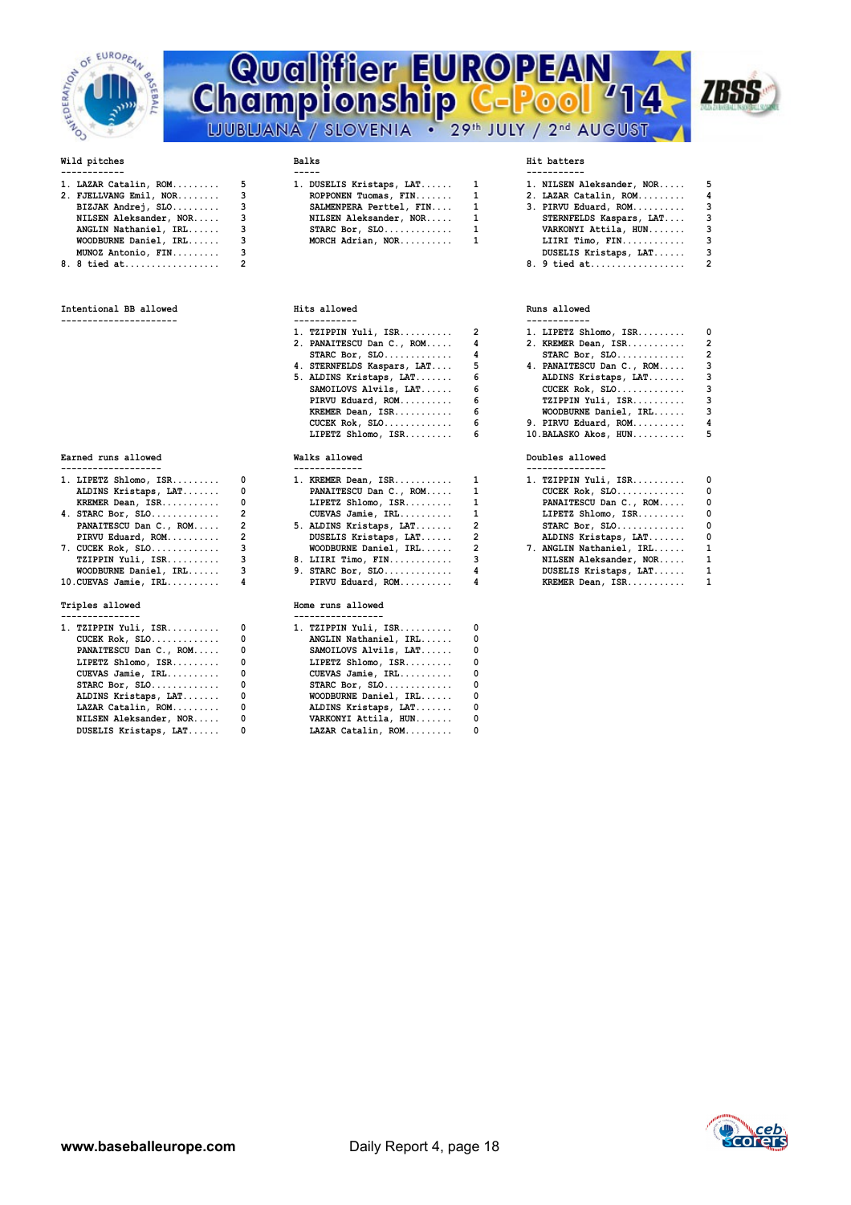# Qualifier EUROPEAN Championship C-Pool '14

LJUBLJANA / SLOVENIA • 29th JULY / 2nd AUGUST

### Wild pitches

| Rank | Player | Total |
|---|---|---|
| 1. | LAZAR Catalin, ROM | 5 |
| 2. | FJELLVANG Emil, NOR | 3 |
| | BIZJAK Andrej, SLO | 3 |
| | NILSEN Aleksander, NOR | 3 |
| | ANGLIN Nathaniel, IRL | 3 |
| | WOODBURNE Daniel, IRL | 3 |
| | MUNOZ Antonio, FIN | 3 |
| 8. | 8 tied at | 2 |

### Balks

| Rank | Player | Total |
|---|---|---|
| 1. | DUSELIS Kristaps, LAT | 1 |
| | ROPPONEN Tuomas, FIN | 1 |
| | SALMENPERA Perttel, FIN | 1 |
| | NILSEN Aleksander, NOR | 1 |
| | STARC Bor, SLO | 1 |
| | MORCH Adrian, NOR | 1 |

### Hit batters

| Rank | Player | Total |
|---|---|---|
| 1. | NILSEN Aleksander, NOR | 5 |
| 2. | LAZAR Catalin, ROM | 4 |
| 3. | PIRVU Eduard, ROM | 3 |
| | STERNFELDS Kaspars, LAT | 3 |
| | VARKONYI Attila, HUN | 3 |
| | LIIRI Timo, FIN | 3 |
| | DUSELIS Kristaps, LAT | 3 |
| 8. | 9 tied at | 2 |

### Intentional BB allowed

### Hits allowed

| Rank | Player | Total |
|---|---|---|
| 1. | TZIPPIN Yuli, ISR | 2 |
| 2. | PANAITESCU Dan C., ROM | 4 |
| | STARC Bor, SLO | 4 |
| 4. | STERNFELDS Kaspars, LAT | 5 |
| 5. | ALDINS Kristaps, LAT | 6 |
| | SAMOILOVS Alvils, LAT | 6 |
| | PIRVU Eduard, ROM | 6 |
| | KREMER Dean, ISR | 6 |
| | CUCEK Rok, SLO | 6 |
| | LIPETZ Shlomo, ISR | 6 |

### Runs allowed

| Rank | Player | Total |
|---|---|---|
| 1. | LIPETZ Shlomo, ISR | 0 |
| 2. | KREMER Dean, ISR | 2 |
| | STARC Bor, SLO | 2 |
| 4. | PANAITESCU Dan C., ROM | 3 |
| | ALDINS Kristaps, LAT | 3 |
| | CUCEK Rok, SLO | 3 |
| | TZIPPIN Yuli, ISR | 3 |
| | WOODBURNE Daniel, IRL | 3 |
| 9. | PIRVU Eduard, ROM | 4 |
| 10. | BALASKO Akos, HUN | 5 |

### Earned runs allowed

| Rank | Player | Total |
|---|---|---|
| 1. | LIPETZ Shlomo, ISR | 0 |
| | ALDINS Kristaps, LAT | 0 |
| | KREMER Dean, ISR | 0 |
| 4. | STARC Bor, SLO | 2 |
| | PANAITESCU Dan C., ROM | 2 |
| | PIRVU Eduard, ROM | 2 |
| 7. | CUCEK Rok, SLO | 3 |
| | TZIPPIN Yuli, ISR | 3 |
| | WOODBURNE Daniel, IRL | 3 |
| 10. | CUEVAS Jamie, IRL | 4 |

### Walks allowed

| Rank | Player | Total |
|---|---|---|
| 1. | KREMER Dean, ISR | 1 |
| | PANAITESCU Dan C., ROM | 1 |
| | LIPETZ Shlomo, ISR | 1 |
| | CUEVAS Jamie, IRL | 1 |
| 5. | ALDINS Kristaps, LAT | 2 |
| | DUSELIS Kristaps, LAT | 2 |
| | WOODBURNE Daniel, IRL | 2 |
| 8. | LIIRI Timo, FIN | 3 |
| 9. | STARC Bor, SLO | 4 |
| | PIRVU Eduard, ROM | 4 |

### Doubles allowed

| Rank | Player | Total |
|---|---|---|
| 1. | TZIPPIN Yuli, ISR | 0 |
| | CUCEK Rok, SLO | 0 |
| | PANAITESCU Dan C., ROM | 0 |
| | LIPETZ Shlomo, ISR | 0 |
| | STARC Bor, SLO | 0 |
| | ALDINS Kristaps, LAT | 0 |
| 7. | ANGLIN Nathaniel, IRL | 1 |
| | NILSEN Aleksander, NOR | 1 |
| | DUSELIS Kristaps, LAT | 1 |
| | KREMER Dean, ISR | 1 |

### Triples allowed

| Rank | Player | Total |
|---|---|---|
| 1. | TZIPPIN Yuli, ISR | 0 |
| | CUCEK Rok, SLO | 0 |
| | PANAITESCU Dan C., ROM | 0 |
| | LIPETZ Shlomo, ISR | 0 |
| | CUEVAS Jamie, IRL | 0 |
| | STARC Bor, SLO | 0 |
| | ALDINS Kristaps, LAT | 0 |
| | LAZAR Catalin, ROM | 0 |
| | NILSEN Aleksander, NOR | 0 |
| | DUSELIS Kristaps, LAT | 0 |

### Home runs allowed

| Rank | Player | Total |
|---|---|---|
| 1. | TZIPPIN Yuli, ISR | 0 |
| | ANGLIN Nathaniel, IRL | 0 |
| | SAMOILOVS Alvils, LAT | 0 |
| | LIPETZ Shlomo, ISR | 0 |
| | CUEVAS Jamie, IRL | 0 |
| | STARC Bor, SLO | 0 |
| | WOODBURNE Daniel, IRL | 0 |
| | ALDINS Kristaps, LAT | 0 |
| | VARKONYI Attila, HUN | 0 |
| | LAZAR Catalin, ROM | 0 |

www.baseballeurope.com Daily Report 4, page 18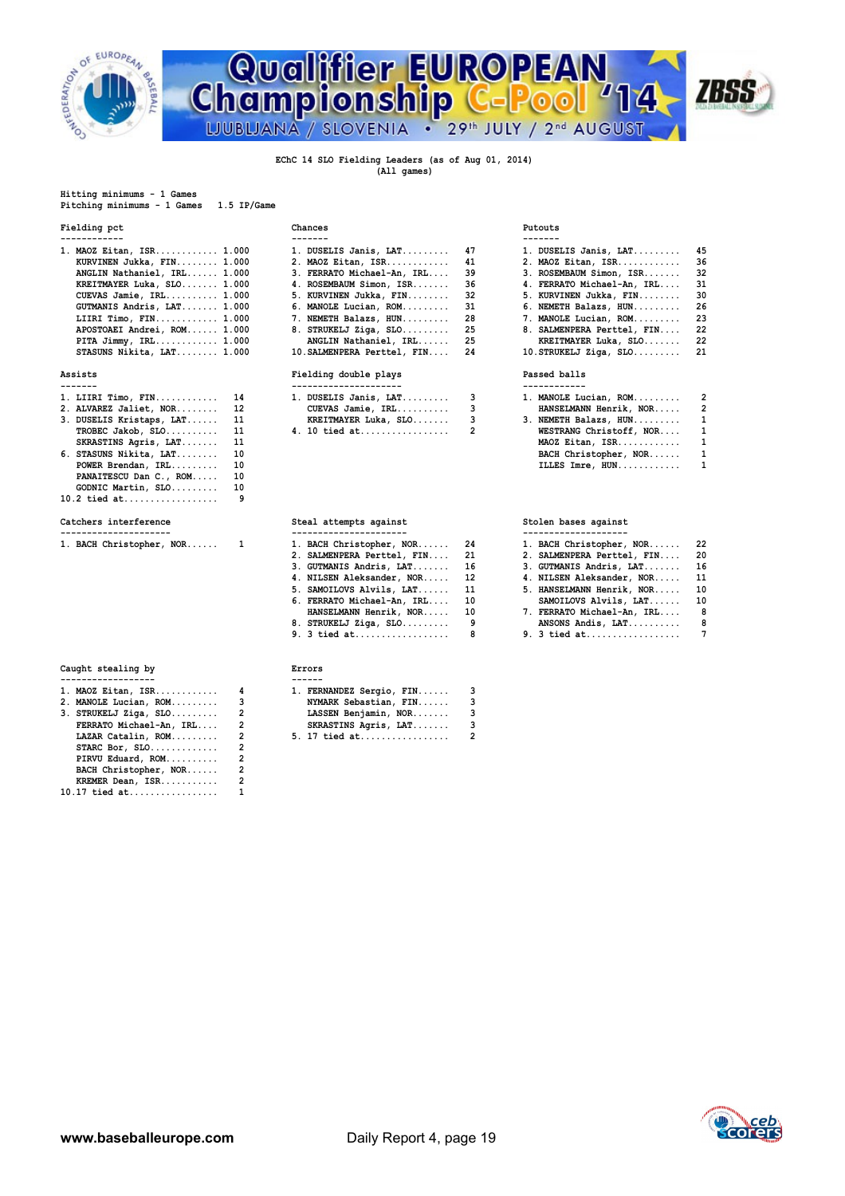# Qualifier EUROPEAN Championship C-Pool '14

LJUBLJANA / SLOVENIA • 29th JULY / 2nd AUGUST

EChC 14 SLO Fielding Leaders (as of Aug 01, 2014)
(All games)

Hitting minimums - 1 Games
Pitching minimums - 1 Games  1.5 IP/Game

### Fielding pct

| Rank | Player | Value |
|---|---|---|
| 1. | MAOZ Eitan, ISR | 1.000 |
| | KURVINEN Jukka, FIN | 1.000 |
| | ANGLIN Nathaniel, IRL | 1.000 |
| | KREITMAYER Luka, SLO | 1.000 |
| | CUEVAS Jamie, IRL | 1.000 |
| | GUTMANIS Andris, LAT | 1.000 |
| | LIIRI Timo, FIN | 1.000 |
| | APOSTOAEI Andrei, ROM | 1.000 |
| | PITA Jimmy, IRL | 1.000 |
| | STASUNS Nikita, LAT | 1.000 |

### Chances

| Rank | Player | Value |
|---|---|---|
| 1. | DUSELIS Janis, LAT | 47 |
| 2. | MAOZ Eitan, ISR | 41 |
| 3. | FERRATO Michael-An, IRL | 39 |
| 4. | ROSEMBAUM Simon, ISR | 36 |
| 5. | KURVINEN Jukka, FIN | 32 |
| 6. | MANOLE Lucian, ROM | 31 |
| 7. | NEMETH Balazs, HUN | 28 |
| 8. | STRUKELJ Ziga, SLO | 25 |
| | ANGLIN Nathaniel, IRL | 25 |
| 10. | SALMENPERA Perttel, FIN | 24 |

### Putouts

| Rank | Player | Value |
|---|---|---|
| 1. | DUSELIS Janis, LAT | 45 |
| 2. | MAOZ Eitan, ISR | 36 |
| 3. | ROSEMBAUM Simon, ISR | 32 |
| 4. | FERRATO Michael-An, IRL | 31 |
| 5. | KURVINEN Jukka, FIN | 30 |
| 6. | NEMETH Balazs, HUN | 26 |
| 7. | MANOLE Lucian, ROM | 23 |
| 8. | SALMENPERA Perttel, FIN | 22 |
| | KREITMAYER Luka, SLO | 22 |
| 10. | STRUKELJ Ziga, SLO | 21 |

### Assists

| Rank | Player | Value |
|---|---|---|
| 1. | LIIRI Timo, FIN | 14 |
| 2. | ALVAREZ Jaliet, NOR | 12 |
| 3. | DUSELIS Kristaps, LAT | 11 |
| | TROBEC Jakob, SLO | 11 |
| | SKRASTINS Agris, LAT | 11 |
| 6. | STASUNS Nikita, LAT | 10 |
| | POWER Brendan, IRL | 10 |
| | PANAITESCU Dan C., ROM | 10 |
| | GODNIC Martin, SLO | 10 |
| 10. | 2 tied at | 9 |

### Fielding double plays

| Rank | Player | Value |
|---|---|---|
| 1. | DUSELIS Janis, LAT | 3 |
| | CUEVAS Jamie, IRL | 3 |
| | KREITMAYER Luka, SLO | 3 |
| 4. | 10 tied at | 2 |

### Passed balls

| Rank | Player | Value |
|---|---|---|
| 1. | MANOLE Lucian, ROM | 2 |
| | HANSELMANN Henrik, NOR | 2 |
| 3. | NEMETH Balazs, HUN | 1 |
| | WESTRANG Christoff, NOR | 1 |
| | MAOZ Eitan, ISR | 1 |
| | BACH Christopher, NOR | 1 |
| | ILLES Imre, HUN | 1 |

### Catchers interference

| Rank | Player | Value |
|---|---|---|
| 1. | BACH Christopher, NOR | 1 |

### Steal attempts against

| Rank | Player | Value |
|---|---|---|
| 1. | BACH Christopher, NOR | 24 |
| 2. | SALMENPERA Perttel, FIN | 21 |
| 3. | GUTMANIS Andris, LAT | 16 |
| 4. | NILSEN Aleksander, NOR | 12 |
| 5. | SAMOILOVS Alvils, LAT | 11 |
| 6. | FERRATO Michael-An, IRL | 10 |
| | HANSELMANN Henrik, NOR | 10 |
| 8. | STRUKELJ Ziga, SLO | 9 |
| 9. | 3 tied at | 8 |

### Stolen bases against

| Rank | Player | Value |
|---|---|---|
| 1. | BACH Christopher, NOR | 22 |
| 2. | SALMENPERA Perttel, FIN | 20 |
| 3. | GUTMANIS Andris, LAT | 16 |
| 4. | NILSEN Aleksander, NOR | 11 |
| 5. | HANSELMANN Henrik, NOR | 10 |
| | SAMOILOVS Alvils, LAT | 10 |
| 7. | FERRATO Michael-An, IRL | 8 |
| | ANSONS Andis, LAT | 8 |
| 9. | 3 tied at | 7 |

### Caught stealing by

| Rank | Player | Value |
|---|---|---|
| 1. | MAOZ Eitan, ISR | 4 |
| 2. | MANOLE Lucian, ROM | 3 |
| 3. | STRUKELJ Ziga, SLO | 2 |
| | FERRATO Michael-An, IRL | 2 |
| | LAZAR Catalin, ROM | 2 |
| | STARC Bor, SLO | 2 |
| | PIRVU Eduard, ROM | 2 |
| | BACH Christopher, NOR | 2 |
| | KREMER Dean, ISR | 2 |
| 10. | 17 tied at | 1 |

### Errors

| Rank | Player | Value |
|---|---|---|
| 1. | FERNANDEZ Sergio, FIN | 3 |
| | NYMARK Sebastian, FIN | 3 |
| | LASSEN Benjamin, NOR | 3 |
| | SKRASTINS Agris, LAT | 3 |
| 5. | 17 tied at | 2 |

**www.baseballeurope.com** Daily Report 4, page 19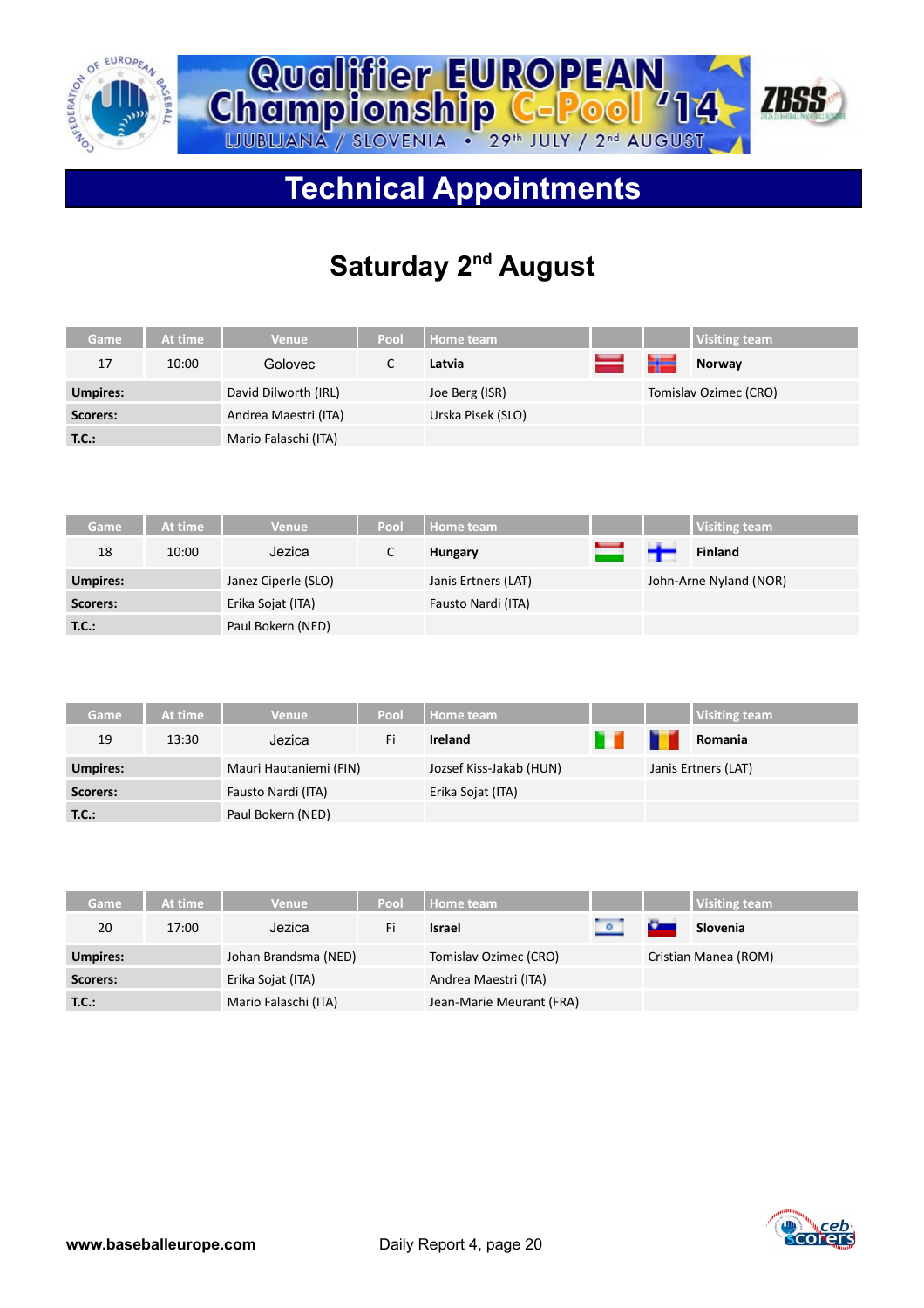# Qualifier EUROPEAN Championship C-Pool '14

LJUBLJANA / SLOVENIA • 29th JULY / 2nd AUGUST

## Technical Appointments

### Saturday 2nd August

| Game | At time | Venue | Pool | Home team | | | Visiting team |
|---|---|---|---|---|---|---|---|
| 17 | 10:00 | Golovec | C | **Latvia** | | | **Norway** |
| **Umpires:** | | David Dilworth (IRL) | | Joe Berg (ISR) | | Tomislav Ozimec (CRO) | |
| **Scorers:** | | Andrea Maestri (ITA) | | Urska Pisek (SLO) | | | |
| **T.C.:** | | Mario Falaschi (ITA) | | | | | |

| Game | At time | Venue | Pool | Home team | | | Visiting team |
|---|---|---|---|---|---|---|---|
| 18 | 10:00 | Jezica | C | **Hungary** | | | **Finland** |
| **Umpires:** | | Janez Ciperle (SLO) | | Janis Ertners (LAT) | | John-Arne Nyland (NOR) | |
| **Scorers:** | | Erika Sojat (ITA) | | Fausto Nardi (ITA) | | | |
| **T.C.:** | | Paul Bokern (NED) | | | | | |

| Game | At time | Venue | Pool | Home team | | | Visiting team |
|---|---|---|---|---|---|---|---|
| 19 | 13:30 | Jezica | Fi | **Ireland** | | | **Romania** |
| **Umpires:** | | Mauri Hautaniemi (FIN) | | Jozsef Kiss-Jakab (HUN) | | Janis Ertners (LAT) | |
| **Scorers:** | | Fausto Nardi (ITA) | | Erika Sojat (ITA) | | | |
| **T.C.:** | | Paul Bokern (NED) | | | | | |

| Game | At time | Venue | Pool | Home team | | | Visiting team |
|---|---|---|---|---|---|---|---|
| 20 | 17:00 | Jezica | Fi | **Israel** | | | **Slovenia** |
| **Umpires:** | | Johan Brandsma (NED) | | Tomislav Ozimec (CRO) | | Cristian Manea (ROM) | |
| **Scorers:** | | Erika Sojat (ITA) | | Andrea Maestri (ITA) | | | |
| **T.C.:** | | Mario Falaschi (ITA) | | Jean-Marie Meurant (FRA) | | | |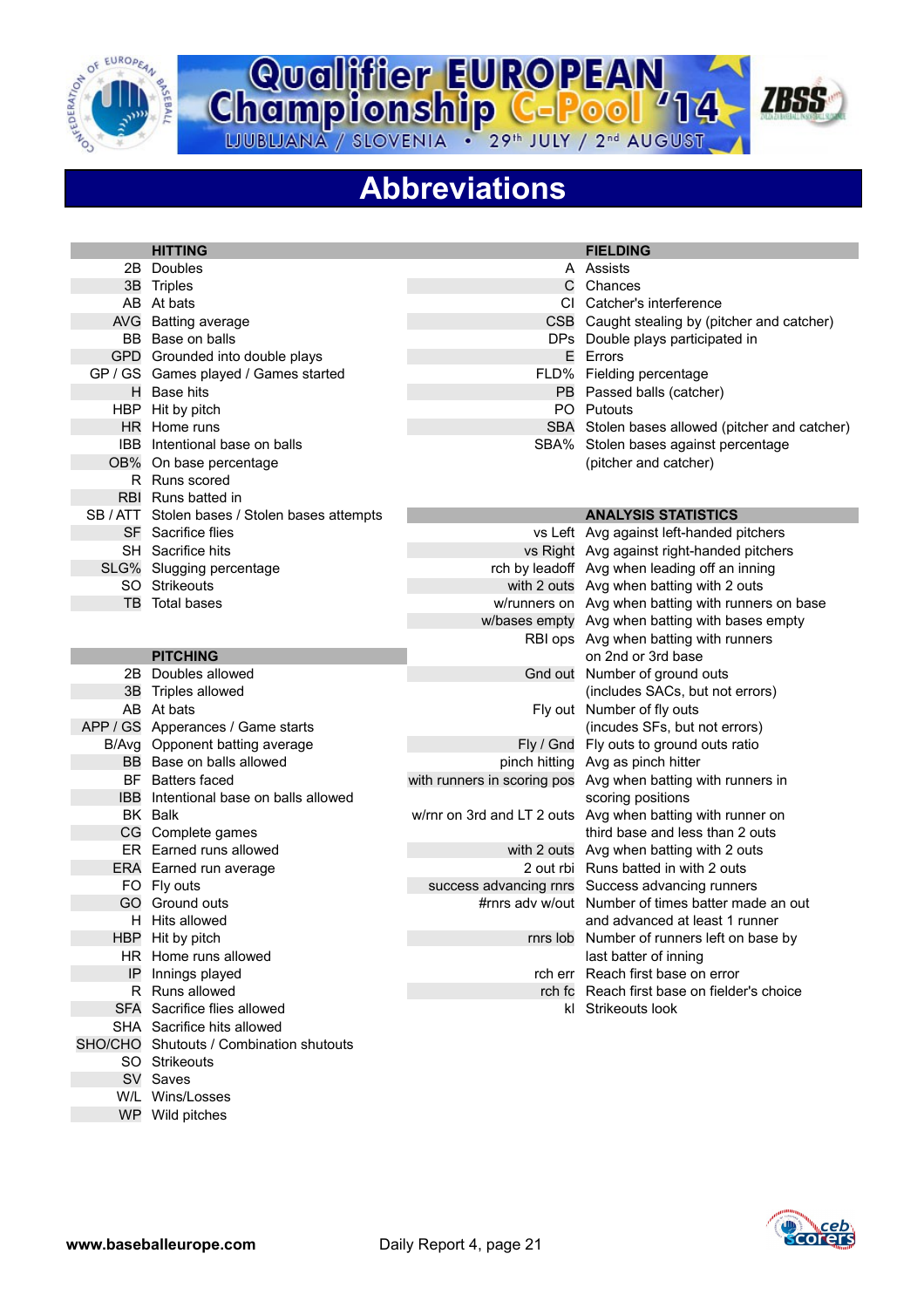# Abbreviations

| HITTING | |
|---|---|
| 2B | Doubles |
| 3B | Triples |
| AB | At bats |
| AVG | Batting average |
| BB | Base on balls |
| GPD | Grounded into double plays |
| GP / GS | Games played / Games started |
| H | Base hits |
| HBP | Hit by pitch |
| HR | Home runs |
| IBB | Intentional base on balls |
| OB% | On base percentage |
| R | Runs scored |
| RBI | Runs batted in |
| SB / ATT | Stolen bases / Stolen bases attempts |
| SF | Sacrifice flies |
| SH | Sacrifice hits |
| SLG% | Slugging percentage |
| SO | Strikeouts |
| TB | Total bases |

| PITCHING | |
|---|---|
| 2B | Doubles allowed |
| 3B | Triples allowed |
| AB | At bats |
| APP / GS | Apperances / Game starts |
| B/Avg | Opponent batting average |
| BB | Base on balls allowed |
| BF | Batters faced |
| IBB | Intentional base on balls allowed |
| BK | Balk |
| CG | Complete games |
| ER | Earned runs allowed |
| ERA | Earned run average |
| FO | Fly outs |
| GO | Ground outs |
| H | Hits allowed |
| HBP | Hit by pitch |
| HR | Home runs allowed |
| IP | Innings played |
| R | Runs allowed |
| SFA | Sacrifice flies allowed |
| SHA | Sacrifice hits allowed |
| SHO/CHO | Shutouts / Combination shutouts |
| SO | Strikeouts |
| SV | Saves |
| W/L | Wins/Losses |
| WP | Wild pitches |

| FIELDING | |
|---|---|
| A | Assists |
| C | Chances |
| CI | Catcher's interference |
| CSB | Caught stealing by (pitcher and catcher) |
| DPs | Double plays participated in |
| E | Errors |
| FLD% | Fielding percentage |
| PB | Passed balls (catcher) |
| PO | Putouts |
| SBA | Stolen bases allowed (pitcher and catcher) |
| SBA% | Stolen bases against percentage (pitcher and catcher) |

| ANALYSIS STATISTICS | |
|---|---|
| vs Left | Avg against left-handed pitchers |
| vs Right | Avg against right-handed pitchers |
| rch by leadoff | Avg when leading off an inning |
| with 2 outs | Avg when batting with 2 outs |
| w/runners on | Avg when batting with runners on base |
| w/bases empty | Avg when batting with bases empty |
| RBI ops | Avg when batting with runners on 2nd or 3rd base |
| Gnd out | Number of ground outs (includes SACs, but not errors) |
| Fly out | Number of fly outs (incudes SFs, but not errors) |
| Fly / Gnd | Fly outs to ground outs ratio |
| pinch hitting | Avg as pinch hitter |
| with runners in scoring pos | Avg when batting with runners in scoring positions |
| w/rnr on 3rd and LT 2 outs | Avg when batting with runner on third base and less than 2 outs |
| with 2 outs | Avg when batting with 2 outs |
| 2 out rbi | Runs batted in with 2 outs |
| success advancing rnrs | Success advancing runners |
| #rnrs adv w/out | Number of times batter made an out and advanced at least 1 runner |
| rnrs lob | Number of runners left on base by last batter of inning |
| rch err | Reach first base on error |
| rch fc | Reach first base on fielder's choice |
| kl | Strikeouts look |

www.baseballeurope.com Daily Report 4, page 21